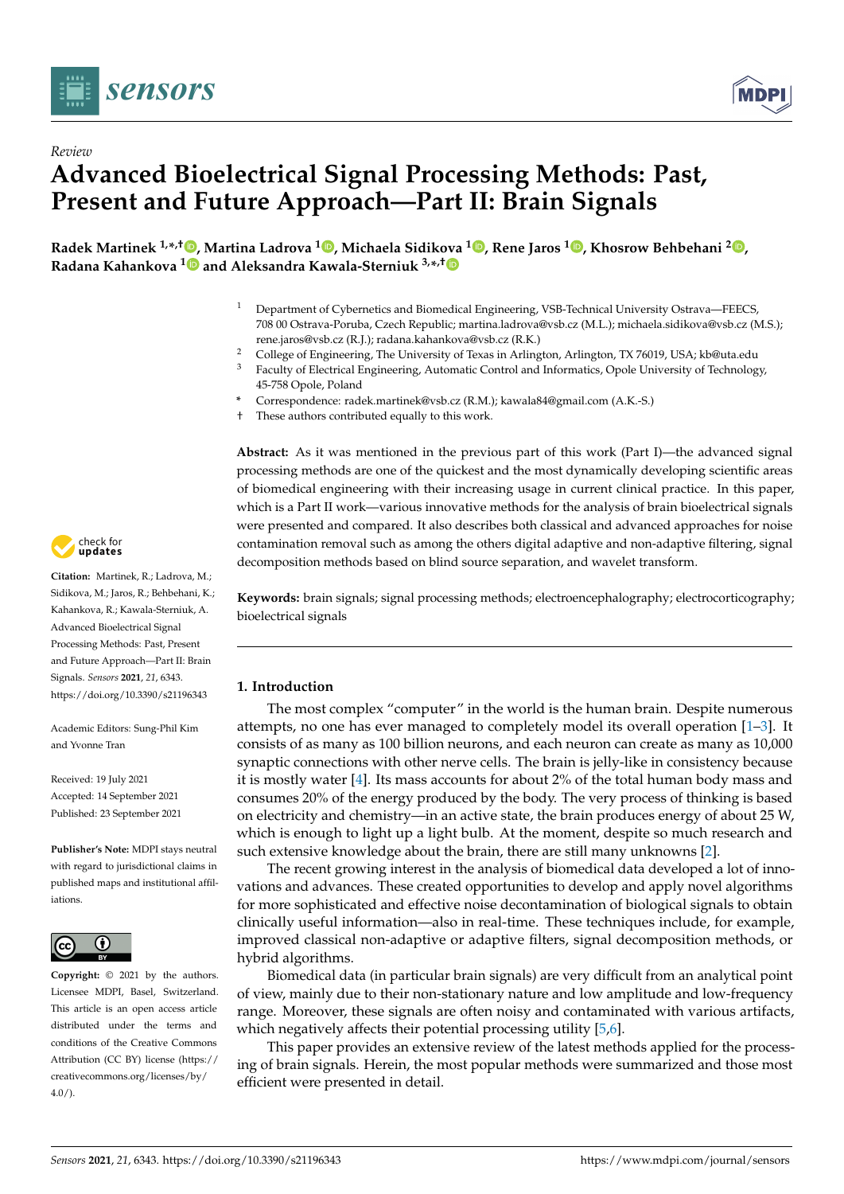*Review*

# Advanced Bioelectrical Signal Processing Methods: Past, Present and Future Approach—Part II: Brain Signals

**Radek Martinek [1,*,†], Martina Ladrova [1], Michaela Sidikova [1], Rene Jaros [1], Khosrow Behbehani [2], Radana Kahankova [1] and Aleksandra Kawala-Sterniuk [3,*,†]**

[1] Department of Cybernetics and Biomedical Engineering, VSB-Technical University Ostrava—FEECS, 708 00 Ostrava-Poruba, Czech Republic; martina.ladrova@vsb.cz (M.L.); michaela.sidikova@vsb.cz (M.S.); rene.jaros@vsb.cz (R.J.); radana.kahankova@vsb.cz (R.K.)

[2] College of Engineering, The University of Texas in Arlington, Arlington, TX 76019, USA; kb@uta.edu

[3] Faculty of Electrical Engineering, Automatic Control and Informatics, Opole University of Technology, 45-758 Opole, Poland

* Correspondence: radek.martinek@vsb.cz (R.M.); kawala84@gmail.com (A.K.-S.)

† These authors contributed equally to this work.

**Abstract:** As it was mentioned in the previous part of this work (Part I)—the advanced signal processing methods are one of the quickest and the most dynamically developing scientific areas of biomedical engineering with their increasing usage in current clinical practice. In this paper, which is a Part II work—various innovative methods for the analysis of brain bioelectrical signals were presented and compared. It also describes both classical and advanced approaches for noise contamination removal such as among the others digital adaptive and non-adaptive filtering, signal decomposition methods based on blind source separation, and wavelet transform.

**Keywords:** brain signals; signal processing methods; electroencephalography; electrocorticography; bioelectrical signals

**Citation:** Martinek, R.; Ladrova, M.; Sidikova, M.; Jaros, R.; Behbehani, K.; Kahankova, R.; Kawala-Sterniuk, A. Advanced Bioelectrical Signal Processing Methods: Past, Present and Future Approach—Part II: Brain Signals. *Sensors* **2021**, *21*, 6343. https://doi.org/10.3390/s21196343

Academic Editors: Sung-Phil Kim and Yvonne Tran

Received: 19 July 2021
Accepted: 14 September 2021
Published: 23 September 2021

**Publisher's Note:** MDPI stays neutral with regard to jurisdictional claims in published maps and institutional affiliations.

**Copyright:** © 2021 by the authors. Licensee MDPI, Basel, Switzerland. This article is an open access article distributed under the terms and conditions of the Creative Commons Attribution (CC BY) license (https://creativecommons.org/licenses/by/4.0/).

## 1. Introduction

The most complex "computer" in the world is the human brain. Despite numerous attempts, no one has ever managed to completely model its overall operation [1–3]. It consists of as many as 100 billion neurons, and each neuron can create as many as 10,000 synaptic connections with other nerve cells. The brain is jelly-like in consistency because it is mostly water [4]. Its mass accounts for about 2% of the total human body mass and consumes 20% of the energy produced by the body. The very process of thinking is based on electricity and chemistry—in an active state, the brain produces energy of about 25 W, which is enough to light up a light bulb. At the moment, despite so much research and such extensive knowledge about the brain, there are still many unknowns [2].

The recent growing interest in the analysis of biomedical data developed a lot of innovations and advances. These created opportunities to develop and apply novel algorithms for more sophisticated and effective noise decontamination of biological signals to obtain clinically useful information—also in real-time. These techniques include, for example, improved classical non-adaptive or adaptive filters, signal decomposition methods, or hybrid algorithms.

Biomedical data (in particular brain signals) are very difficult from an analytical point of view, mainly due to their non-stationary nature and low amplitude and low-frequency range. Moreover, these signals are often noisy and contaminated with various artifacts, which negatively affects their potential processing utility [5,6].

This paper provides an extensive review of the latest methods applied for the processing of brain signals. Herein, the most popular methods were summarized and those most efficient were presented in detail.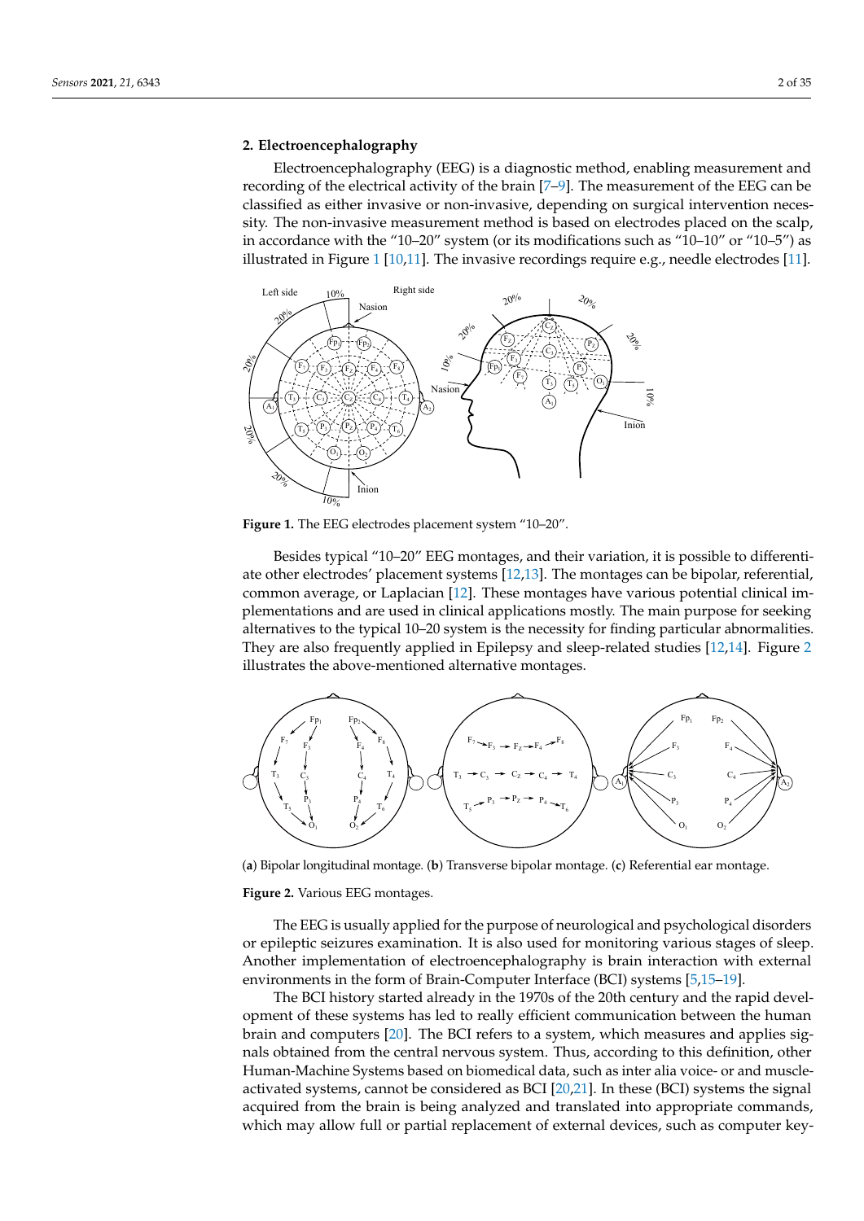## 2. Electroencephalography

Electroencephalography (EEG) is a diagnostic method, enabling measurement and recording of the electrical activity of the brain [7–9]. The measurement of the EEG can be classified as either invasive or non-invasive, depending on surgical intervention necessity. The non-invasive measurement method is based on electrodes placed on the scalp, in accordance with the "10–20" system (or its modifications such as "10–10" or "10–5") as illustrated in Figure 1 [10,11]. The invasive recordings require e.g., needle electrodes [11].

**Figure 1.** The EEG electrodes placement system "10–20".

Besides typical "10–20" EEG montages, and their variation, it is possible to differentiate other electrodes' placement systems [12,13]. The montages can be bipolar, referential, common average, or Laplacian [12]. These montages have various potential clinical implementations and are used in clinical applications mostly. The main purpose for seeking alternatives to the typical 10–20 system is the necessity for finding particular abnormalities. They are also frequently applied in Epilepsy and sleep-related studies [12,14]. Figure 2 illustrates the above-mentioned alternative montages.

(**a**) Bipolar longitudinal montage. (**b**) Transverse bipolar montage. (**c**) Referential ear montage.

**Figure 2.** Various EEG montages.

The EEG is usually applied for the purpose of neurological and psychological disorders or epileptic seizures examination. It is also used for monitoring various stages of sleep. Another implementation of electroencephalography is brain interaction with external environments in the form of Brain-Computer Interface (BCI) systems [5,15–19].

The BCI history started already in the 1970s of the 20th century and the rapid development of these systems has led to really efficient communication between the human brain and computers [20]. The BCI refers to a system, which measures and applies signals obtained from the central nervous system. Thus, according to this definition, other Human-Machine Systems based on biomedical data, such as inter alia voice- or and muscle-activated systems, cannot be considered as BCI [20,21]. In these (BCI) systems the signal acquired from the brain is being analyzed and translated into appropriate commands, which may allow full or partial replacement of external devices, such as computer key-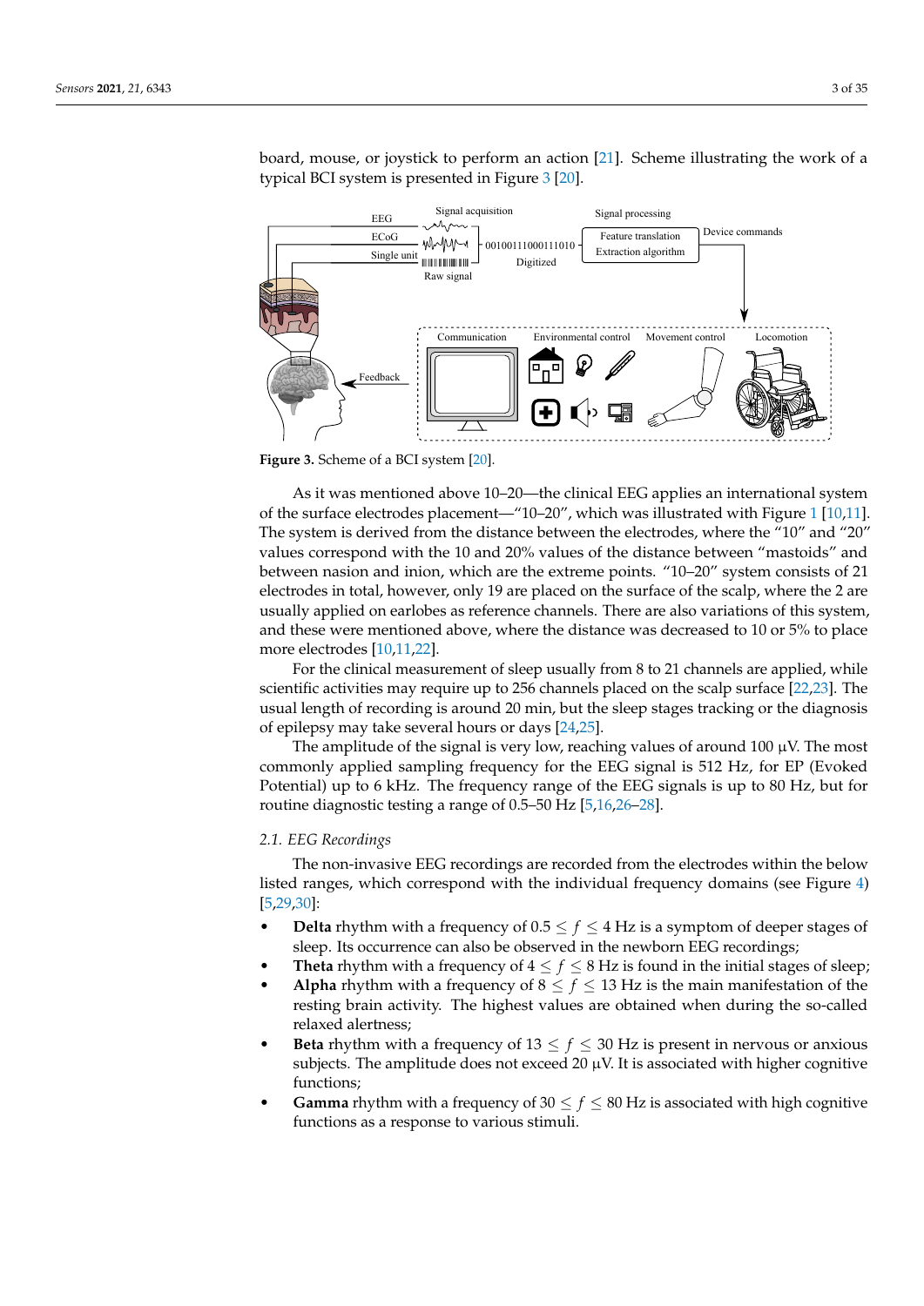board, mouse, or joystick to perform an action [21]. Scheme illustrating the work of a typical BCI system is presented in Figure 3 [20].

**Figure 3.** Scheme of a BCI system [20].

As it was mentioned above 10–20—the clinical EEG applies an international system of the surface electrodes placement—"10–20", which was illustrated with Figure 1 [10,11]. The system is derived from the distance between the electrodes, where the "10" and "20" values correspond with the 10 and 20% values of the distance between "mastoids" and between nasion and inion, which are the extreme points. "10–20" system consists of 21 electrodes in total, however, only 19 are placed on the surface of the scalp, where the 2 are usually applied on earlobes as reference channels. There are also variations of this system, and these were mentioned above, where the distance was decreased to 10 or 5% to place more electrodes [10,11,22].

For the clinical measurement of sleep usually from 8 to 21 channels are applied, while scientific activities may require up to 256 channels placed on the scalp surface [22,23]. The usual length of recording is around 20 min, but the sleep stages tracking or the diagnosis of epilepsy may take several hours or days [24,25].

The amplitude of the signal is very low, reaching values of around 100 µV. The most commonly applied sampling frequency for the EEG signal is 512 Hz, for EP (Evoked Potential) up to 6 kHz. The frequency range of the EEG signals is up to 80 Hz, but for routine diagnostic testing a range of 0.5–50 Hz [5,16,26–28].

### 2.1. EEG Recordings

The non-invasive EEG recordings are recorded from the electrodes within the below listed ranges, which correspond with the individual frequency domains (see Figure 4) [5,29,30]:

- **Delta** rhythm with a frequency of $0.5 \leq f \leq 4$ Hz is a symptom of deeper stages of sleep. Its occurrence can also be observed in the newborn EEG recordings;
- **Theta** rhythm with a frequency of $4 \leq f \leq 8$ Hz is found in the initial stages of sleep;
- **Alpha** rhythm with a frequency of $8 \leq f \leq 13$ Hz is the main manifestation of the resting brain activity. The highest values are obtained when during the so-called relaxed alertness;
- **Beta** rhythm with a frequency of $13 \leq f \leq 30$ Hz is present in nervous or anxious subjects. The amplitude does not exceed 20 µV. It is associated with higher cognitive functions;
- **Gamma** rhythm with a frequency of $30 \leq f \leq 80$ Hz is associated with high cognitive functions as a response to various stimuli.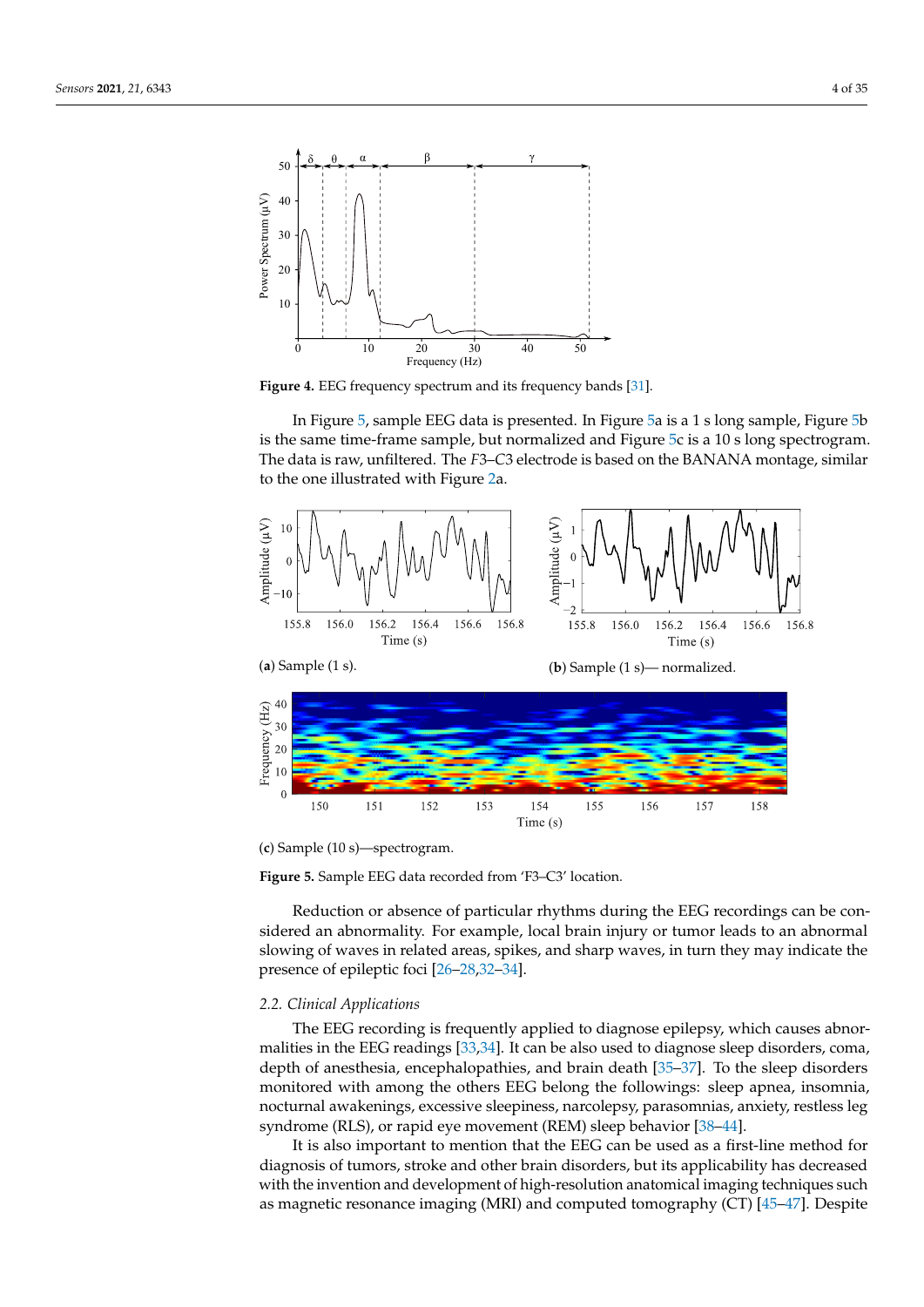**Figure 4.** EEG frequency spectrum and its frequency bands [31].

In Figure 5, sample EEG data is presented. In Figure 5a is a 1 s long sample, Figure 5b is the same time-frame sample, but normalized and Figure 5c is a 10 s long spectrogram. The data is raw, unfiltered. The *F*3–*C*3 electrode is based on the BANANA montage, similar to the one illustrated with Figure 2a.

(**a**) Sample (1 s).

(**b**) Sample (1 s)— normalized.

(**c**) Sample (10 s)—spectrogram.

**Figure 5.** Sample EEG data recorded from 'F3–C3' location.

Reduction or absence of particular rhythms during the EEG recordings can be considered an abnormality. For example, local brain injury or tumor leads to an abnormal slowing of waves in related areas, spikes, and sharp waves, in turn they may indicate the presence of epileptic foci [26–28,32–34].

### 2.2. Clinical Applications

The EEG recording is frequently applied to diagnose epilepsy, which causes abnormalities in the EEG readings [33,34]. It can be also used to diagnose sleep disorders, coma, depth of anesthesia, encephalopathies, and brain death [35–37]. To the sleep disorders monitored with among the others EEG belong the followings: sleep apnea, insomnia, nocturnal awakenings, excessive sleepiness, narcolepsy, parasomnias, anxiety, restless leg syndrome (RLS), or rapid eye movement (REM) sleep behavior [38–44].

It is also important to mention that the EEG can be used as a first-line method for diagnosis of tumors, stroke and other brain disorders, but its applicability has decreased with the invention and development of high-resolution anatomical imaging techniques such as magnetic resonance imaging (MRI) and computed tomography (CT) [45–47]. Despite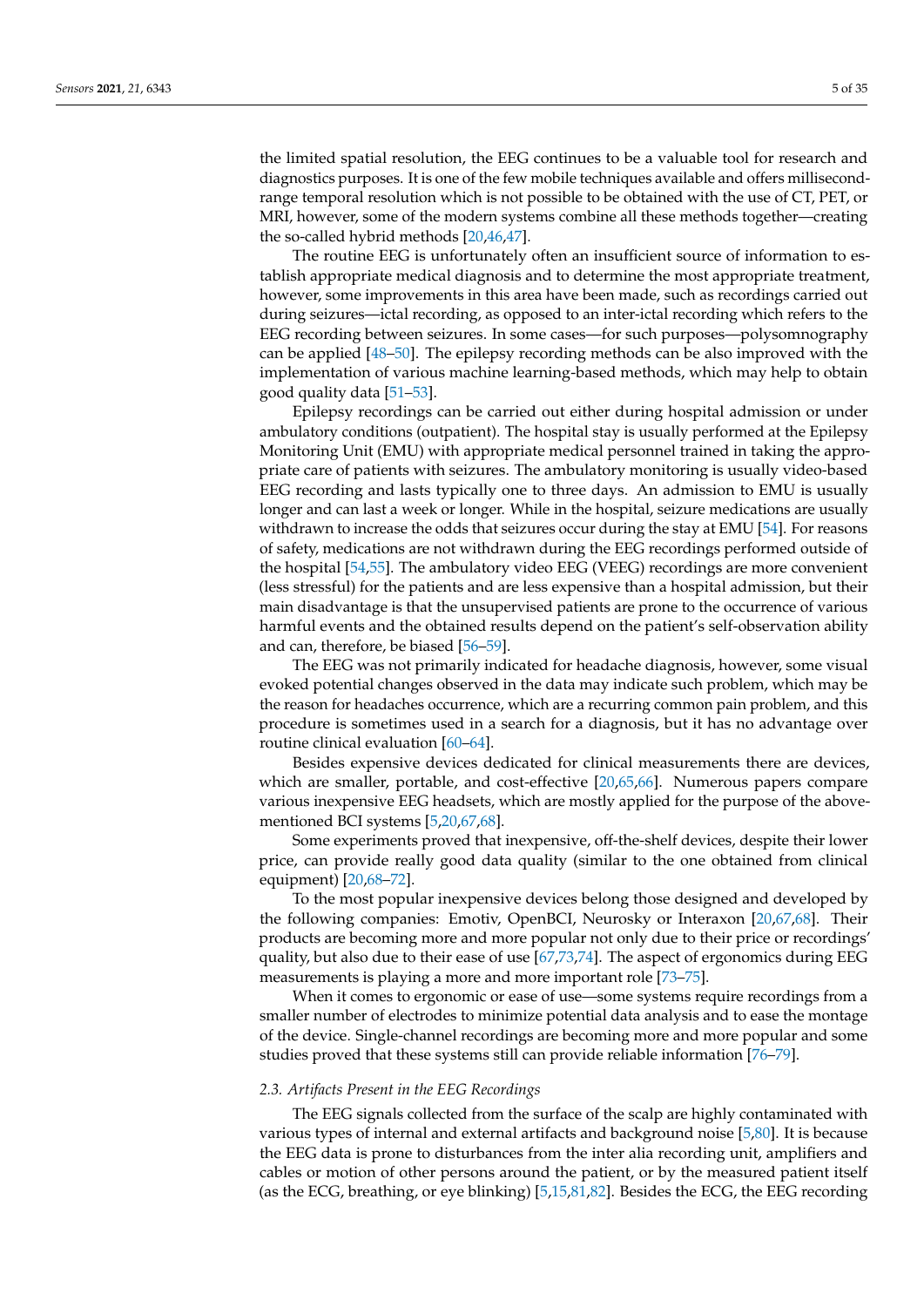the limited spatial resolution, the EEG continues to be a valuable tool for research and diagnostics purposes. It is one of the few mobile techniques available and offers millisecond-range temporal resolution which is not possible to be obtained with the use of CT, PET, or MRI, however, some of the modern systems combine all these methods together—creating the so-called hybrid methods [20,46,47].

The routine EEG is unfortunately often an insufficient source of information to establish appropriate medical diagnosis and to determine the most appropriate treatment, however, some improvements in this area have been made, such as recordings carried out during seizures—ictal recording, as opposed to an inter-ictal recording which refers to the EEG recording between seizures. In some cases—for such purposes—polysomnography can be applied [48–50]. The epilepsy recording methods can be also improved with the implementation of various machine learning-based methods, which may help to obtain good quality data [51–53].

Epilepsy recordings can be carried out either during hospital admission or under ambulatory conditions (outpatient). The hospital stay is usually performed at the Epilepsy Monitoring Unit (EMU) with appropriate medical personnel trained in taking the appropriate care of patients with seizures. The ambulatory monitoring is usually video-based EEG recording and lasts typically one to three days. An admission to EMU is usually longer and can last a week or longer. While in the hospital, seizure medications are usually withdrawn to increase the odds that seizures occur during the stay at EMU [54]. For reasons of safety, medications are not withdrawn during the EEG recordings performed outside of the hospital [54,55]. The ambulatory video EEG (VEEG) recordings are more convenient (less stressful) for the patients and are less expensive than a hospital admission, but their main disadvantage is that the unsupervised patients are prone to the occurrence of various harmful events and the obtained results depend on the patient's self-observation ability and can, therefore, be biased [56–59].

The EEG was not primarily indicated for headache diagnosis, however, some visual evoked potential changes observed in the data may indicate such problem, which may be the reason for headaches occurrence, which are a recurring common pain problem, and this procedure is sometimes used in a search for a diagnosis, but it has no advantage over routine clinical evaluation [60–64].

Besides expensive devices dedicated for clinical measurements there are devices, which are smaller, portable, and cost-effective [20,65,66]. Numerous papers compare various inexpensive EEG headsets, which are mostly applied for the purpose of the above-mentioned BCI systems [5,20,67,68].

Some experiments proved that inexpensive, off-the-shelf devices, despite their lower price, can provide really good data quality (similar to the one obtained from clinical equipment) [20,68–72].

To the most popular inexpensive devices belong those designed and developed by the following companies: Emotiv, OpenBCI, Neurosky or Interaxon [20,67,68]. Their products are becoming more and more popular not only due to their price or recordings' quality, but also due to their ease of use [67,73,74]. The aspect of ergonomics during EEG measurements is playing a more and more important role [73–75].

When it comes to ergonomic or ease of use—some systems require recordings from a smaller number of electrodes to minimize potential data analysis and to ease the montage of the device. Single-channel recordings are becoming more and more popular and some studies proved that these systems still can provide reliable information [76–79].

### 2.3. Artifacts Present in the EEG Recordings

The EEG signals collected from the surface of the scalp are highly contaminated with various types of internal and external artifacts and background noise [5,80]. It is because the EEG data is prone to disturbances from the inter alia recording unit, amplifiers and cables or motion of other persons around the patient, or by the measured patient itself (as the ECG, breathing, or eye blinking) [5,15,81,82]. Besides the ECG, the EEG recording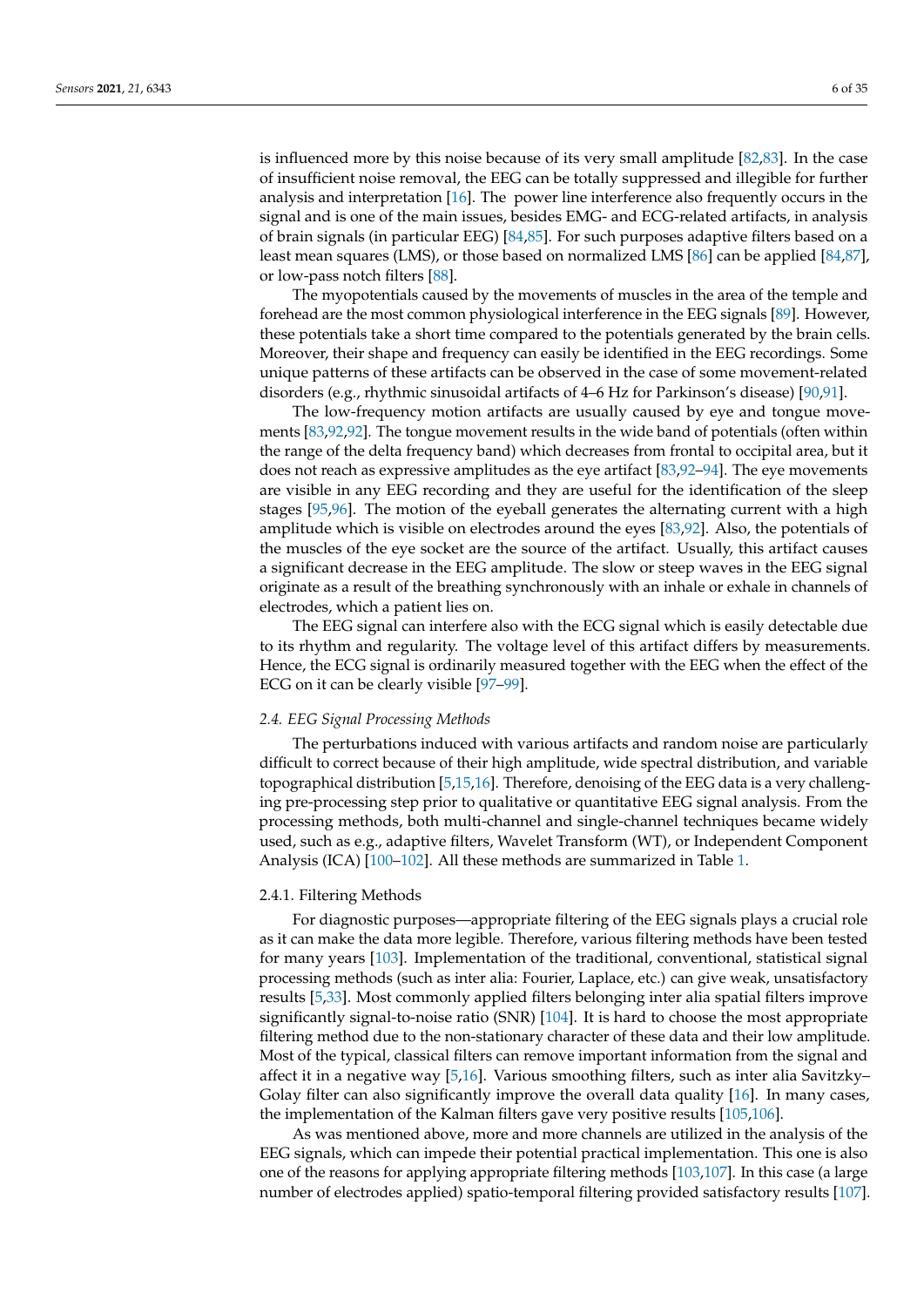is influenced more by this noise because of its very small amplitude [82,83]. In the case of insufficient noise removal, the EEG can be totally suppressed and illegible for further analysis and interpretation [16]. The power line interference also frequently occurs in the signal and is one of the main issues, besides EMG- and ECG-related artifacts, in analysis of brain signals (in particular EEG) [84,85]. For such purposes adaptive filters based on a least mean squares (LMS), or those based on normalized LMS [86] can be applied [84,87], or low-pass notch filters [88].

The myopotentials caused by the movements of muscles in the area of the temple and forehead are the most common physiological interference in the EEG signals [89]. However, these potentials take a short time compared to the potentials generated by the brain cells. Moreover, their shape and frequency can easily be identified in the EEG recordings. Some unique patterns of these artifacts can be observed in the case of some movement-related disorders (e.g., rhythmic sinusoidal artifacts of 4–6 Hz for Parkinson's disease) [90,91].

The low-frequency motion artifacts are usually caused by eye and tongue movements [83,92,92]. The tongue movement results in the wide band of potentials (often within the range of the delta frequency band) which decreases from frontal to occipital area, but it does not reach as expressive amplitudes as the eye artifact [83,92–94]. The eye movements are visible in any EEG recording and they are useful for the identification of the sleep stages [95,96]. The motion of the eyeball generates the alternating current with a high amplitude which is visible on electrodes around the eyes [83,92]. Also, the potentials of the muscles of the eye socket are the source of the artifact. Usually, this artifact causes a significant decrease in the EEG amplitude. The slow or steep waves in the EEG signal originate as a result of the breathing synchronously with an inhale or exhale in channels of electrodes, which a patient lies on.

The EEG signal can interfere also with the ECG signal which is easily detectable due to its rhythm and regularity. The voltage level of this artifact differs by measurements. Hence, the ECG signal is ordinarily measured together with the EEG when the effect of the ECG on it can be clearly visible [97–99].

### 2.4. EEG Signal Processing Methods

The perturbations induced with various artifacts and random noise are particularly difficult to correct because of their high amplitude, wide spectral distribution, and variable topographical distribution [5,15,16]. Therefore, denoising of the EEG data is a very challenging pre-processing step prior to qualitative or quantitative EEG signal analysis. From the processing methods, both multi-channel and single-channel techniques became widely used, such as e.g., adaptive filters, Wavelet Transform (WT), or Independent Component Analysis (ICA) [100–102]. All these methods are summarized in Table 1.

#### 2.4.1. Filtering Methods

For diagnostic purposes—appropriate filtering of the EEG signals plays a crucial role as it can make the data more legible. Therefore, various filtering methods have been tested for many years [103]. Implementation of the traditional, conventional, statistical signal processing methods (such as inter alia: Fourier, Laplace, etc.) can give weak, unsatisfactory results [5,33]. Most commonly applied filters belonging inter alia spatial filters improve significantly signal-to-noise ratio (SNR) [104]. It is hard to choose the most appropriate filtering method due to the non-stationary character of these data and their low amplitude. Most of the typical, classical filters can remove important information from the signal and affect it in a negative way [5,16]. Various smoothing filters, such as inter alia Savitzky–Golay filter can also significantly improve the overall data quality [16]. In many cases, the implementation of the Kalman filters gave very positive results [105,106].

As was mentioned above, more and more channels are utilized in the analysis of the EEG signals, which can impede their potential practical implementation. This one is also one of the reasons for applying appropriate filtering methods [103,107]. In this case (a large number of electrodes applied) spatio-temporal filtering provided satisfactory results [107].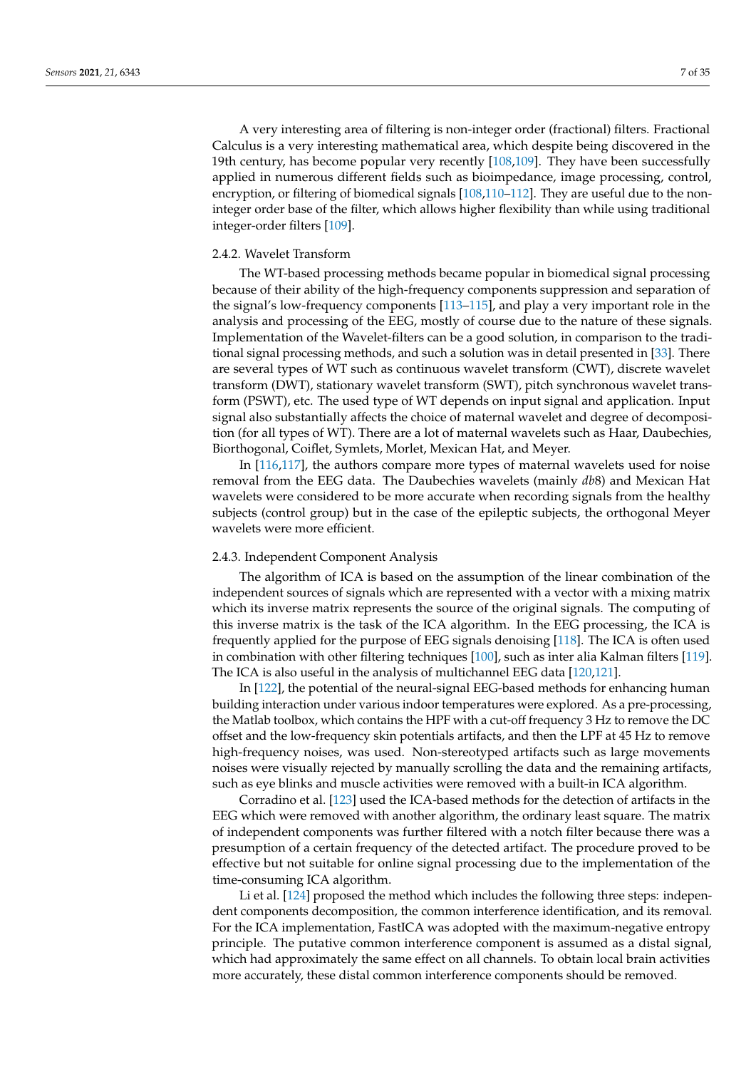A very interesting area of filtering is non-integer order (fractional) filters. Fractional Calculus is a very interesting mathematical area, which despite being discovered in the 19th century, has become popular very recently [108,109]. They have been successfully applied in numerous different fields such as bioimpedance, image processing, control, encryption, or filtering of biomedical signals [108,110–112]. They are useful due to the non-integer order base of the filter, which allows higher flexibility than while using traditional integer-order filters [109].

#### 2.4.2. Wavelet Transform

The WT-based processing methods became popular in biomedical signal processing because of their ability of the high-frequency components suppression and separation of the signal's low-frequency components [113–115], and play a very important role in the analysis and processing of the EEG, mostly of course due to the nature of these signals. Implementation of the Wavelet-filters can be a good solution, in comparison to the traditional signal processing methods, and such a solution was in detail presented in [33]. There are several types of WT such as continuous wavelet transform (CWT), discrete wavelet transform (DWT), stationary wavelet transform (SWT), pitch synchronous wavelet transform (PSWT), etc. The used type of WT depends on input signal and application. Input signal also substantially affects the choice of maternal wavelet and degree of decomposition (for all types of WT). There are a lot of maternal wavelets such as Haar, Daubechies, Biorthogonal, Coiflet, Symlets, Morlet, Mexican Hat, and Meyer.

In [116,117], the authors compare more types of maternal wavelets used for noise removal from the EEG data. The Daubechies wavelets (mainly *db*8) and Mexican Hat wavelets were considered to be more accurate when recording signals from the healthy subjects (control group) but in the case of the epileptic subjects, the orthogonal Meyer wavelets were more efficient.

#### 2.4.3. Independent Component Analysis

The algorithm of ICA is based on the assumption of the linear combination of the independent sources of signals which are represented with a vector with a mixing matrix which its inverse matrix represents the source of the original signals. The computing of this inverse matrix is the task of the ICA algorithm. In the EEG processing, the ICA is frequently applied for the purpose of EEG signals denoising [118]. The ICA is often used in combination with other filtering techniques [100], such as inter alia Kalman filters [119]. The ICA is also useful in the analysis of multichannel EEG data [120,121].

In [122], the potential of the neural-signal EEG-based methods for enhancing human building interaction under various indoor temperatures were explored. As a pre-processing, the Matlab toolbox, which contains the HPF with a cut-off frequency 3 Hz to remove the DC offset and the low-frequency skin potentials artifacts, and then the LPF at 45 Hz to remove high-frequency noises, was used. Non-stereotyped artifacts such as large movements noises were visually rejected by manually scrolling the data and the remaining artifacts, such as eye blinks and muscle activities were removed with a built-in ICA algorithm.

Corradino et al. [123] used the ICA-based methods for the detection of artifacts in the EEG which were removed with another algorithm, the ordinary least square. The matrix of independent components was further filtered with a notch filter because there was a presumption of a certain frequency of the detected artifact. The procedure proved to be effective but not suitable for online signal processing due to the implementation of the time-consuming ICA algorithm.

Li et al. [124] proposed the method which includes the following three steps: independent components decomposition, the common interference identification, and its removal. For the ICA implementation, FastICA was adopted with the maximum-negative entropy principle. The putative common interference component is assumed as a distal signal, which had approximately the same effect on all channels. To obtain local brain activities more accurately, these distal common interference components should be removed.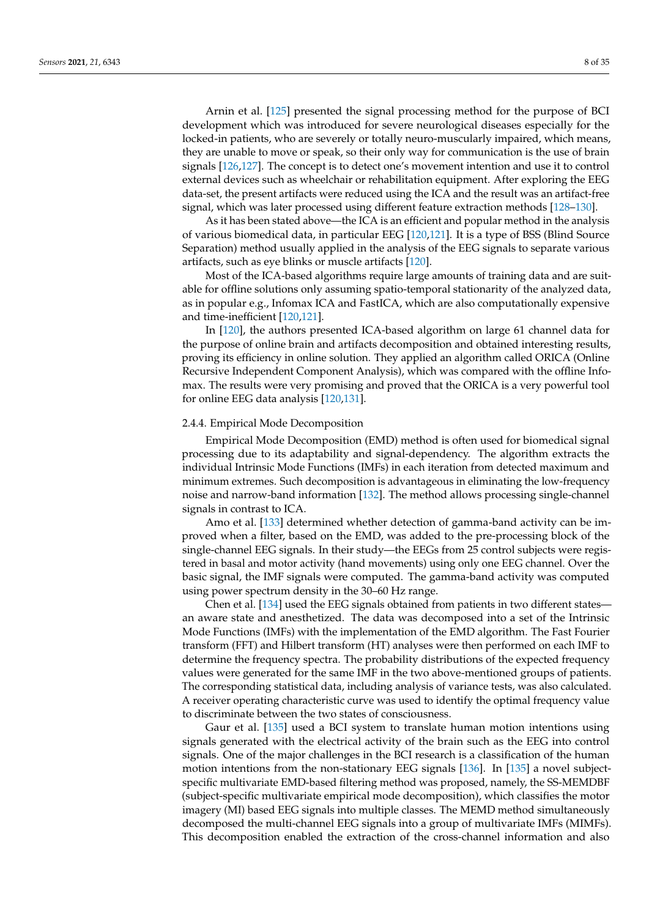Arnin et al. [125] presented the signal processing method for the purpose of BCI development which was introduced for severe neurological diseases especially for the locked-in patients, who are severely or totally neuro-muscularly impaired, which means, they are unable to move or speak, so their only way for communication is the use of brain signals [126,127]. The concept is to detect one's movement intention and use it to control external devices such as wheelchair or rehabilitation equipment. After exploring the EEG data-set, the present artifacts were reduced using the ICA and the result was an artifact-free signal, which was later processed using different feature extraction methods [128–130].

As it has been stated above—the ICA is an efficient and popular method in the analysis of various biomedical data, in particular EEG [120,121]. It is a type of BSS (Blind Source Separation) method usually applied in the analysis of the EEG signals to separate various artifacts, such as eye blinks or muscle artifacts [120].

Most of the ICA-based algorithms require large amounts of training data and are suitable for offline solutions only assuming spatio-temporal stationarity of the analyzed data, as in popular e.g., Infomax ICA and FastICA, which are also computationally expensive and time-inefficient [120,121].

In [120], the authors presented ICA-based algorithm on large 61 channel data for the purpose of online brain and artifacts decomposition and obtained interesting results, proving its efficiency in online solution. They applied an algorithm called ORICA (Online Recursive Independent Component Analysis), which was compared with the offline Infomax. The results were very promising and proved that the ORICA is a very powerful tool for online EEG data analysis [120,131].

#### 2.4.4. Empirical Mode Decomposition

Empirical Mode Decomposition (EMD) method is often used for biomedical signal processing due to its adaptability and signal-dependency. The algorithm extracts the individual Intrinsic Mode Functions (IMFs) in each iteration from detected maximum and minimum extremes. Such decomposition is advantageous in eliminating the low-frequency noise and narrow-band information [132]. The method allows processing single-channel signals in contrast to ICA.

Amo et al. [133] determined whether detection of gamma-band activity can be improved when a filter, based on the EMD, was added to the pre-processing block of the single-channel EEG signals. In their study—the EEGs from 25 control subjects were registered in basal and motor activity (hand movements) using only one EEG channel. Over the basic signal, the IMF signals were computed. The gamma-band activity was computed using power spectrum density in the 30–60 Hz range.

Chen et al. [134] used the EEG signals obtained from patients in two different states—an aware state and anesthetized. The data was decomposed into a set of the Intrinsic Mode Functions (IMFs) with the implementation of the EMD algorithm. The Fast Fourier transform (FFT) and Hilbert transform (HT) analyses were then performed on each IMF to determine the frequency spectra. The probability distributions of the expected frequency values were generated for the same IMF in the two above-mentioned groups of patients. The corresponding statistical data, including analysis of variance tests, was also calculated. A receiver operating characteristic curve was used to identify the optimal frequency value to discriminate between the two states of consciousness.

Gaur et al. [135] used a BCI system to translate human motion intentions using signals generated with the electrical activity of the brain such as the EEG into control signals. One of the major challenges in the BCI research is a classification of the human motion intentions from the non-stationary EEG signals [136]. In [135] a novel subject-specific multivariate EMD-based filtering method was proposed, namely, the SS-MEMDBF (subject-specific multivariate empirical mode decomposition), which classifies the motor imagery (MI) based EEG signals into multiple classes. The MEMD method simultaneously decomposed the multi-channel EEG signals into a group of multivariate IMFs (MIMFs). This decomposition enabled the extraction of the cross-channel information and also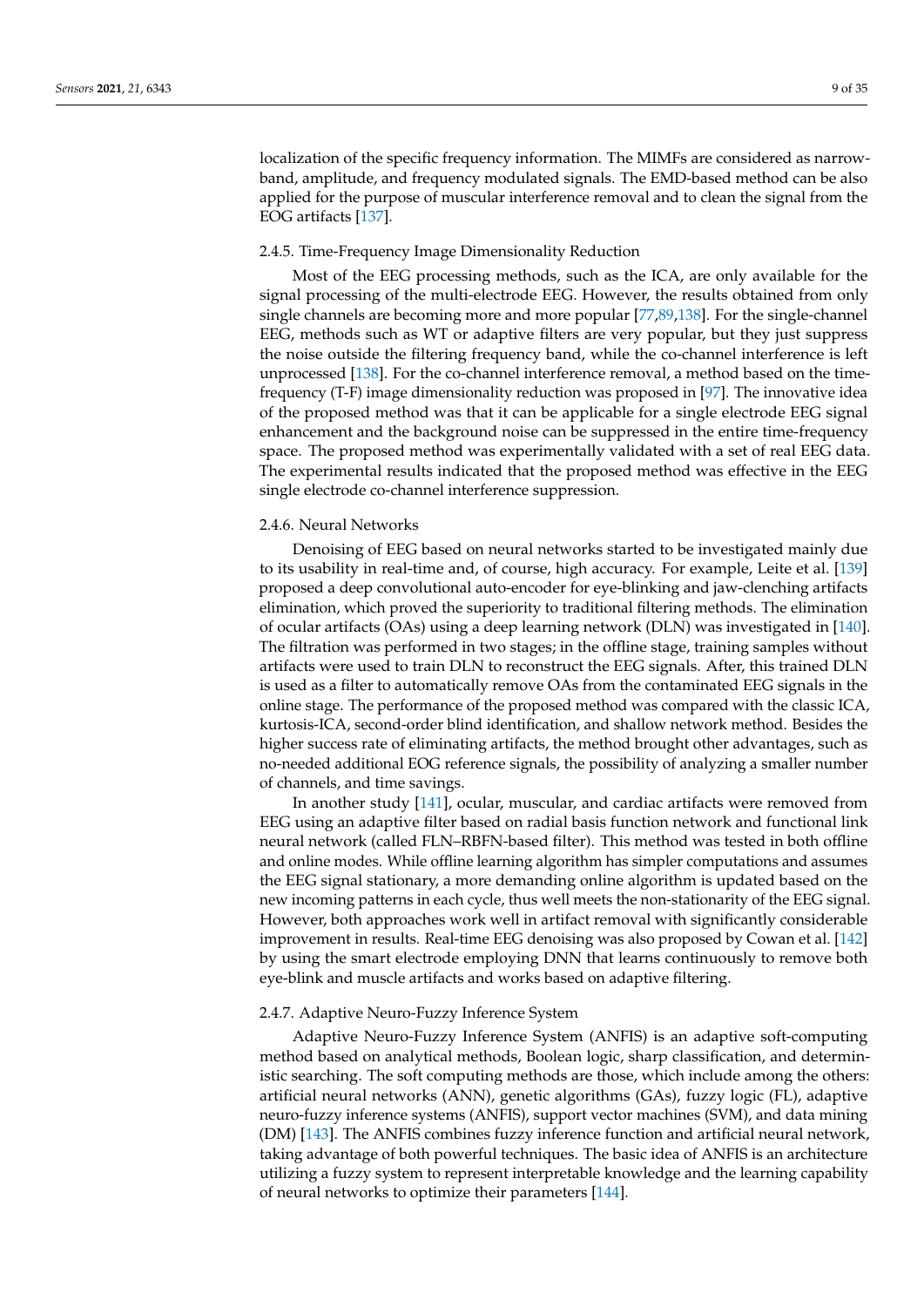localization of the specific frequency information. The MIMFs are considered as narrow-band, amplitude, and frequency modulated signals. The EMD-based method can be also applied for the purpose of muscular interference removal and to clean the signal from the EOG artifacts [137].

#### 2.4.5. Time-Frequency Image Dimensionality Reduction

Most of the EEG processing methods, such as the ICA, are only available for the signal processing of the multi-electrode EEG. However, the results obtained from only single channels are becoming more and more popular [77,89,138]. For the single-channel EEG, methods such as WT or adaptive filters are very popular, but they just suppress the noise outside the filtering frequency band, while the co-channel interference is left unprocessed [138]. For the co-channel interference removal, a method based on the time-frequency (T-F) image dimensionality reduction was proposed in [97]. The innovative idea of the proposed method was that it can be applicable for a single electrode EEG signal enhancement and the background noise can be suppressed in the entire time-frequency space. The proposed method was experimentally validated with a set of real EEG data. The experimental results indicated that the proposed method was effective in the EEG single electrode co-channel interference suppression.

#### 2.4.6. Neural Networks

Denoising of EEG based on neural networks started to be investigated mainly due to its usability in real-time and, of course, high accuracy. For example, Leite et al. [139] proposed a deep convolutional auto-encoder for eye-blinking and jaw-clenching artifacts elimination, which proved the superiority to traditional filtering methods. The elimination of ocular artifacts (OAs) using a deep learning network (DLN) was investigated in [140]. The filtration was performed in two stages; in the offline stage, training samples without artifacts were used to train DLN to reconstruct the EEG signals. After, this trained DLN is used as a filter to automatically remove OAs from the contaminated EEG signals in the online stage. The performance of the proposed method was compared with the classic ICA, kurtosis-ICA, second-order blind identification, and shallow network method. Besides the higher success rate of eliminating artifacts, the method brought other advantages, such as no-needed additional EOG reference signals, the possibility of analyzing a smaller number of channels, and time savings.

In another study [141], ocular, muscular, and cardiac artifacts were removed from EEG using an adaptive filter based on radial basis function network and functional link neural network (called FLN–RBFN-based filter). This method was tested in both offline and online modes. While offline learning algorithm has simpler computations and assumes the EEG signal stationary, a more demanding online algorithm is updated based on the new incoming patterns in each cycle, thus well meets the non-stationarity of the EEG signal. However, both approaches work well in artifact removal with significantly considerable improvement in results. Real-time EEG denoising was also proposed by Cowan et al. [142] by using the smart electrode employing DNN that learns continuously to remove both eye-blink and muscle artifacts and works based on adaptive filtering.

#### 2.4.7. Adaptive Neuro-Fuzzy Inference System

Adaptive Neuro-Fuzzy Inference System (ANFIS) is an adaptive soft-computing method based on analytical methods, Boolean logic, sharp classification, and deterministic searching. The soft computing methods are those, which include among the others: artificial neural networks (ANN), genetic algorithms (GAs), fuzzy logic (FL), adaptive neuro-fuzzy inference systems (ANFIS), support vector machines (SVM), and data mining (DM) [143]. The ANFIS combines fuzzy inference function and artificial neural network, taking advantage of both powerful techniques. The basic idea of ANFIS is an architecture utilizing a fuzzy system to represent interpretable knowledge and the learning capability of neural networks to optimize their parameters [144].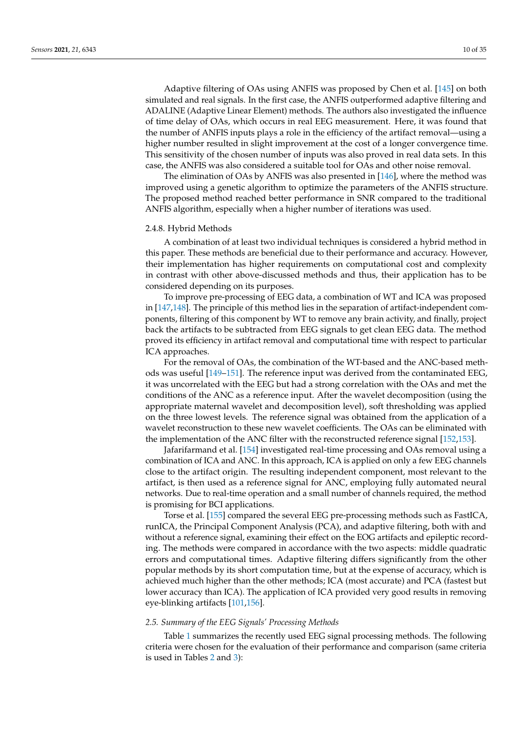Adaptive filtering of OAs using ANFIS was proposed by Chen et al. [145] on both simulated and real signals. In the first case, the ANFIS outperformed adaptive filtering and ADALINE (Adaptive Linear Element) methods. The authors also investigated the influence of time delay of OAs, which occurs in real EEG measurement. Here, it was found that the number of ANFIS inputs plays a role in the efficiency of the artifact removal—using a higher number resulted in slight improvement at the cost of a longer convergence time. This sensitivity of the chosen number of inputs was also proved in real data sets. In this case, the ANFIS was also considered a suitable tool for OAs and other noise removal.

The elimination of OAs by ANFIS was also presented in [146], where the method was improved using a genetic algorithm to optimize the parameters of the ANFIS structure. The proposed method reached better performance in SNR compared to the traditional ANFIS algorithm, especially when a higher number of iterations was used.

#### 2.4.8. Hybrid Methods

A combination of at least two individual techniques is considered a hybrid method in this paper. These methods are beneficial due to their performance and accuracy. However, their implementation has higher requirements on computational cost and complexity in contrast with other above-discussed methods and thus, their application has to be considered depending on its purposes.

To improve pre-processing of EEG data, a combination of WT and ICA was proposed in [147,148]. The principle of this method lies in the separation of artifact-independent components, filtering of this component by WT to remove any brain activity, and finally, project back the artifacts to be subtracted from EEG signals to get clean EEG data. The method proved its efficiency in artifact removal and computational time with respect to particular ICA approaches.

For the removal of OAs, the combination of the WT-based and the ANC-based methods was useful [149–151]. The reference input was derived from the contaminated EEG, it was uncorrelated with the EEG but had a strong correlation with the OAs and met the conditions of the ANC as a reference input. After the wavelet decomposition (using the appropriate maternal wavelet and decomposition level), soft thresholding was applied on the three lowest levels. The reference signal was obtained from the application of a wavelet reconstruction to these new wavelet coefficients. The OAs can be eliminated with the implementation of the ANC filter with the reconstructed reference signal [152,153].

Jafarifarmand et al. [154] investigated real-time processing and OAs removal using a combination of ICA and ANC. In this approach, ICA is applied on only a few EEG channels close to the artifact origin. The resulting independent component, most relevant to the artifact, is then used as a reference signal for ANC, employing fully automated neural networks. Due to real-time operation and a small number of channels required, the method is promising for BCI applications.

Torse et al. [155] compared the several EEG pre-processing methods such as FastICA, runICA, the Principal Component Analysis (PCA), and adaptive filtering, both with and without a reference signal, examining their effect on the EOG artifacts and epileptic recording. The methods were compared in accordance with the two aspects: middle quadratic errors and computational times. Adaptive filtering differs significantly from the other popular methods by its short computation time, but at the expense of accuracy, which is achieved much higher than the other methods; ICA (most accurate) and PCA (fastest but lower accuracy than ICA). The application of ICA provided very good results in removing eye-blinking artifacts [101,156].

### 2.5. Summary of the EEG Signals' Processing Methods

Table 1 summarizes the recently used EEG signal processing methods. The following criteria were chosen for the evaluation of their performance and comparison (same criteria is used in Tables 2 and 3):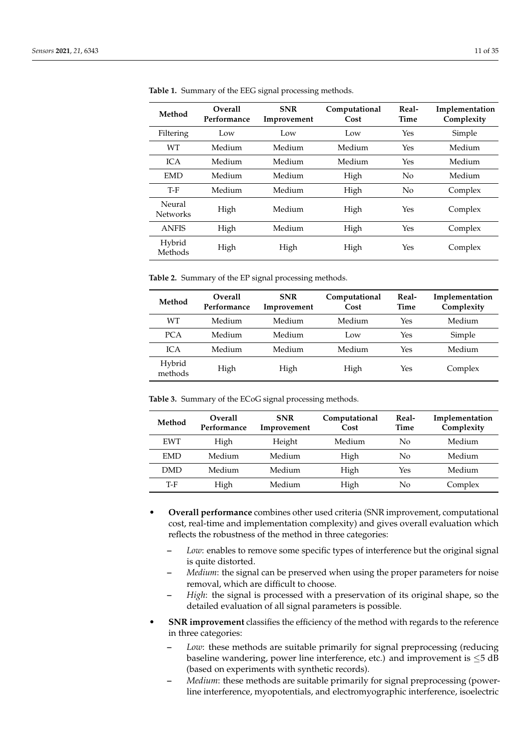**Table 1.** Summary of the EEG signal processing methods.

| Method | Overall Performance | SNR Improvement | Computational Cost | Real-Time | Implementation Complexity |
|---|---|---|---|---|---|
| Filtering | Low | Low | Low | Yes | Simple |
| WT | Medium | Medium | Medium | Yes | Medium |
| ICA | Medium | Medium | Medium | Yes | Medium |
| EMD | Medium | Medium | High | No | Medium |
| T-F | Medium | Medium | High | No | Complex |
| Neural Networks | High | Medium | High | Yes | Complex |
| ANFIS | High | Medium | High | Yes | Complex |
| Hybrid Methods | High | High | High | Yes | Complex |

**Table 2.** Summary of the EP signal processing methods.

| Method | Overall Performance | SNR Improvement | Computational Cost | Real-Time | Implementation Complexity |
|---|---|---|---|---|---|
| WT | Medium | Medium | Medium | Yes | Medium |
| PCA | Medium | Medium | Low | Yes | Simple |
| ICA | Medium | Medium | Medium | Yes | Medium |
| Hybrid methods | High | High | High | Yes | Complex |

**Table 3.** Summary of the ECoG signal processing methods.

| Method | Overall Performance | SNR Improvement | Computational Cost | Real-Time | Implementation Complexity |
|---|---|---|---|---|---|
| EWT | High | Height | Medium | No | Medium |
| EMD | Medium | Medium | High | No | Medium |
| DMD | Medium | Medium | High | Yes | Medium |
| T-F | High | Medium | High | No | Complex |

- **Overall performance** combines other used criteria (SNR improvement, computational cost, real-time and implementation complexity) and gives overall evaluation which reflects the robustness of the method in three categories:
  - *Low*: enables to remove some specific types of interference but the original signal is quite distorted.
  - *Medium*: the signal can be preserved when using the proper parameters for noise removal, which are difficult to choose.
  - *High*: the signal is processed with a preservation of its original shape, so the detailed evaluation of all signal parameters is possible.
- **SNR improvement** classifies the efficiency of the method with regards to the reference in three categories:
  - *Low*: these methods are suitable primarily for signal preprocessing (reducing baseline wandering, power line interference, etc.) and improvement is $\leq$5 dB (based on experiments with synthetic records).
  - *Medium*: these methods are suitable primarily for signal preprocessing (powerline interference, myopotentials, and electromyographic interference, isoelectric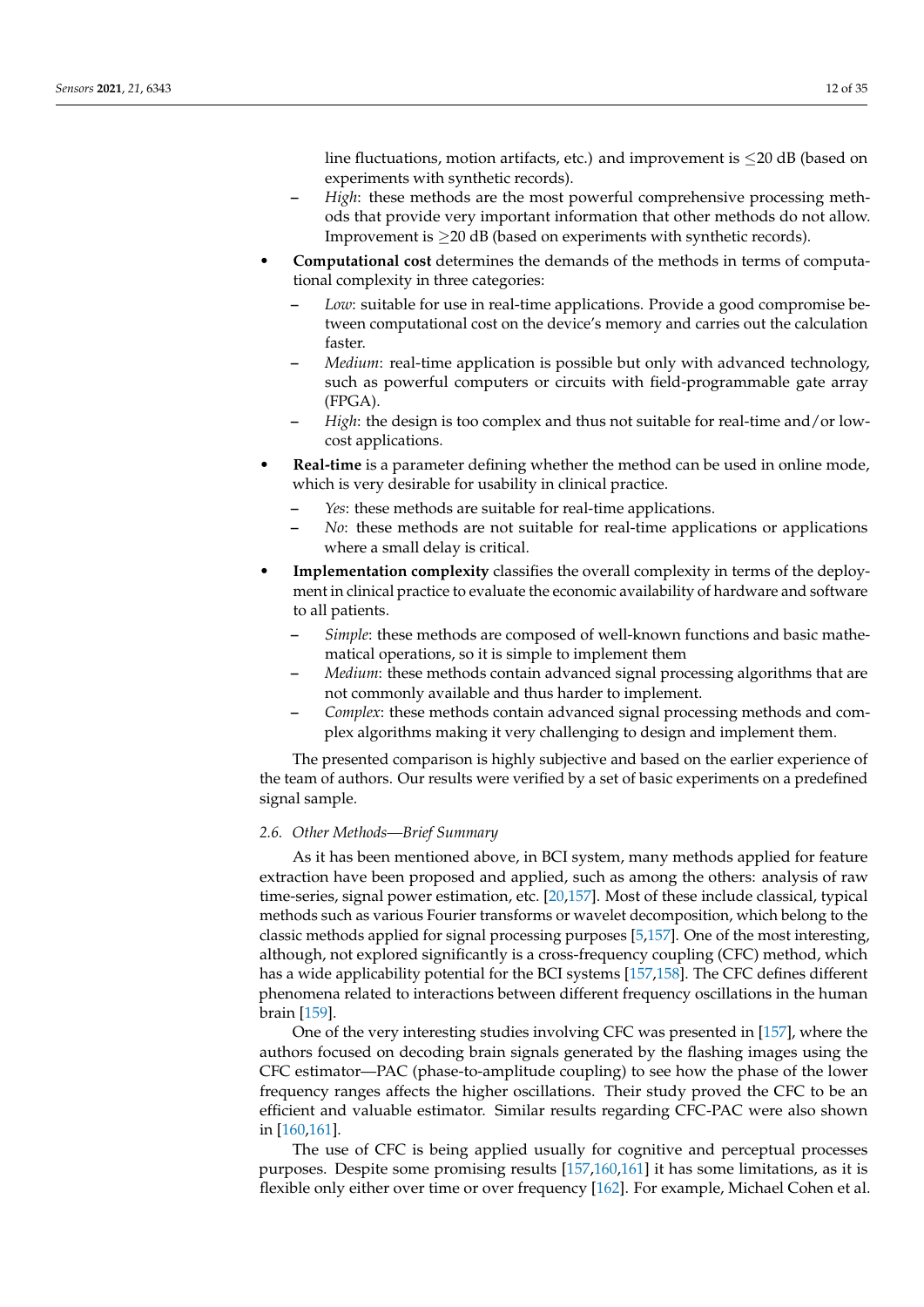line fluctuations, motion artifacts, etc.) and improvement is $\leq$20 dB (based on experiments with synthetic records).
    - *High*: these methods are the most powerful comprehensive processing methods that provide very important information that other methods do not allow. Improvement is $\geq$20 dB (based on experiments with synthetic records).
- **Computational cost** determines the demands of the methods in terms of computational complexity in three categories:
    - *Low*: suitable for use in real-time applications. Provide a good compromise between computational cost on the device's memory and carries out the calculation faster.
    - *Medium*: real-time application is possible but only with advanced technology, such as powerful computers or circuits with field-programmable gate array (FPGA).
    - *High*: the design is too complex and thus not suitable for real-time and/or low-cost applications.
- **Real-time** is a parameter defining whether the method can be used in online mode, which is very desirable for usability in clinical practice.
    - *Yes*: these methods are suitable for real-time applications.
    - *No*: these methods are not suitable for real-time applications or applications where a small delay is critical.
- **Implementation complexity** classifies the overall complexity in terms of the deployment in clinical practice to evaluate the economic availability of hardware and software to all patients.
    - *Simple*: these methods are composed of well-known functions and basic mathematical operations, so it is simple to implement them
    - *Medium*: these methods contain advanced signal processing algorithms that are not commonly available and thus harder to implement.
    - *Complex*: these methods contain advanced signal processing methods and complex algorithms making it very challenging to design and implement them.

The presented comparison is highly subjective and based on the earlier experience of the team of authors. Our results were verified by a set of basic experiments on a predefined signal sample.

### 2.6. Other Methods—Brief Summary

As it has been mentioned above, in BCI system, many methods applied for feature extraction have been proposed and applied, such as among the others: analysis of raw time-series, signal power estimation, etc. [20,157]. Most of these include classical, typical methods such as various Fourier transforms or wavelet decomposition, which belong to the classic methods applied for signal processing purposes [5,157]. One of the most interesting, although, not explored significantly is a cross-frequency coupling (CFC) method, which has a wide applicability potential for the BCI systems [157,158]. The CFC defines different phenomena related to interactions between different frequency oscillations in the human brain [159].

One of the very interesting studies involving CFC was presented in [157], where the authors focused on decoding brain signals generated by the flashing images using the CFC estimator—PAC (phase-to-amplitude coupling) to see how the phase of the lower frequency ranges affects the higher oscillations. Their study proved the CFC to be an efficient and valuable estimator. Similar results regarding CFC-PAC were also shown in [160,161].

The use of CFC is being applied usually for cognitive and perceptual processes purposes. Despite some promising results [157,160,161] it has some limitations, as it is flexible only either over time or over frequency [162]. For example, Michael Cohen et al.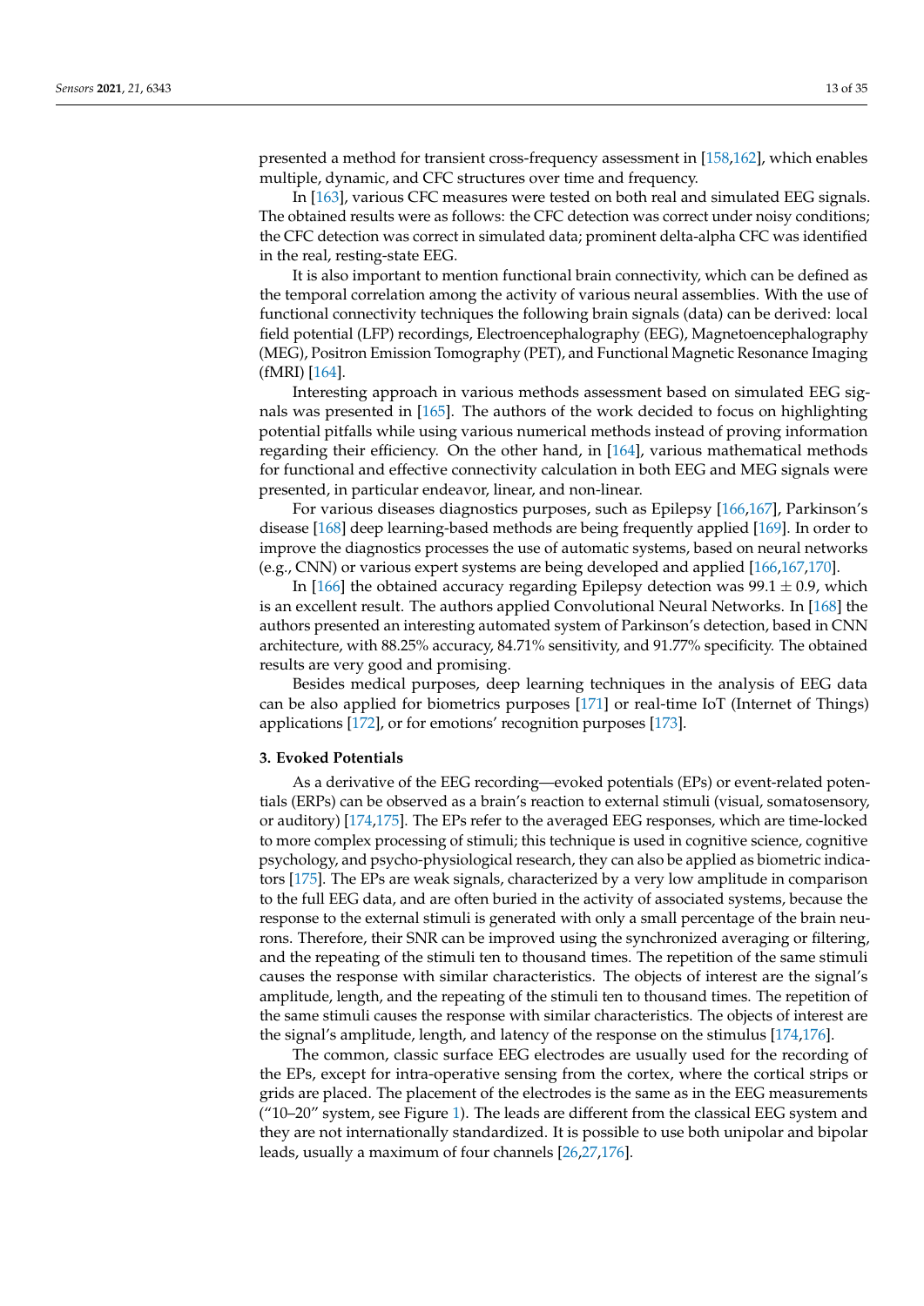presented a method for transient cross-frequency assessment in [158,162], which enables multiple, dynamic, and CFC structures over time and frequency.

In [163], various CFC measures were tested on both real and simulated EEG signals. The obtained results were as follows: the CFC detection was correct under noisy conditions; the CFC detection was correct in simulated data; prominent delta-alpha CFC was identified in the real, resting-state EEG.

It is also important to mention functional brain connectivity, which can be defined as the temporal correlation among the activity of various neural assemblies. With the use of functional connectivity techniques the following brain signals (data) can be derived: local field potential (LFP) recordings, Electroencephalography (EEG), Magnetoencephalography (MEG), Positron Emission Tomography (PET), and Functional Magnetic Resonance Imaging (fMRI) [164].

Interesting approach in various methods assessment based on simulated EEG signals was presented in [165]. The authors of the work decided to focus on highlighting potential pitfalls while using various numerical methods instead of proving information regarding their efficiency. On the other hand, in [164], various mathematical methods for functional and effective connectivity calculation in both EEG and MEG signals were presented, in particular endeavor, linear, and non-linear.

For various diseases diagnostics purposes, such as Epilepsy [166,167], Parkinson's disease [168] deep learning-based methods are being frequently applied [169]. In order to improve the diagnostics processes the use of automatic systems, based on neural networks (e.g., CNN) or various expert systems are being developed and applied [166,167,170].

In [166] the obtained accuracy regarding Epilepsy detection was $99.1 \pm 0.9$, which is an excellent result. The authors applied Convolutional Neural Networks. In [168] the authors presented an interesting automated system of Parkinson's detection, based in CNN architecture, with 88.25% accuracy, 84.71% sensitivity, and 91.77% specificity. The obtained results are very good and promising.

Besides medical purposes, deep learning techniques in the analysis of EEG data can be also applied for biometrics purposes [171] or real-time IoT (Internet of Things) applications [172], or for emotions' recognition purposes [173].

## 3. Evoked Potentials

As a derivative of the EEG recording—evoked potentials (EPs) or event-related potentials (ERPs) can be observed as a brain's reaction to external stimuli (visual, somatosensory, or auditory) [174,175]. The EPs refer to the averaged EEG responses, which are time-locked to more complex processing of stimuli; this technique is used in cognitive science, cognitive psychology, and psycho-physiological research, they can also be applied as biometric indicators [175]. The EPs are weak signals, characterized by a very low amplitude in comparison to the full EEG data, and are often buried in the activity of associated systems, because the response to the external stimuli is generated with only a small percentage of the brain neurons. Therefore, their SNR can be improved using the synchronized averaging or filtering, and the repeating of the stimuli ten to thousand times. The repetition of the same stimuli causes the response with similar characteristics. The objects of interest are the signal's amplitude, length, and the repeating of the stimuli ten to thousand times. The repetition of the same stimuli causes the response with similar characteristics. The objects of interest are the signal's amplitude, length, and latency of the response on the stimulus [174,176].

The common, classic surface EEG electrodes are usually used for the recording of the EPs, except for intra-operative sensing from the cortex, where the cortical strips or grids are placed. The placement of the electrodes is the same as in the EEG measurements ("10–20" system, see Figure 1). The leads are different from the classical EEG system and they are not internationally standardized. It is possible to use both unipolar and bipolar leads, usually a maximum of four channels [26,27,176].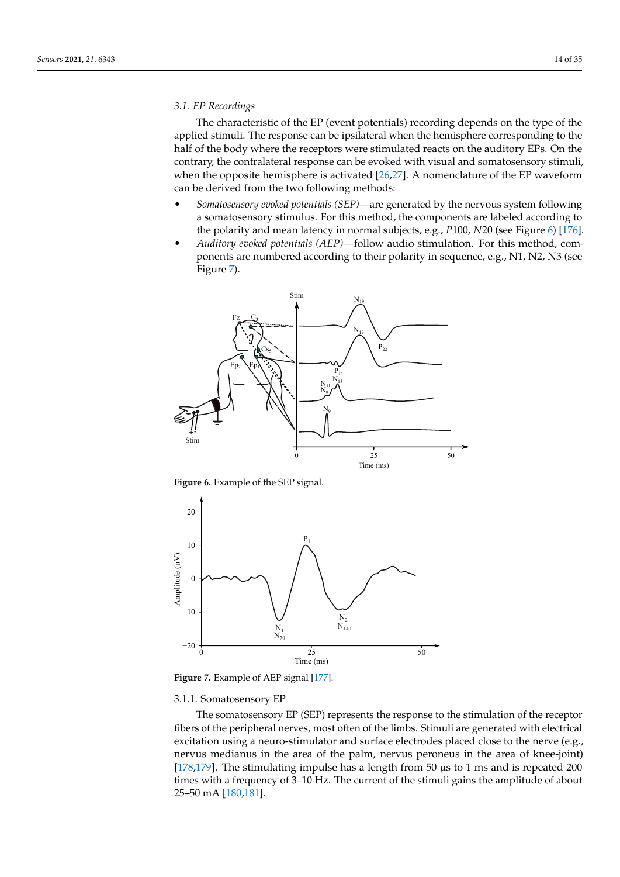### 3.1. EP Recordings

The characteristic of the EP (event potentials) recording depends on the type of the applied stimuli. The response can be ipsilateral when the hemisphere corresponding to the half of the body where the receptors were stimulated reacts on the auditory EPs. On the contrary, the contralateral response can be evoked with visual and somatosensory stimuli, when the opposite hemisphere is activated [26,27]. A nomenclature of the EP waveform can be derived from the two following methods:

- *Somatosensory evoked potentials (SEP)*—are generated by the nervous system following a somatosensory stimulus. For this method, the components are labeled according to the polarity and mean latency in normal subjects, e.g., *P*100, *N*20 (see Figure 6) [176].
- *Auditory evoked potentials (AEP)*—follow audio stimulation. For this method, components are numbered according to their polarity in sequence, e.g., N1, N2, N3 (see Figure 7).

**Figure 6.** Example of the SEP signal.

**Figure 7.** Example of AEP signal [177].

#### 3.1.1. Somatosensory EP

The somatosensory EP (SEP) represents the response to the stimulation of the receptor fibers of the peripheral nerves, most often of the limbs. Stimuli are generated with electrical excitation using a neuro-stimulator and surface electrodes placed close to the nerve (e.g., nervus medianus in the area of the palm, nervus peroneus in the area of knee-joint) [178,179]. The stimulating impulse has a length from 50 µs to 1 ms and is repeated 200 times with a frequency of 3–10 Hz. The current of the stimuli gains the amplitude of about 25–50 mA [180,181].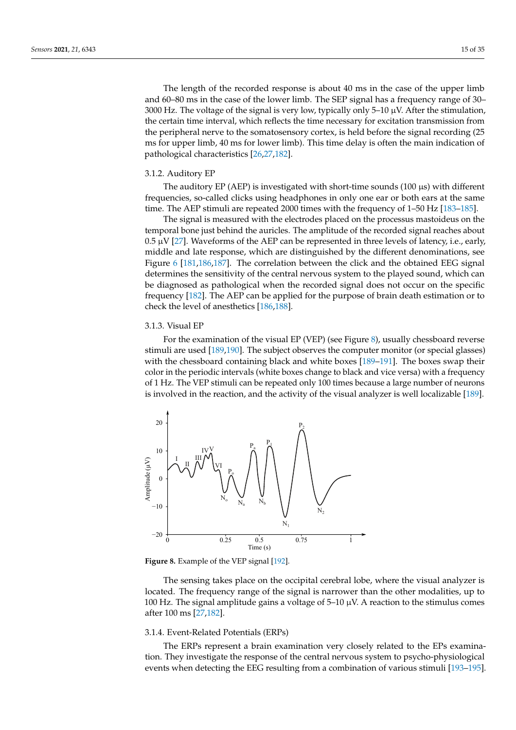The length of the recorded response is about 40 ms in the case of the upper limb and 60–80 ms in the case of the lower limb. The SEP signal has a frequency range of 30–3000 Hz. The voltage of the signal is very low, typically only 5–10 µV. After the stimulation, the certain time interval, which reflects the time necessary for excitation transmission from the peripheral nerve to the somatosensory cortex, is held before the signal recording (25 ms for upper limb, 40 ms for lower limb). This time delay is often the main indication of pathological characteristics [26,27,182].

#### 3.1.2. Auditory EP

The auditory EP (AEP) is investigated with short-time sounds (100 µs) with different frequencies, so-called clicks using headphones in only one ear or both ears at the same time. The AEP stimuli are repeated 2000 times with the frequency of 1–50 Hz [183–185].

The signal is measured with the electrodes placed on the processus mastoideus on the temporal bone just behind the auricles. The amplitude of the recorded signal reaches about 0.5 µV [27]. Waveforms of the AEP can be represented in three levels of latency, i.e., early, middle and late response, which are distinguished by the different denominations, see Figure 6 [181,186,187]. The correlation between the click and the obtained EEG signal determines the sensitivity of the central nervous system to the played sound, which can be diagnosed as pathological when the recorded signal does not occur on the specific frequency [182]. The AEP can be applied for the purpose of brain death estimation or to check the level of anesthetics [186,188].

#### 3.1.3. Visual EP

For the examination of the visual EP (VEP) (see Figure 8), usually chessboard reverse stimuli are used [189,190]. The subject observes the computer monitor (or special glasses) with the chessboard containing black and white boxes [189–191]. The boxes swap their color in the periodic intervals (white boxes change to black and vice versa) with a frequency of 1 Hz. The VEP stimuli can be repeated only 100 times because a large number of neurons is involved in the reaction, and the activity of the visual analyzer is well localizable [189].

**Figure 8.** Example of the VEP signal [192].

The sensing takes place on the occipital cerebral lobe, where the visual analyzer is located. The frequency range of the signal is narrower than the other modalities, up to 100 Hz. The signal amplitude gains a voltage of 5–10 µV. A reaction to the stimulus comes after 100 ms [27,182].

#### 3.1.4. Event-Related Potentials (ERPs)

The ERPs represent a brain examination very closely related to the EPs examination. They investigate the response of the central nervous system to psycho-physiological events when detecting the EEG resulting from a combination of various stimuli [193–195].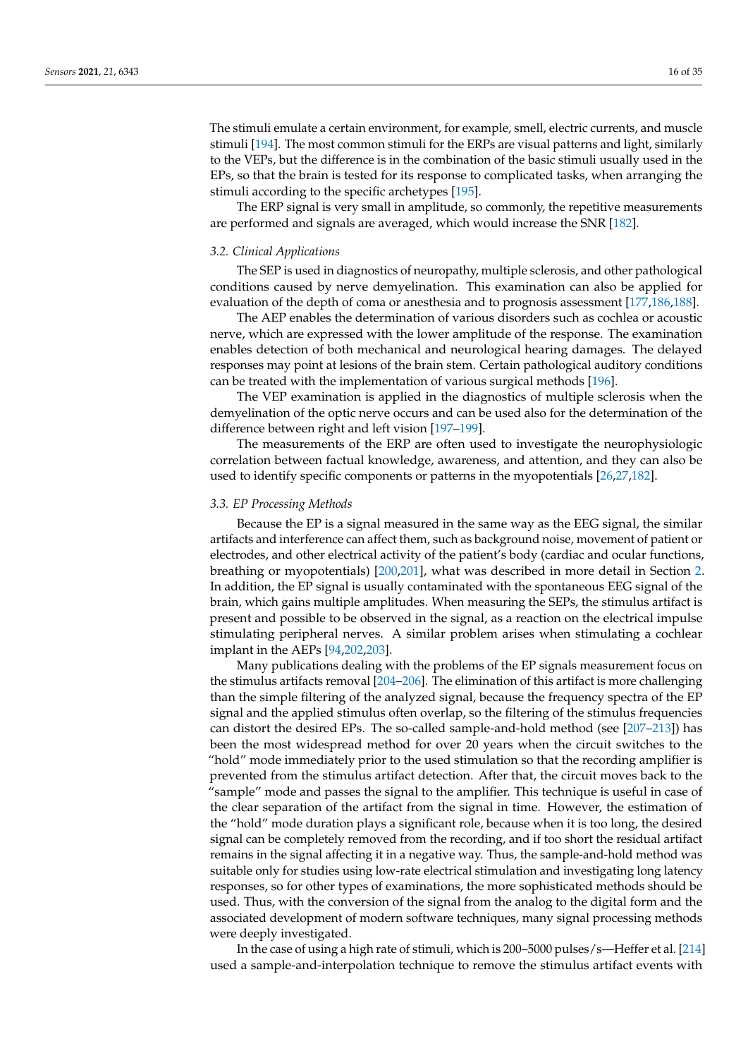The stimuli emulate a certain environment, for example, smell, electric currents, and muscle stimuli [194]. The most common stimuli for the ERPs are visual patterns and light, similarly to the VEPs, but the difference is in the combination of the basic stimuli usually used in the EPs, so that the brain is tested for its response to complicated tasks, when arranging the stimuli according to the specific archetypes [195].

The ERP signal is very small in amplitude, so commonly, the repetitive measurements are performed and signals are averaged, which would increase the SNR [182].

### *3.2. Clinical Applications*

The SEP is used in diagnostics of neuropathy, multiple sclerosis, and other pathological conditions caused by nerve demyelination. This examination can also be applied for evaluation of the depth of coma or anesthesia and to prognosis assessment [177,186,188].

The AEP enables the determination of various disorders such as cochlea or acoustic nerve, which are expressed with the lower amplitude of the response. The examination enables detection of both mechanical and neurological hearing damages. The delayed responses may point at lesions of the brain stem. Certain pathological auditory conditions can be treated with the implementation of various surgical methods [196].

The VEP examination is applied in the diagnostics of multiple sclerosis when the demyelination of the optic nerve occurs and can be used also for the determination of the difference between right and left vision [197–199].

The measurements of the ERP are often used to investigate the neurophysiologic correlation between factual knowledge, awareness, and attention, and they can also be used to identify specific components or patterns in the myopotentials [26,27,182].

### *3.3. EP Processing Methods*

Because the EP is a signal measured in the same way as the EEG signal, the similar artifacts and interference can affect them, such as background noise, movement of patient or electrodes, and other electrical activity of the patient's body (cardiac and ocular functions, breathing or myopotentials) [200,201], what was described in more detail in Section 2. In addition, the EP signal is usually contaminated with the spontaneous EEG signal of the brain, which gains multiple amplitudes. When measuring the SEPs, the stimulus artifact is present and possible to be observed in the signal, as a reaction on the electrical impulse stimulating peripheral nerves. A similar problem arises when stimulating a cochlear implant in the AEPs [94,202,203].

Many publications dealing with the problems of the EP signals measurement focus on the stimulus artifacts removal [204–206]. The elimination of this artifact is more challenging than the simple filtering of the analyzed signal, because the frequency spectra of the EP signal and the applied stimulus often overlap, so the filtering of the stimulus frequencies can distort the desired EPs. The so-called sample-and-hold method (see [207–213]) has been the most widespread method for over 20 years when the circuit switches to the "hold" mode immediately prior to the used stimulation so that the recording amplifier is prevented from the stimulus artifact detection. After that, the circuit moves back to the "sample" mode and passes the signal to the amplifier. This technique is useful in case of the clear separation of the artifact from the signal in time. However, the estimation of the "hold" mode duration plays a significant role, because when it is too long, the desired signal can be completely removed from the recording, and if too short the residual artifact remains in the signal affecting it in a negative way. Thus, the sample-and-hold method was suitable only for studies using low-rate electrical stimulation and investigating long latency responses, so for other types of examinations, the more sophisticated methods should be used. Thus, with the conversion of the signal from the analog to the digital form and the associated development of modern software techniques, many signal processing methods were deeply investigated.

In the case of using a high rate of stimuli, which is 200–5000 pulses/s—Heffer et al. [214] used a sample-and-interpolation technique to remove the stimulus artifact events with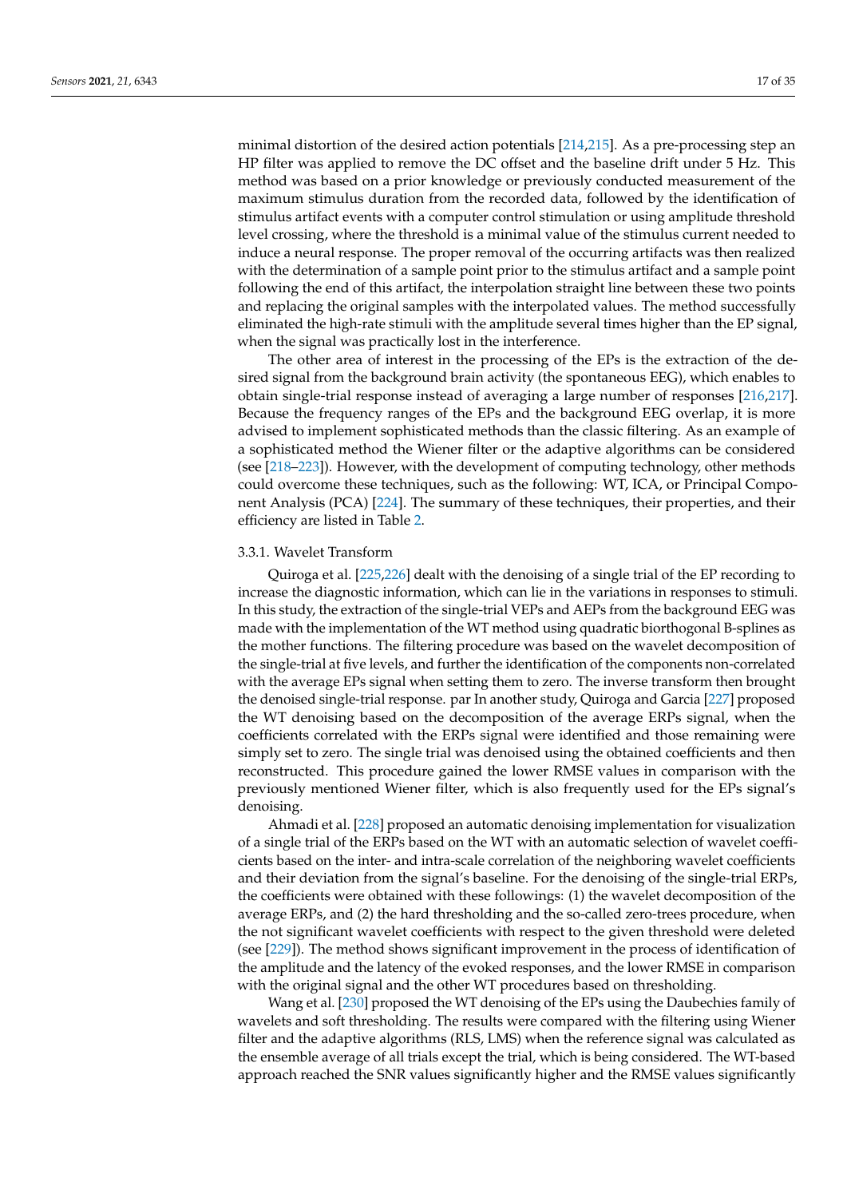minimal distortion of the desired action potentials [214,215]. As a pre-processing step an HP filter was applied to remove the DC offset and the baseline drift under 5 Hz. This method was based on a prior knowledge or previously conducted measurement of the maximum stimulus duration from the recorded data, followed by the identification of stimulus artifact events with a computer control stimulation or using amplitude threshold level crossing, where the threshold is a minimal value of the stimulus current needed to induce a neural response. The proper removal of the occurring artifacts was then realized with the determination of a sample point prior to the stimulus artifact and a sample point following the end of this artifact, the interpolation straight line between these two points and replacing the original samples with the interpolated values. The method successfully eliminated the high-rate stimuli with the amplitude several times higher than the EP signal, when the signal was practically lost in the interference.

The other area of interest in the processing of the EPs is the extraction of the desired signal from the background brain activity (the spontaneous EEG), which enables to obtain single-trial response instead of averaging a large number of responses [216,217]. Because the frequency ranges of the EPs and the background EEG overlap, it is more advised to implement sophisticated methods than the classic filtering. As an example of a sophisticated method the Wiener filter or the adaptive algorithms can be considered (see [218–223]). However, with the development of computing technology, other methods could overcome these techniques, such as the following: WT, ICA, or Principal Component Analysis (PCA) [224]. The summary of these techniques, their properties, and their efficiency are listed in Table 2.

#### 3.3.1. Wavelet Transform

Quiroga et al. [225,226] dealt with the denoising of a single trial of the EP recording to increase the diagnostic information, which can lie in the variations in responses to stimuli. In this study, the extraction of the single-trial VEPs and AEPs from the background EEG was made with the implementation of the WT method using quadratic biorthogonal B-splines as the mother functions. The filtering procedure was based on the wavelet decomposition of the single-trial at five levels, and further the identification of the components non-correlated with the average EPs signal when setting them to zero. The inverse transform then brought the denoised single-trial response. par In another study, Quiroga and Garcia [227] proposed the WT denoising based on the decomposition of the average ERPs signal, when the coefficients correlated with the ERPs signal were identified and those remaining were simply set to zero. The single trial was denoised using the obtained coefficients and then reconstructed. This procedure gained the lower RMSE values in comparison with the previously mentioned Wiener filter, which is also frequently used for the EPs signal's denoising.

Ahmadi et al. [228] proposed an automatic denoising implementation for visualization of a single trial of the ERPs based on the WT with an automatic selection of wavelet coefficients based on the inter- and intra-scale correlation of the neighboring wavelet coefficients and their deviation from the signal's baseline. For the denoising of the single-trial ERPs, the coefficients were obtained with these followings: (1) the wavelet decomposition of the average ERPs, and (2) the hard thresholding and the so-called zero-trees procedure, when the not significant wavelet coefficients with respect to the given threshold were deleted (see [229]). The method shows significant improvement in the process of identification of the amplitude and the latency of the evoked responses, and the lower RMSE in comparison with the original signal and the other WT procedures based on thresholding.

Wang et al. [230] proposed the WT denoising of the EPs using the Daubechies family of wavelets and soft thresholding. The results were compared with the filtering using Wiener filter and the adaptive algorithms (RLS, LMS) when the reference signal was calculated as the ensemble average of all trials except the trial, which is being considered. The WT-based approach reached the SNR values significantly higher and the RMSE values significantly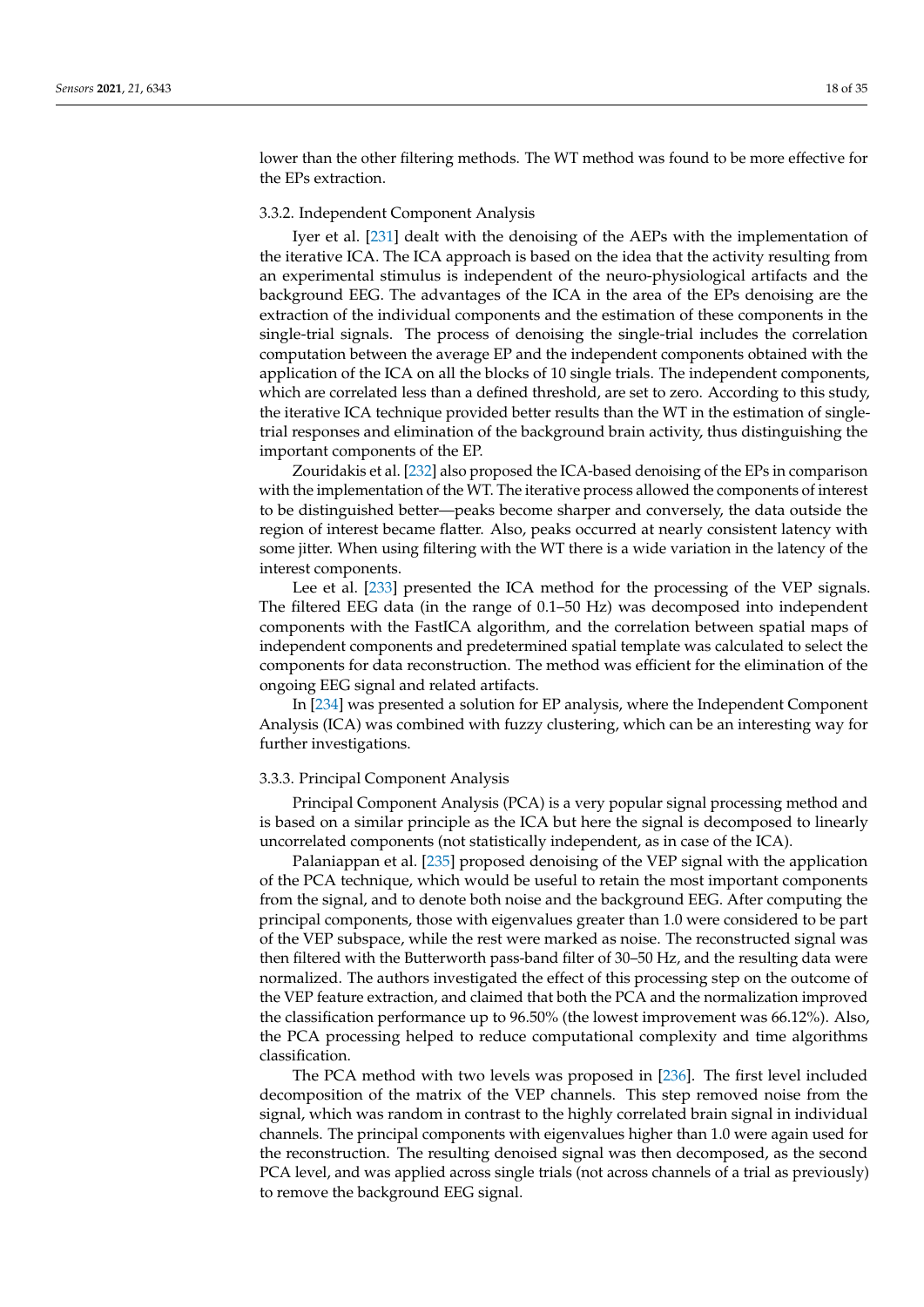lower than the other filtering methods. The WT method was found to be more effective for the EPs extraction.

#### 3.3.2. Independent Component Analysis

Iyer et al. [231] dealt with the denoising of the AEPs with the implementation of the iterative ICA. The ICA approach is based on the idea that the activity resulting from an experimental stimulus is independent of the neuro-physiological artifacts and the background EEG. The advantages of the ICA in the area of the EPs denoising are the extraction of the individual components and the estimation of these components in the single-trial signals. The process of denoising the single-trial includes the correlation computation between the average EP and the independent components obtained with the application of the ICA on all the blocks of 10 single trials. The independent components, which are correlated less than a defined threshold, are set to zero. According to this study, the iterative ICA technique provided better results than the WT in the estimation of single-trial responses and elimination of the background brain activity, thus distinguishing the important components of the EP.

Zouridakis et al. [232] also proposed the ICA-based denoising of the EPs in comparison with the implementation of the WT. The iterative process allowed the components of interest to be distinguished better—peaks become sharper and conversely, the data outside the region of interest became flatter. Also, peaks occurred at nearly consistent latency with some jitter. When using filtering with the WT there is a wide variation in the latency of the interest components.

Lee et al. [233] presented the ICA method for the processing of the VEP signals. The filtered EEG data (in the range of 0.1–50 Hz) was decomposed into independent components with the FastICA algorithm, and the correlation between spatial maps of independent components and predetermined spatial template was calculated to select the components for data reconstruction. The method was efficient for the elimination of the ongoing EEG signal and related artifacts.

In [234] was presented a solution for EP analysis, where the Independent Component Analysis (ICA) was combined with fuzzy clustering, which can be an interesting way for further investigations.

#### 3.3.3. Principal Component Analysis

Principal Component Analysis (PCA) is a very popular signal processing method and is based on a similar principle as the ICA but here the signal is decomposed to linearly uncorrelated components (not statistically independent, as in case of the ICA).

Palaniappan et al. [235] proposed denoising of the VEP signal with the application of the PCA technique, which would be useful to retain the most important components from the signal, and to denote both noise and the background EEG. After computing the principal components, those with eigenvalues greater than 1.0 were considered to be part of the VEP subspace, while the rest were marked as noise. The reconstructed signal was then filtered with the Butterworth pass-band filter of 30–50 Hz, and the resulting data were normalized. The authors investigated the effect of this processing step on the outcome of the VEP feature extraction, and claimed that both the PCA and the normalization improved the classification performance up to 96.50% (the lowest improvement was 66.12%). Also, the PCA processing helped to reduce computational complexity and time algorithms classification.

The PCA method with two levels was proposed in [236]. The first level included decomposition of the matrix of the VEP channels. This step removed noise from the signal, which was random in contrast to the highly correlated brain signal in individual channels. The principal components with eigenvalues higher than 1.0 were again used for the reconstruction. The resulting denoised signal was then decomposed, as the second PCA level, and was applied across single trials (not across channels of a trial as previously) to remove the background EEG signal.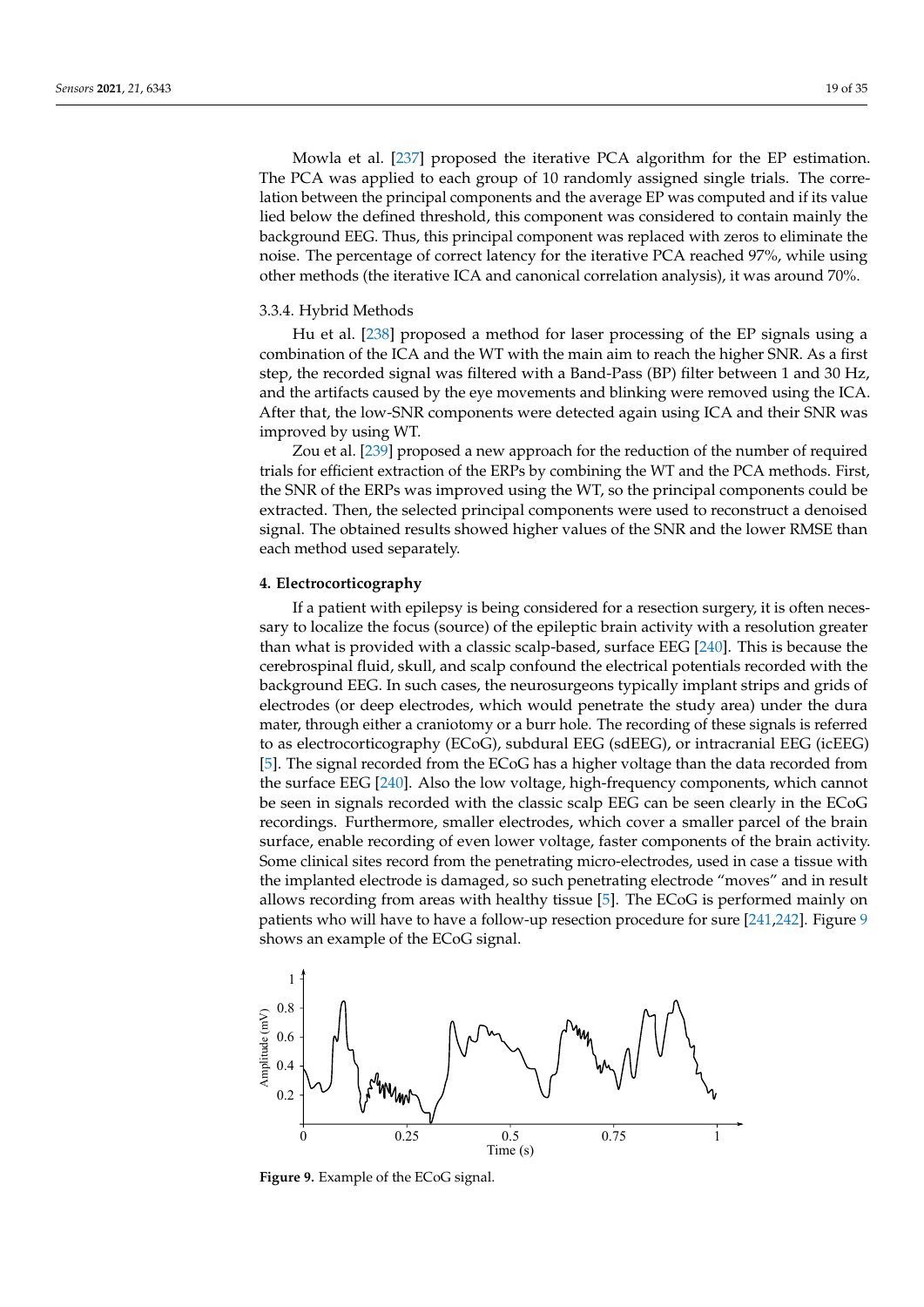Mowla et al. [237] proposed the iterative PCA algorithm for the EP estimation. The PCA was applied to each group of 10 randomly assigned single trials. The correlation between the principal components and the average EP was computed and if its value lied below the defined threshold, this component was considered to contain mainly the background EEG. Thus, this principal component was replaced with zeros to eliminate the noise. The percentage of correct latency for the iterative PCA reached 97%, while using other methods (the iterative ICA and canonical correlation analysis), it was around 70%.

#### 3.3.4. Hybrid Methods

Hu et al. [238] proposed a method for laser processing of the EP signals using a combination of the ICA and the WT with the main aim to reach the higher SNR. As a first step, the recorded signal was filtered with a Band-Pass (BP) filter between 1 and 30 Hz, and the artifacts caused by the eye movements and blinking were removed using the ICA. After that, the low-SNR components were detected again using ICA and their SNR was improved by using WT.

Zou et al. [239] proposed a new approach for the reduction of the number of required trials for efficient extraction of the ERPs by combining the WT and the PCA methods. First, the SNR of the ERPs was improved using the WT, so the principal components could be extracted. Then, the selected principal components were used to reconstruct a denoised signal. The obtained results showed higher values of the SNR and the lower RMSE than each method used separately.

## 4. Electrocorticography

If a patient with epilepsy is being considered for a resection surgery, it is often necessary to localize the focus (source) of the epileptic brain activity with a resolution greater than what is provided with a classic scalp-based, surface EEG [240]. This is because the cerebrospinal fluid, skull, and scalp confound the electrical potentials recorded with the background EEG. In such cases, the neurosurgeons typically implant strips and grids of electrodes (or deep electrodes, which would penetrate the study area) under the dura mater, through either a craniotomy or a burr hole. The recording of these signals is referred to as electrocorticography (ECoG), subdural EEG (sdEEG), or intracranial EEG (icEEG) [5]. The signal recorded from the ECoG has a higher voltage than the data recorded from the surface EEG [240]. Also the low voltage, high-frequency components, which cannot be seen in signals recorded with the classic scalp EEG can be seen clearly in the ECoG recordings. Furthermore, smaller electrodes, which cover a smaller parcel of the brain surface, enable recording of even lower voltage, faster components of the brain activity. Some clinical sites record from the penetrating micro-electrodes, used in case a tissue with the implanted electrode is damaged, so such penetrating electrode "moves" and in result allows recording from areas with healthy tissue [5]. The ECoG is performed mainly on patients who will have to have a follow-up resection procedure for sure [241,242]. Figure 9 shows an example of the ECoG signal.

**Figure 9.** Example of the ECoG signal.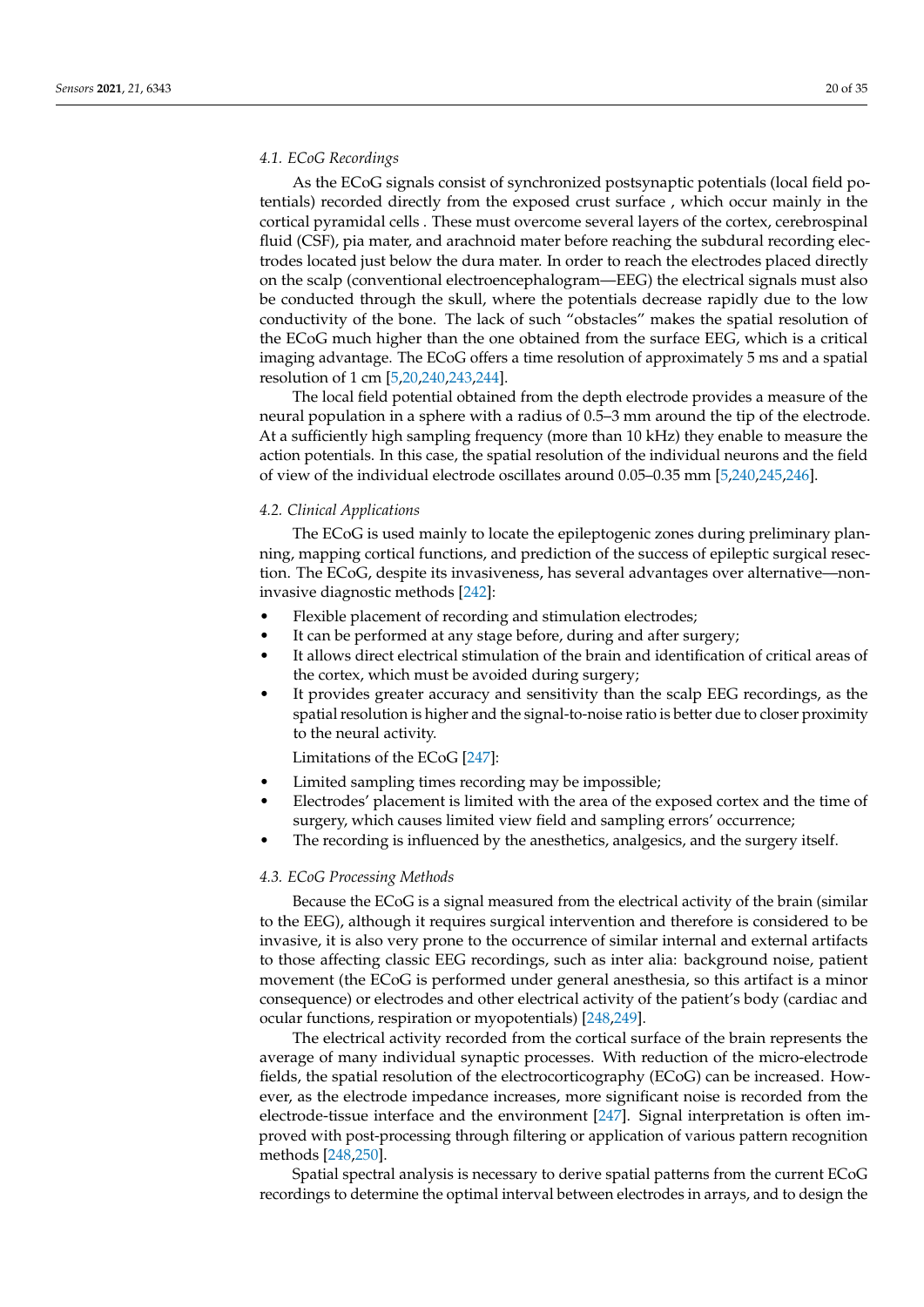### 4.1. ECoG Recordings

As the ECoG signals consist of synchronized postsynaptic potentials (local field potentials) recorded directly from the exposed crust surface , which occur mainly in the cortical pyramidal cells . These must overcome several layers of the cortex, cerebrospinal fluid (CSF), pia mater, and arachnoid mater before reaching the subdural recording electrodes located just below the dura mater. In order to reach the electrodes placed directly on the scalp (conventional electroencephalogram—EEG) the electrical signals must also be conducted through the skull, where the potentials decrease rapidly due to the low conductivity of the bone. The lack of such "obstacles" makes the spatial resolution of the ECoG much higher than the one obtained from the surface EEG, which is a critical imaging advantage. The ECoG offers a time resolution of approximately 5 ms and a spatial resolution of 1 cm [5,20,240,243,244].

The local field potential obtained from the depth electrode provides a measure of the neural population in a sphere with a radius of 0.5–3 mm around the tip of the electrode. At a sufficiently high sampling frequency (more than 10 kHz) they enable to measure the action potentials. In this case, the spatial resolution of the individual neurons and the field of view of the individual electrode oscillates around 0.05–0.35 mm [5,240,245,246].

### 4.2. Clinical Applications

The ECoG is used mainly to locate the epileptogenic zones during preliminary planning, mapping cortical functions, and prediction of the success of epileptic surgical resection. The ECoG, despite its invasiveness, has several advantages over alternative—non-invasive diagnostic methods [242]:

- Flexible placement of recording and stimulation electrodes;
- It can be performed at any stage before, during and after surgery;
- It allows direct electrical stimulation of the brain and identification of critical areas of the cortex, which must be avoided during surgery;
- It provides greater accuracy and sensitivity than the scalp EEG recordings, as the spatial resolution is higher and the signal-to-noise ratio is better due to closer proximity to the neural activity.

Limitations of the ECoG [247]:

- Limited sampling times recording may be impossible;
- Electrodes' placement is limited with the area of the exposed cortex and the time of surgery, which causes limited view field and sampling errors' occurrence;
- The recording is influenced by the anesthetics, analgesics, and the surgery itself.

### 4.3. ECoG Processing Methods

Because the ECoG is a signal measured from the electrical activity of the brain (similar to the EEG), although it requires surgical intervention and therefore is considered to be invasive, it is also very prone to the occurrence of similar internal and external artifacts to those affecting classic EEG recordings, such as inter alia: background noise, patient movement (the ECoG is performed under general anesthesia, so this artifact is a minor consequence) or electrodes and other electrical activity of the patient's body (cardiac and ocular functions, respiration or myopotentials) [248,249].

The electrical activity recorded from the cortical surface of the brain represents the average of many individual synaptic processes. With reduction of the micro-electrode fields, the spatial resolution of the electrocorticography (ECoG) can be increased. However, as the electrode impedance increases, more significant noise is recorded from the electrode-tissue interface and the environment [247]. Signal interpretation is often improved with post-processing through filtering or application of various pattern recognition methods [248,250].

Spatial spectral analysis is necessary to derive spatial patterns from the current ECoG recordings to determine the optimal interval between electrodes in arrays, and to design the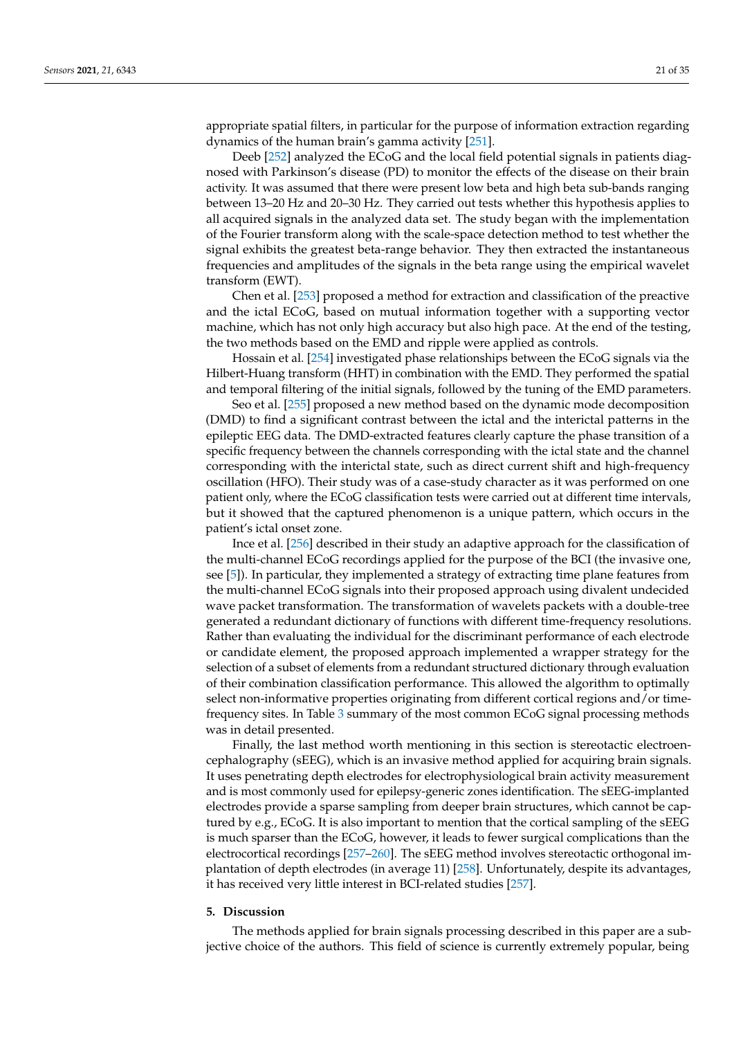appropriate spatial filters, in particular for the purpose of information extraction regarding dynamics of the human brain's gamma activity [251].

Deeb [252] analyzed the ECoG and the local field potential signals in patients diagnosed with Parkinson's disease (PD) to monitor the effects of the disease on their brain activity. It was assumed that there were present low beta and high beta sub-bands ranging between 13–20 Hz and 20–30 Hz. They carried out tests whether this hypothesis applies to all acquired signals in the analyzed data set. The study began with the implementation of the Fourier transform along with the scale-space detection method to test whether the signal exhibits the greatest beta-range behavior. They then extracted the instantaneous frequencies and amplitudes of the signals in the beta range using the empirical wavelet transform (EWT).

Chen et al. [253] proposed a method for extraction and classification of the preactive and the ictal ECoG, based on mutual information together with a supporting vector machine, which has not only high accuracy but also high pace. At the end of the testing, the two methods based on the EMD and ripple were applied as controls.

Hossain et al. [254] investigated phase relationships between the ECoG signals via the Hilbert-Huang transform (HHT) in combination with the EMD. They performed the spatial and temporal filtering of the initial signals, followed by the tuning of the EMD parameters.

Seo et al. [255] proposed a new method based on the dynamic mode decomposition (DMD) to find a significant contrast between the ictal and the interictal patterns in the epileptic EEG data. The DMD-extracted features clearly capture the phase transition of a specific frequency between the channels corresponding with the ictal state and the channel corresponding with the interictal state, such as direct current shift and high-frequency oscillation (HFO). Their study was of a case-study character as it was performed on one patient only, where the ECoG classification tests were carried out at different time intervals, but it showed that the captured phenomenon is a unique pattern, which occurs in the patient's ictal onset zone.

Ince et al. [256] described in their study an adaptive approach for the classification of the multi-channel ECoG recordings applied for the purpose of the BCI (the invasive one, see [5]). In particular, they implemented a strategy of extracting time plane features from the multi-channel ECoG signals into their proposed approach using divalent undecided wave packet transformation. The transformation of wavelets packets with a double-tree generated a redundant dictionary of functions with different time-frequency resolutions. Rather than evaluating the individual for the discriminant performance of each electrode or candidate element, the proposed approach implemented a wrapper strategy for the selection of a subset of elements from a redundant structured dictionary through evaluation of their combination classification performance. This allowed the algorithm to optimally select non-informative properties originating from different cortical regions and/or time-frequency sites. In Table 3 summary of the most common ECoG signal processing methods was in detail presented.

Finally, the last method worth mentioning in this section is stereotactic electroencephalography (sEEG), which is an invasive method applied for acquiring brain signals. It uses penetrating depth electrodes for electrophysiological brain activity measurement and is most commonly used for epilepsy-generic zones identification. The sEEG-implanted electrodes provide a sparse sampling from deeper brain structures, which cannot be captured by e.g., ECoG. It is also important to mention that the cortical sampling of the sEEG is much sparser than the ECoG, however, it leads to fewer surgical complications than the electrocortical recordings [257–260]. The sEEG method involves stereotactic orthogonal implantation of depth electrodes (in average 11) [258]. Unfortunately, despite its advantages, it has received very little interest in BCI-related studies [257].

## 5. Discussion

The methods applied for brain signals processing described in this paper are a subjective choice of the authors. This field of science is currently extremely popular, being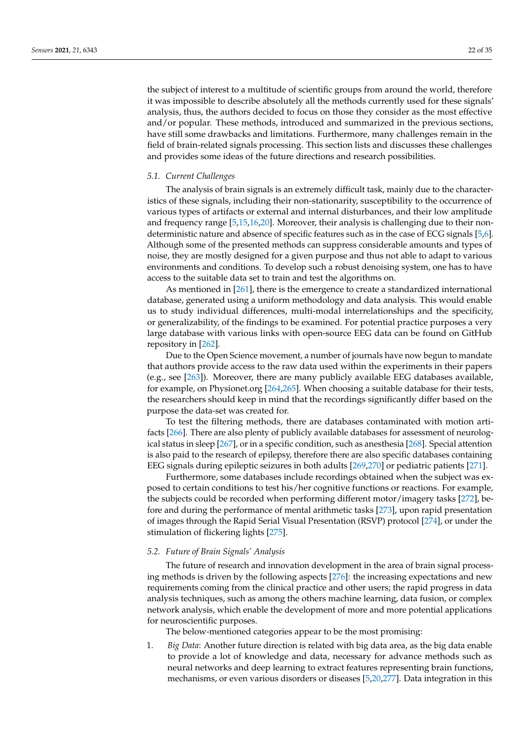the subject of interest to a multitude of scientific groups from around the world, therefore it was impossible to describe absolutely all the methods currently used for these signals' analysis, thus, the authors decided to focus on those they consider as the most effective and/or popular. These methods, introduced and summarized in the previous sections, have still some drawbacks and limitations. Furthermore, many challenges remain in the field of brain-related signals processing. This section lists and discusses these challenges and provides some ideas of the future directions and research possibilities.

### 5.1. Current Challenges

The analysis of brain signals is an extremely difficult task, mainly due to the characteristics of these signals, including their non-stationarity, susceptibility to the occurrence of various types of artifacts or external and internal disturbances, and their low amplitude and frequency range [5,15,16,20]. Moreover, their analysis is challenging due to their non-deterministic nature and absence of specific features such as in the case of ECG signals [5,6]. Although some of the presented methods can suppress considerable amounts and types of noise, they are mostly designed for a given purpose and thus not able to adapt to various environments and conditions. To develop such a robust denoising system, one has to have access to the suitable data set to train and test the algorithms on.

As mentioned in [261], there is the emergence to create a standardized international database, generated using a uniform methodology and data analysis. This would enable us to study individual differences, multi-modal interrelationships and the specificity, or generalizability, of the findings to be examined. For potential practice purposes a very large database with various links with open-source EEG data can be found on GitHub repository in [262].

Due to the Open Science movement, a number of journals have now begun to mandate that authors provide access to the raw data used within the experiments in their papers (e.g., see [263]). Moreover, there are many publicly available EEG databases available, for example, on Physionet.org [264,265]. When choosing a suitable database for their tests, the researchers should keep in mind that the recordings significantly differ based on the purpose the data-set was created for.

To test the filtering methods, there are databases contaminated with motion artifacts [266]. There are also plenty of publicly available databases for assessment of neurological status in sleep [267], or in a specific condition, such as anesthesia [268]. Special attention is also paid to the research of epilepsy, therefore there are also specific databases containing EEG signals during epileptic seizures in both adults [269,270] or pediatric patients [271].

Furthermore, some databases include recordings obtained when the subject was exposed to certain conditions to test his/her cognitive functions or reactions. For example, the subjects could be recorded when performing different motor/imagery tasks [272], before and during the performance of mental arithmetic tasks [273], upon rapid presentation of images through the Rapid Serial Visual Presentation (RSVP) protocol [274], or under the stimulation of flickering lights [275].

### 5.2. Future of Brain Signals' Analysis

The future of research and innovation development in the area of brain signal processing methods is driven by the following aspects [276]: the increasing expectations and new requirements coming from the clinical practice and other users; the rapid progress in data analysis techniques, such as among the others machine learning, data fusion, or complex network analysis, which enable the development of more and more potential applications for neuroscientific purposes.

The below-mentioned categories appear to be the most promising:

1. *Big Data*: Another future direction is related with big data area, as the big data enable to provide a lot of knowledge and data, necessary for advance methods such as neural networks and deep learning to extract features representing brain functions, mechanisms, or even various disorders or diseases [5,20,277]. Data integration in this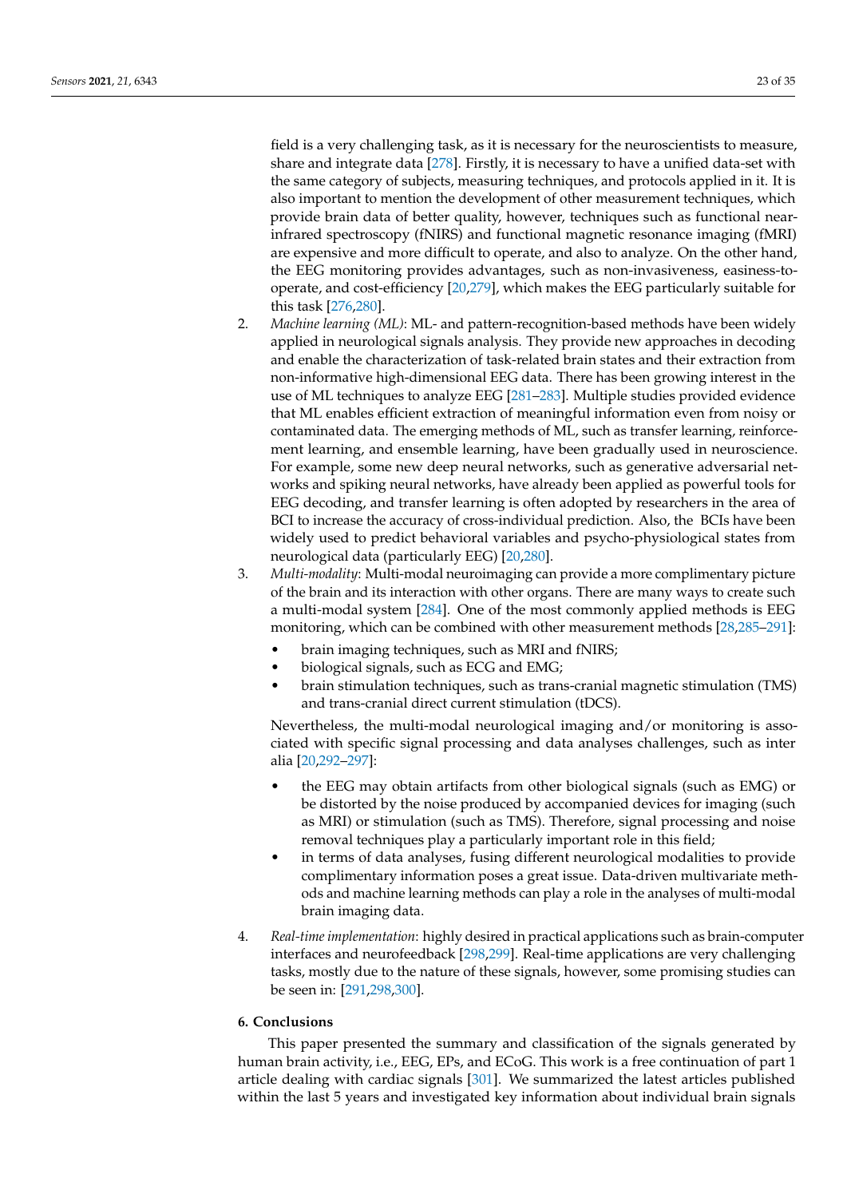field is a very challenging task, as it is necessary for the neuroscientists to measure, share and integrate data [278]. Firstly, it is necessary to have a unified data-set with the same category of subjects, measuring techniques, and protocols applied in it. It is also important to mention the development of other measurement techniques, which provide brain data of better quality, however, techniques such as functional near-infrared spectroscopy (fNIRS) and functional magnetic resonance imaging (fMRI) are expensive and more difficult to operate, and also to analyze. On the other hand, the EEG monitoring provides advantages, such as non-invasiveness, easiness-to-operate, and cost-efficiency [20,279], which makes the EEG particularly suitable for this task [276,280].

2. *Machine learning (ML)*: ML- and pattern-recognition-based methods have been widely applied in neurological signals analysis. They provide new approaches in decoding and enable the characterization of task-related brain states and their extraction from non-informative high-dimensional EEG data. There has been growing interest in the use of ML techniques to analyze EEG [281–283]. Multiple studies provided evidence that ML enables efficient extraction of meaningful information even from noisy or contaminated data. The emerging methods of ML, such as transfer learning, reinforcement learning, and ensemble learning, have been gradually used in neuroscience. For example, some new deep neural networks, such as generative adversarial networks and spiking neural networks, have already been applied as powerful tools for EEG decoding, and transfer learning is often adopted by researchers in the area of BCI to increase the accuracy of cross-individual prediction. Also, the BCIs have been widely used to predict behavioral variables and psycho-physiological states from neurological data (particularly EEG) [20,280].
3. *Multi-modality*: Multi-modal neuroimaging can provide a more complimentary picture of the brain and its interaction with other organs. There are many ways to create such a multi-modal system [284]. One of the most commonly applied methods is EEG monitoring, which can be combined with other measurement methods [28,285–291]:
   - brain imaging techniques, such as MRI and fNIRS;
   - biological signals, such as ECG and EMG;
   - brain stimulation techniques, such as trans-cranial magnetic stimulation (TMS) and trans-cranial direct current stimulation (tDCS).

   Nevertheless, the multi-modal neurological imaging and/or monitoring is associated with specific signal processing and data analyses challenges, such as inter alia [20,292–297]:

   - the EEG may obtain artifacts from other biological signals (such as EMG) or be distorted by the noise produced by accompanied devices for imaging (such as MRI) or stimulation (such as TMS). Therefore, signal processing and noise removal techniques play a particularly important role in this field;
   - in terms of data analyses, fusing different neurological modalities to provide complimentary information poses a great issue. Data-driven multivariate methods and machine learning methods can play a role in the analyses of multi-modal brain imaging data.
4. *Real-time implementation*: highly desired in practical applications such as brain-computer interfaces and neurofeedback [298,299]. Real-time applications are very challenging tasks, mostly due to the nature of these signals, however, some promising studies can be seen in: [291,298,300].

## 6. Conclusions

This paper presented the summary and classification of the signals generated by human brain activity, i.e., EEG, EPs, and ECoG. This work is a free continuation of part 1 article dealing with cardiac signals [301]. We summarized the latest articles published within the last 5 years and investigated key information about individual brain signals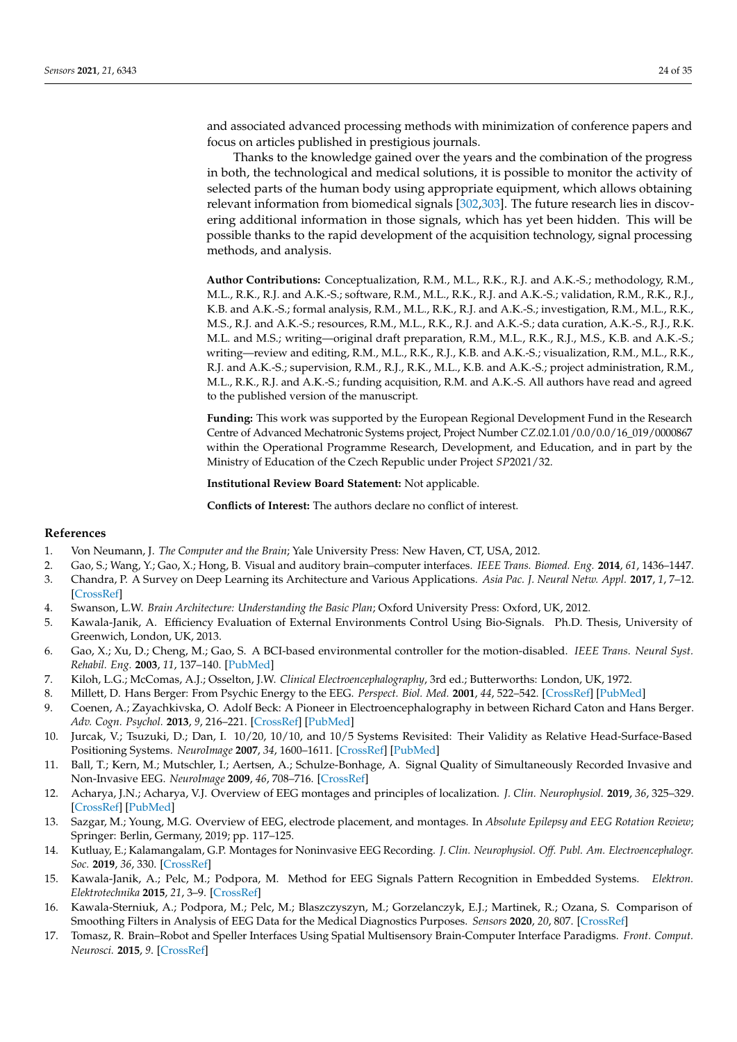and associated advanced processing methods with minimization of conference papers and focus on articles published in prestigious journals.

Thanks to the knowledge gained over the years and the combination of the progress in both, the technological and medical solutions, it is possible to monitor the activity of selected parts of the human body using appropriate equipment, which allows obtaining relevant information from biomedical signals [302,303]. The future research lies in discovering additional information in those signals, which has yet been hidden. This will be possible thanks to the rapid development of the acquisition technology, signal processing methods, and analysis.

**Author Contributions:** Conceptualization, R.M., M.L., R.K., R.J. and A.K.-S.; methodology, R.M., M.L., R.K., R.J. and A.K.-S.; software, R.M., M.L., R.K., R.J. and A.K.-S.; validation, R.M., R.K., R.J., K.B. and A.K.-S.; formal analysis, R.M., M.L., R.K., R.J. and A.K.-S.; investigation, R.M., M.L., R.K., M.S., R.J. and A.K.-S.; resources, R.M., M.L., R.K., R.J. and A.K.-S.; data curation, A.K.-S., R.J., R.K. M.L. and M.S.; writing—original draft preparation, R.M., M.L., R.K., R.J., M.S., K.B. and A.K.-S.; writing—review and editing, R.M., M.L., R.K., R.J., K.B. and A.K.-S.; visualization, R.M., M.L., R.K., R.J. and A.K.-S.; supervision, R.M., R.J., R.K., M.L., K.B. and A.K.-S.; project administration, R.M., M.L., R.K., R.J. and A.K.-S.; funding acquisition, R.M. and A.K.-S. All authors have read and agreed to the published version of the manuscript.

**Funding:** This work was supported by the European Regional Development Fund in the Research Centre of Advanced Mechatronic Systems project, Project Number *CZ*.02.1.01/0.0/0.0/16_019/0000867 within the Operational Programme Research, Development, and Education, and in part by the Ministry of Education of the Czech Republic under Project *SP*2021/32.

**Institutional Review Board Statement:** Not applicable.

**Conflicts of Interest:** The authors declare no conflict of interest.

## References

1. Von Neumann, J. *The Computer and the Brain*; Yale University Press: New Haven, CT, USA, 2012.
2. Gao, S.; Wang, Y.; Gao, X.; Hong, B. Visual and auditory brain–computer interfaces. *IEEE Trans. Biomed. Eng.* **2014**, *61*, 1436–1447.
3. Chandra, P. A Survey on Deep Learning its Architecture and Various Applications. *Asia Pac. J. Neural Netw. Appl.* **2017**, *1*, 7–12. [CrossRef]
4. Swanson, L.W. *Brain Architecture: Understanding the Basic Plan*; Oxford University Press: Oxford, UK, 2012.
5. Kawala-Janik, A. Efficiency Evaluation of External Environments Control Using Bio-Signals. Ph.D. Thesis, University of Greenwich, London, UK, 2013.
6. Gao, X.; Xu, D.; Cheng, M.; Gao, S. A BCI-based environmental controller for the motion-disabled. *IEEE Trans. Neural Syst. Rehabil. Eng.* **2003**, *11*, 137–140. [PubMed]
7. Kiloh, L.G.; McComas, A.J.; Osselton, J.W. *Clinical Electroencephalography*, 3rd ed.; Butterworths: London, UK, 1972.
8. Millett, D. Hans Berger: From Psychic Energy to the EEG. *Perspect. Biol. Med.* **2001**, *44*, 522–542. [CrossRef] [PubMed]
9. Coenen, A.; Zayachkivska, O. Adolf Beck: A Pioneer in Electroencephalography in between Richard Caton and Hans Berger. *Adv. Cogn. Psychol.* **2013**, *9*, 216–221. [CrossRef] [PubMed]
10. Jurcak, V.; Tsuzuki, D.; Dan, I. 10/20, 10/10, and 10/5 Systems Revisited: Their Validity as Relative Head-Surface-Based Positioning Systems. *NeuroImage* **2007**, *34*, 1600–1611. [CrossRef] [PubMed]
11. Ball, T.; Kern, M.; Mutschler, I.; Aertsen, A.; Schulze-Bonhage, A. Signal Quality of Simultaneously Recorded Invasive and Non-Invasive EEG. *NeuroImage* **2009**, *46*, 708–716. [CrossRef]
12. Acharya, J.N.; Acharya, V.J. Overview of EEG montages and principles of localization. *J. Clin. Neurophysiol.* **2019**, *36*, 325–329. [CrossRef] [PubMed]
13. Sazgar, M.; Young, M.G. Overview of EEG, electrode placement, and montages. In *Absolute Epilepsy and EEG Rotation Review*; Springer: Berlin, Germany, 2019; pp. 117–125.
14. Kutluay, E.; Kalamangalam, G.P. Montages for Noninvasive EEG Recording. *J. Clin. Neurophysiol. Off. Publ. Am. Electroencephalogr. Soc.* **2019**, *36*, 330. [CrossRef]
15. Kawala-Janik, A.; Pelc, M.; Podpora, M. Method for EEG Signals Pattern Recognition in Embedded Systems. *Elektron. Elektrotechnika* **2015**, *21*, 3–9. [CrossRef]
16. Kawala-Sterniuk, A.; Podpora, M.; Pelc, M.; Blaszczyszyn, M.; Gorzelanczyk, E.J.; Martinek, R.; Ozana, S. Comparison of Smoothing Filters in Analysis of EEG Data for the Medical Diagnostics Purposes. *Sensors* **2020**, *20*, 807. [CrossRef]
17. Tomasz, R. Brain–Robot and Speller Interfaces Using Spatial Multisensory Brain-Computer Interface Paradigms. *Front. Comput. Neurosci.* **2015**, *9*. [CrossRef]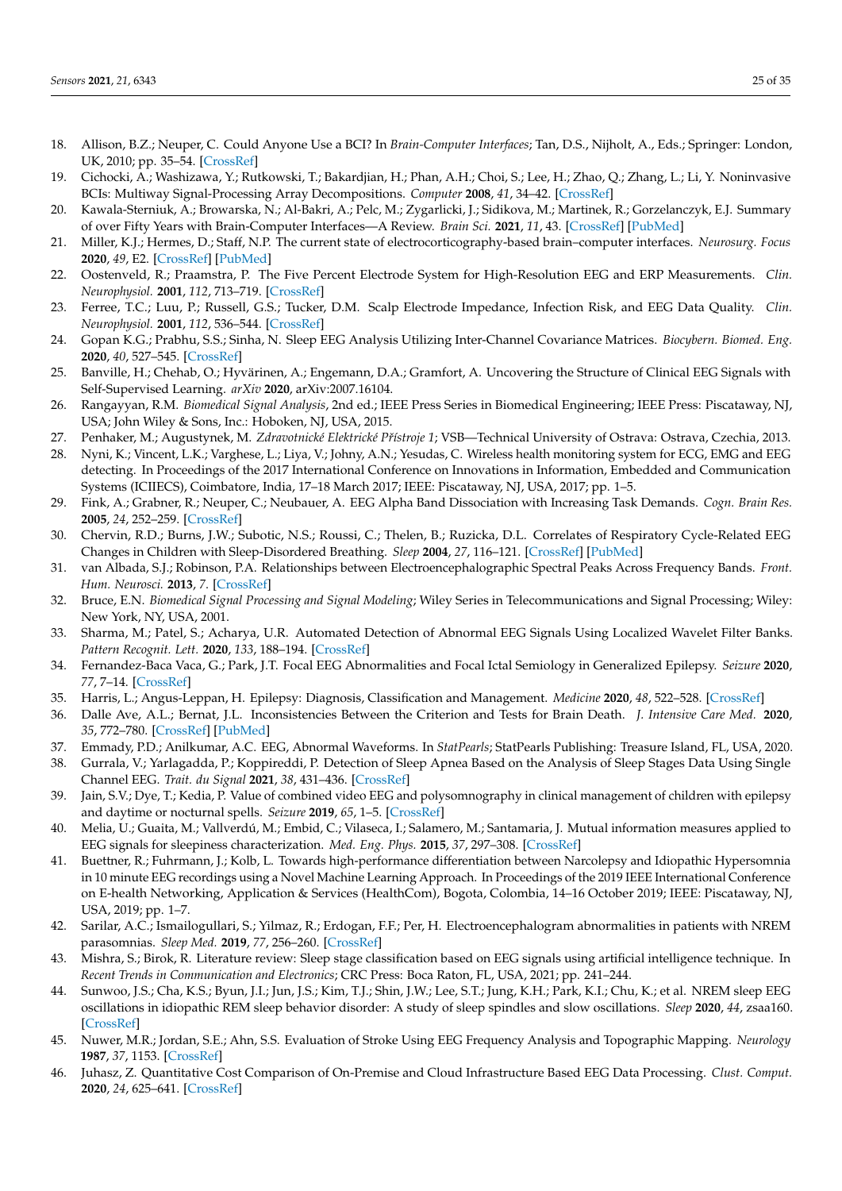18. Allison, B.Z.; Neuper, C. Could Anyone Use a BCI? In *Brain-Computer Interfaces*; Tan, D.S., Nijholt, A., Eds.; Springer: London, UK, 2010; pp. 35–54. [CrossRef]
19. Cichocki, A.; Washizawa, Y.; Rutkowski, T.; Bakardjian, H.; Phan, A.H.; Choi, S.; Lee, H.; Zhao, Q.; Zhang, L.; Li, Y. Noninvasive BCIs: Multiway Signal-Processing Array Decompositions. *Computer* **2008**, *41*, 34–42. [CrossRef]
20. Kawala-Sterniuk, A.; Browarska, N.; Al-Bakri, A.; Pelc, M.; Zygarlicki, J.; Sidikova, M.; Martinek, R.; Gorzelanczyk, E.J. Summary of over Fifty Years with Brain-Computer Interfaces—A Review. *Brain Sci.* **2021**, *11*, 43. [CrossRef] [PubMed]
21. Miller, K.J.; Hermes, D.; Staff, N.P. The current state of electrocorticography-based brain–computer interfaces. *Neurosurg. Focus* **2020**, *49*, E2. [CrossRef] [PubMed]
22. Oostenveld, R.; Praamstra, P. The Five Percent Electrode System for High-Resolution EEG and ERP Measurements. *Clin. Neurophysiol.* **2001**, *112*, 713–719. [CrossRef]
23. Ferree, T.C.; Luu, P.; Russell, G.S.; Tucker, D.M. Scalp Electrode Impedance, Infection Risk, and EEG Data Quality. *Clin. Neurophysiol.* **2001**, *112*, 536–544. [CrossRef]
24. Gopan K.G.; Prabhu, S.S.; Sinha, N. Sleep EEG Analysis Utilizing Inter-Channel Covariance Matrices. *Biocybern. Biomed. Eng.* **2020**, *40*, 527–545. [CrossRef]
25. Banville, H.; Chehab, O.; Hyvärinen, A.; Engemann, D.A.; Gramfort, A. Uncovering the Structure of Clinical EEG Signals with Self-Supervised Learning. *arXiv* **2020**, arXiv:2007.16104.
26. Rangayyan, R.M. *Biomedical Signal Analysis*, 2nd ed.; IEEE Press Series in Biomedical Engineering; IEEE Press: Piscataway, NJ, USA; John Wiley & Sons, Inc.: Hoboken, NJ, USA, 2015.
27. Penhaker, M.; Augustynek, M. *Zdravotnické Elektrické Přístroje 1*; VSB—Technical University of Ostrava: Ostrava, Czechia, 2013.
28. Nyni, K.; Vincent, L.K.; Varghese, L.; Liya, V.; Johny, A.N.; Yesudas, C. Wireless health monitoring system for ECG, EMG and EEG detecting. In Proceedings of the 2017 International Conference on Innovations in Information, Embedded and Communication Systems (ICIIECS), Coimbatore, India, 17–18 March 2017; IEEE: Piscataway, NJ, USA, 2017; pp. 1–5.
29. Fink, A.; Grabner, R.; Neuper, C.; Neubauer, A. EEG Alpha Band Dissociation with Increasing Task Demands. *Cogn. Brain Res.* **2005**, *24*, 252–259. [CrossRef]
30. Chervin, R.D.; Burns, J.W.; Subotic, N.S.; Roussi, C.; Thelen, B.; Ruzicka, D.L. Correlates of Respiratory Cycle-Related EEG Changes in Children with Sleep-Disordered Breathing. *Sleep* **2004**, *27*, 116–121. [CrossRef] [PubMed]
31. van Albada, S.J.; Robinson, P.A. Relationships between Electroencephalographic Spectral Peaks Across Frequency Bands. *Front. Hum. Neurosci.* **2013**, *7*. [CrossRef]
32. Bruce, E.N. *Biomedical Signal Processing and Signal Modeling*; Wiley Series in Telecommunications and Signal Processing; Wiley: New York, NY, USA, 2001.
33. Sharma, M.; Patel, S.; Acharya, U.R. Automated Detection of Abnormal EEG Signals Using Localized Wavelet Filter Banks. *Pattern Recognit. Lett.* **2020**, *133*, 188–194. [CrossRef]
34. Fernandez-Baca Vaca, G.; Park, J.T. Focal EEG Abnormalities and Focal Ictal Semiology in Generalized Epilepsy. *Seizure* **2020**, *77*, 7–14. [CrossRef]
35. Harris, L.; Angus-Leppan, H. Epilepsy: Diagnosis, Classification and Management. *Medicine* **2020**, *48*, 522–528. [CrossRef]
36. Dalle Ave, A.L.; Bernat, J.L. Inconsistencies Between the Criterion and Tests for Brain Death. *J. Intensive Care Med.* **2020**, *35*, 772–780. [CrossRef] [PubMed]
37. Emmady, P.D.; Anilkumar, A.C. EEG, Abnormal Waveforms. In *StatPearls*; StatPearls Publishing: Treasure Island, FL, USA, 2020.
38. Gurrala, V.; Yarlagadda, P.; Koppireddi, P. Detection of Sleep Apnea Based on the Analysis of Sleep Stages Data Using Single Channel EEG. *Trait. du Signal* **2021**, *38*, 431–436. [CrossRef]
39. Jain, S.V.; Dye, T.; Kedia, P. Value of combined video EEG and polysomnography in clinical management of children with epilepsy and daytime or nocturnal spells. *Seizure* **2019**, *65*, 1–5. [CrossRef]
40. Melia, U.; Guaita, M.; Vallverdú, M.; Embid, C.; Vilaseca, I.; Salamero, M.; Santamaria, J. Mutual information measures applied to EEG signals for sleepiness characterization. *Med. Eng. Phys.* **2015**, *37*, 297–308. [CrossRef]
41. Buettner, R.; Fuhrmann, J.; Kolb, L. Towards high-performance differentiation between Narcolepsy and Idiopathic Hypersomnia in 10 minute EEG recordings using a Novel Machine Learning Approach. In Proceedings of the 2019 IEEE International Conference on E-health Networking, Application & Services (HealthCom), Bogota, Colombia, 14–16 October 2019; IEEE: Piscataway, NJ, USA, 2019; pp. 1–7.
42. Sarilar, A.C.; Ismailogullari, S.; Yilmaz, R.; Erdogan, F.F.; Per, H. Electroencephalogram abnormalities in patients with NREM parasomnias. *Sleep Med.* **2019**, *77*, 256–260. [CrossRef]
43. Mishra, S.; Birok, R. Literature review: Sleep stage classification based on EEG signals using artificial intelligence technique. In *Recent Trends in Communication and Electronics*; CRC Press: Boca Raton, FL, USA, 2021; pp. 241–244.
44. Sunwoo, J.S.; Cha, K.S.; Byun, J.I.; Jun, J.S.; Kim, T.J.; Shin, J.W.; Lee, S.T.; Jung, K.H.; Park, K.I.; Chu, K.; et al. NREM sleep EEG oscillations in idiopathic REM sleep behavior disorder: A study of sleep spindles and slow oscillations. *Sleep* **2020**, *44*, zsaa160. [CrossRef]
45. Nuwer, M.R.; Jordan, S.E.; Ahn, S.S. Evaluation of Stroke Using EEG Frequency Analysis and Topographic Mapping. *Neurology* **1987**, *37*, 1153. [CrossRef]
46. Juhasz, Z. Quantitative Cost Comparison of On-Premise and Cloud Infrastructure Based EEG Data Processing. *Clust. Comput.* **2020**, *24*, 625–641. [CrossRef]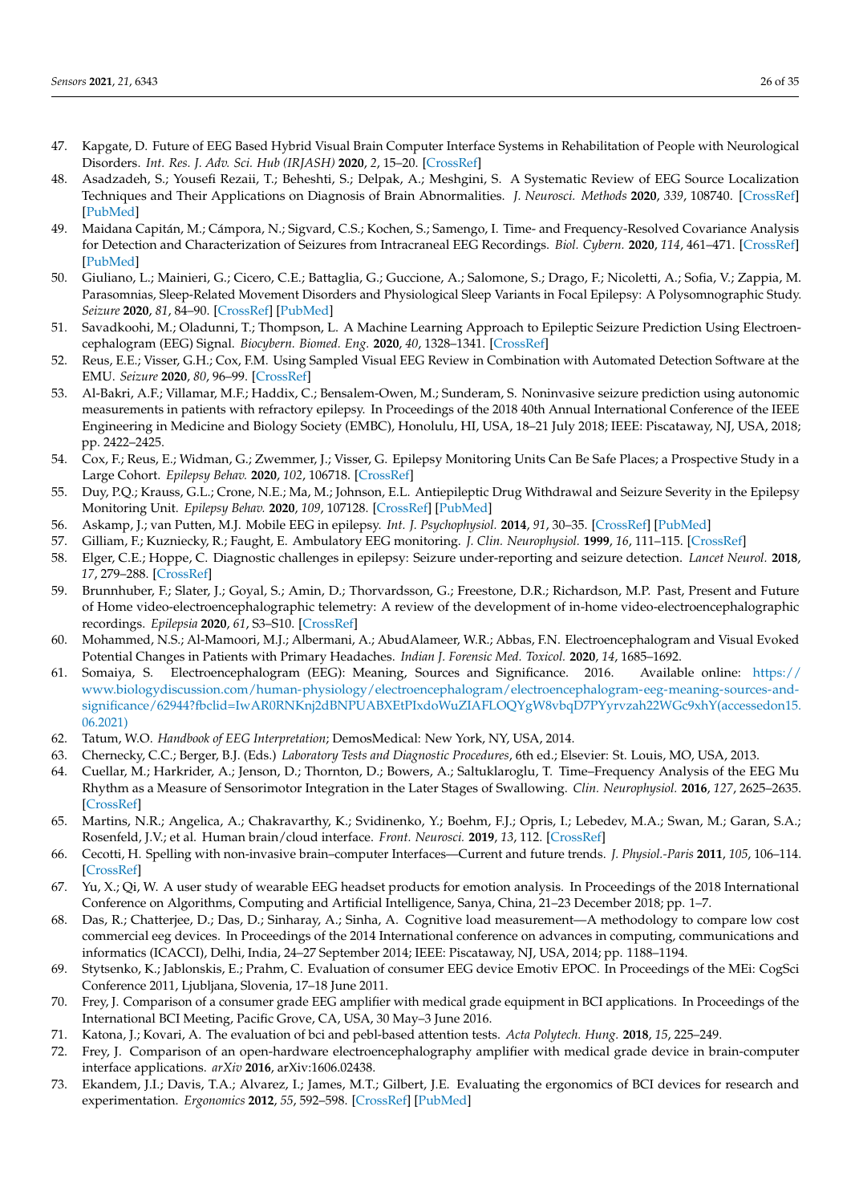47. Kapgate, D. Future of EEG Based Hybrid Visual Brain Computer Interface Systems in Rehabilitation of People with Neurological Disorders. *Int. Res. J. Adv. Sci. Hub (IRJASH)* **2020**, *2*, 15–20. [CrossRef]
48. Asadzadeh, S.; Yousefi Rezaii, T.; Beheshti, S.; Delpak, A.; Meshgini, S. A Systematic Review of EEG Source Localization Techniques and Their Applications on Diagnosis of Brain Abnormalities. *J. Neurosci. Methods* **2020**, *339*, 108740. [CrossRef] [PubMed]
49. Maidana Capitán, M.; Cámpora, N.; Sigvard, C.S.; Kochen, S.; Samengo, I. Time- and Frequency-Resolved Covariance Analysis for Detection and Characterization of Seizures from Intracraneal EEG Recordings. *Biol. Cybern.* **2020**, *114*, 461–471. [CrossRef] [PubMed]
50. Giuliano, L.; Mainieri, G.; Cicero, C.E.; Battaglia, G.; Guccione, A.; Salomone, S.; Drago, F.; Nicoletti, A.; Sofia, V.; Zappia, M. Parasomnias, Sleep-Related Movement Disorders and Physiological Sleep Variants in Focal Epilepsy: A Polysomnographic Study. *Seizure* **2020**, *81*, 84–90. [CrossRef] [PubMed]
51. Savadkoohi, M.; Oladunni, T.; Thompson, L. A Machine Learning Approach to Epileptic Seizure Prediction Using Electroencephalogram (EEG) Signal. *Biocybern. Biomed. Eng.* **2020**, *40*, 1328–1341. [CrossRef]
52. Reus, E.E.; Visser, G.H.; Cox, F.M. Using Sampled Visual EEG Review in Combination with Automated Detection Software at the EMU. *Seizure* **2020**, *80*, 96–99. [CrossRef]
53. Al-Bakri, A.F.; Villamar, M.F.; Haddix, C.; Bensalem-Owen, M.; Sunderam, S. Noninvasive seizure prediction using autonomic measurements in patients with refractory epilepsy. In Proceedings of the 2018 40th Annual International Conference of the IEEE Engineering in Medicine and Biology Society (EMBC), Honolulu, HI, USA, 18–21 July 2018; IEEE: Piscataway, NJ, USA, 2018; pp. 2422–2425.
54. Cox, F.; Reus, E.; Widman, G.; Zwemmer, J.; Visser, G. Epilepsy Monitoring Units Can Be Safe Places; a Prospective Study in a Large Cohort. *Epilepsy Behav.* **2020**, *102*, 106718. [CrossRef]
55. Duy, P.Q.; Krauss, G.L.; Crone, N.E.; Ma, M.; Johnson, E.L. Antiepileptic Drug Withdrawal and Seizure Severity in the Epilepsy Monitoring Unit. *Epilepsy Behav.* **2020**, *109*, 107128. [CrossRef] [PubMed]
56. Askamp, J.; van Putten, M.J. Mobile EEG in epilepsy. *Int. J. Psychophysiol.* **2014**, *91*, 30–35. [CrossRef] [PubMed]
57. Gilliam, F.; Kuzniecky, R.; Faught, E. Ambulatory EEG monitoring. *J. Clin. Neurophysiol.* **1999**, *16*, 111–115. [CrossRef]
58. Elger, C.E.; Hoppe, C. Diagnostic challenges in epilepsy: Seizure under-reporting and seizure detection. *Lancet Neurol.* **2018**, *17*, 279–288. [CrossRef]
59. Brunnhuber, F.; Slater, J.; Goyal, S.; Amin, D.; Thorvardsson, G.; Freestone, D.R.; Richardson, M.P. Past, Present and Future of Home video-electroencephalographic telemetry: A review of the development of in-home video-electroencephalographic recordings. *Epilepsia* **2020**, *61*, S3–S10. [CrossRef]
60. Mohammed, N.S.; Al-Mamoori, M.J.; Albermani, A.; AbudAlameer, W.R.; Abbas, F.N. Electroencephalogram and Visual Evoked Potential Changes in Patients with Primary Headaches. *Indian J. Forensic Med. Toxicol.* **2020**, *14*, 1685–1692.
61. Somaiya, S. Electroencephalogram (EEG): Meaning, Sources and Significance. 2016. Available online: https://www.biologydiscussion.com/human-physiology/electroencephalogram/electroencephalogram-eeg-meaning-sources-and-significance/62944?fbclid=IwAR0RNKnj2dBNPUABXEtPIxdoWuZIAFLOQYgW8vbqD7PYyrvzah22WGc9xhY(accessedon15.06.2021)
62. Tatum, W.O. *Handbook of EEG Interpretation*; DemosMedical: New York, NY, USA, 2014.
63. Chernecky, C.C.; Berger, B.J. (Eds.) *Laboratory Tests and Diagnostic Procedures*, 6th ed.; Elsevier: St. Louis, MO, USA, 2013.
64. Cuellar, M.; Harkrider, A.; Jenson, D.; Thornton, D.; Bowers, A.; Saltuklaroglu, T. Time–Frequency Analysis of the EEG Mu Rhythm as a Measure of Sensorimotor Integration in the Later Stages of Swallowing. *Clin. Neurophysiol.* **2016**, *127*, 2625–2635. [CrossRef]
65. Martins, N.R.; Angelica, A.; Chakravarthy, K.; Svidinenko, Y.; Boehm, F.J.; Opris, I.; Lebedev, M.A.; Swan, M.; Garan, S.A.; Rosenfeld, J.V.; et al. Human brain/cloud interface. *Front. Neurosci.* **2019**, *13*, 112. [CrossRef]
66. Cecotti, H. Spelling with non-invasive brain–computer Interfaces—Current and future trends. *J. Physiol.-Paris* **2011**, *105*, 106–114. [CrossRef]
67. Yu, X.; Qi, W. A user study of wearable EEG headset products for emotion analysis. In Proceedings of the 2018 International Conference on Algorithms, Computing and Artificial Intelligence, Sanya, China, 21–23 December 2018; pp. 1–7.
68. Das, R.; Chatterjee, D.; Das, D.; Sinharay, A.; Sinha, A. Cognitive load measurement—A methodology to compare low cost commercial eeg devices. In Proceedings of the 2014 International conference on advances in computing, communications and informatics (ICACCI), Delhi, India, 24–27 September 2014; IEEE: Piscataway, NJ, USA, 2014; pp. 1188–1194.
69. Stytsenko, K.; Jablonskis, E.; Prahm, C. Evaluation of consumer EEG device Emotiv EPOC. In Proceedings of the MEi: CogSci Conference 2011, Ljubljana, Slovenia, 17–18 June 2011.
70. Frey, J. Comparison of a consumer grade EEG amplifier with medical grade equipment in BCI applications. In Proceedings of the International BCI Meeting, Pacific Grove, CA, USA, 30 May–3 June 2016.
71. Katona, J.; Kovari, A. The evaluation of bci and pebl-based attention tests. *Acta Polytech. Hung.* **2018**, *15*, 225–249.
72. Frey, J. Comparison of an open-hardware electroencephalography amplifier with medical grade device in brain-computer interface applications. *arXiv* **2016**, arXiv:1606.02438.
73. Ekandem, J.I.; Davis, T.A.; Alvarez, I.; James, M.T.; Gilbert, J.E. Evaluating the ergonomics of BCI devices for research and experimentation. *Ergonomics* **2012**, *55*, 592–598. [CrossRef] [PubMed]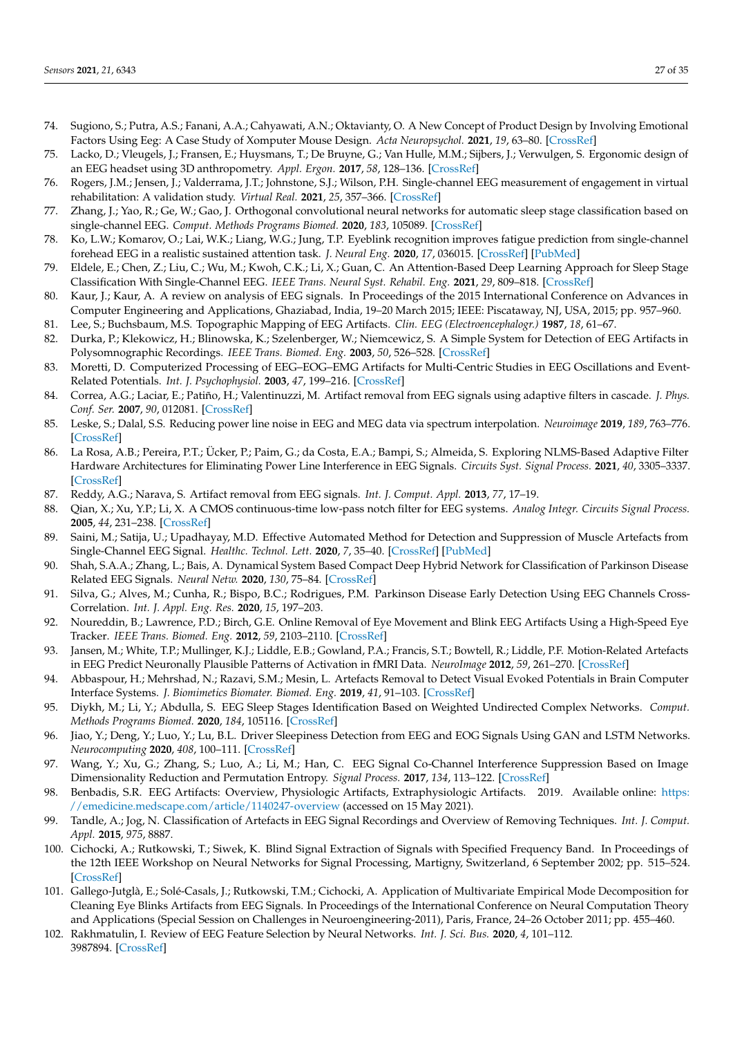74. Sugiono, S.; Putra, A.S.; Fanani, A.A.; Cahyawati, A.N.; Oktavianty, O. A New Concept of Product Design by Involving Emotional Factors Using Eeg: A Case Study of Xomputer Mouse Design. *Acta Neuropsychol.* **2021**, *19*, 63–80. [CrossRef]
75. Lacko, D.; Vleugels, J.; Fransen, E.; Huysmans, T.; De Bruyne, G.; Van Hulle, M.M.; Sijbers, J.; Verwulgen, S. Ergonomic design of an EEG headset using 3D anthropometry. *Appl. Ergon.* **2017**, *58*, 128–136. [CrossRef]
76. Rogers, J.M.; Jensen, J.; Valderrama, J.T.; Johnstone, S.J.; Wilson, P.H. Single-channel EEG measurement of engagement in virtual rehabilitation: A validation study. *Virtual Real.* **2021**, *25*, 357–366. [CrossRef]
77. Zhang, J.; Yao, R.; Ge, W.; Gao, J. Orthogonal convolutional neural networks for automatic sleep stage classification based on single-channel EEG. *Comput. Methods Programs Biomed.* **2020**, *183*, 105089. [CrossRef]
78. Ko, L.W.; Komarov, O.; Lai, W.K.; Liang, W.G.; Jung, T.P. Eyeblink recognition improves fatigue prediction from single-channel forehead EEG in a realistic sustained attention task. *J. Neural Eng.* **2020**, *17*, 036015. [CrossRef] [PubMed]
79. Eldele, E.; Chen, Z.; Liu, C.; Wu, M.; Kwoh, C.K.; Li, X.; Guan, C. An Attention-Based Deep Learning Approach for Sleep Stage Classification With Single-Channel EEG. *IEEE Trans. Neural Syst. Rehabil. Eng.* **2021**, *29*, 809–818. [CrossRef]
80. Kaur, J.; Kaur, A. A review on analysis of EEG signals. In Proceedings of the 2015 International Conference on Advances in Computer Engineering and Applications, Ghaziabad, India, 19–20 March 2015; IEEE: Piscataway, NJ, USA, 2015; pp. 957–960.
81. Lee, S.; Buchsbaum, M.S. Topographic Mapping of EEG Artifacts. *Clin. EEG (Electroencephalogr.)* **1987**, *18*, 61–67.
82. Durka, P.; Klekowicz, H.; Blinowska, K.; Szelenberger, W.; Niemcewicz, S. A Simple System for Detection of EEG Artifacts in Polysomnographic Recordings. *IEEE Trans. Biomed. Eng.* **2003**, *50*, 526–528. [CrossRef]
83. Moretti, D. Computerized Processing of EEG–EOG–EMG Artifacts for Multi-Centric Studies in EEG Oscillations and Event-Related Potentials. *Int. J. Psychophysiol.* **2003**, *47*, 199–216. [CrossRef]
84. Correa, A.G.; Laciar, E.; Patiño, H.; Valentinuzzi, M. Artifact removal from EEG signals using adaptive filters in cascade. *J. Phys. Conf. Ser.* **2007**, *90*, 012081. [CrossRef]
85. Leske, S.; Dalal, S.S. Reducing power line noise in EEG and MEG data via spectrum interpolation. *Neuroimage* **2019**, *189*, 763–776. [CrossRef]
86. La Rosa, A.B.; Pereira, P.T.; Ücker, P.; Paim, G.; da Costa, E.A.; Bampi, S.; Almeida, S. Exploring NLMS-Based Adaptive Filter Hardware Architectures for Eliminating Power Line Interference in EEG Signals. *Circuits Syst. Signal Process.* **2021**, *40*, 3305–3337. [CrossRef]
87. Reddy, A.G.; Narava, S. Artifact removal from EEG signals. *Int. J. Comput. Appl.* **2013**, *77*, 17–19.
88. Qian, X.; Xu, Y.P.; Li, X. A CMOS continuous-time low-pass notch filter for EEG systems. *Analog Integr. Circuits Signal Process.* **2005**, *44*, 231–238. [CrossRef]
89. Saini, M.; Satija, U.; Upadhayay, M.D. Effective Automated Method for Detection and Suppression of Muscle Artefacts from Single-Channel EEG Signal. *Healthc. Technol. Lett.* **2020**, *7*, 35–40. [CrossRef] [PubMed]
90. Shah, S.A.A.; Zhang, L.; Bais, A. Dynamical System Based Compact Deep Hybrid Network for Classification of Parkinson Disease Related EEG Signals. *Neural Netw.* **2020**, *130*, 75–84. [CrossRef]
91. Silva, G.; Alves, M.; Cunha, R.; Bispo, B.C.; Rodrigues, P.M. Parkinson Disease Early Detection Using EEG Channels Cross-Correlation. *Int. J. Appl. Eng. Res.* **2020**, *15*, 197–203.
92. Noureddin, B.; Lawrence, P.D.; Birch, G.E. Online Removal of Eye Movement and Blink EEG Artifacts Using a High-Speed Eye Tracker. *IEEE Trans. Biomed. Eng.* **2012**, *59*, 2103–2110. [CrossRef]
93. Jansen, M.; White, T.P.; Mullinger, K.J.; Liddle, E.B.; Gowland, P.A.; Francis, S.T.; Bowtell, R.; Liddle, P.F. Motion-Related Artefacts in EEG Predict Neuronally Plausible Patterns of Activation in fMRI Data. *NeuroImage* **2012**, *59*, 261–270. [CrossRef]
94. Abbaspour, H.; Mehrshad, N.; Razavi, S.M.; Mesin, L. Artefacts Removal to Detect Visual Evoked Potentials in Brain Computer Interface Systems. *J. Biomimetics Biomater. Biomed. Eng.* **2019**, *41*, 91–103. [CrossRef]
95. Diykh, M.; Li, Y.; Abdulla, S. EEG Sleep Stages Identification Based on Weighted Undirected Complex Networks. *Comput. Methods Programs Biomed.* **2020**, *184*, 105116. [CrossRef]
96. Jiao, Y.; Deng, Y.; Luo, Y.; Lu, B.L. Driver Sleepiness Detection from EEG and EOG Signals Using GAN and LSTM Networks. *Neurocomputing* **2020**, *408*, 100–111. [CrossRef]
97. Wang, Y.; Xu, G.; Zhang, S.; Luo, A.; Li, M.; Han, C. EEG Signal Co-Channel Interference Suppression Based on Image Dimensionality Reduction and Permutation Entropy. *Signal Process.* **2017**, *134*, 113–122. [CrossRef]
98. Benbadis, S.R. EEG Artifacts: Overview, Physiologic Artifacts, Extraphysiologic Artifacts. 2019. Available online: https://emedicine.medscape.com/article/1140247-overview (accessed on 15 May 2021).
99. Tandle, A.; Jog, N. Classification of Artefacts in EEG Signal Recordings and Overview of Removing Techniques. *Int. J. Comput. Appl.* **2015**, *975*, 8887.
100. Cichocki, A.; Rutkowski, T.; Siwek, K. Blind Signal Extraction of Signals with Specified Frequency Band. In Proceedings of the 12th IEEE Workshop on Neural Networks for Signal Processing, Martigny, Switzerland, 6 September 2002; pp. 515–524. [CrossRef]
101. Gallego-Jutglà, E.; Solé-Casals, J.; Rutkowski, T.M.; Cichocki, A. Application of Multivariate Empirical Mode Decomposition for Cleaning Eye Blinks Artifacts from EEG Signals. In Proceedings of the International Conference on Neural Computation Theory and Applications (Special Session on Challenges in Neuroengineering-2011), Paris, France, 24–26 October 2011; pp. 455–460.
102. Rakhmatulin, I. Review of EEG Feature Selection by Neural Networks. *Int. J. Sci. Bus.* **2020**, *4*, 101–112. 3987894. [CrossRef]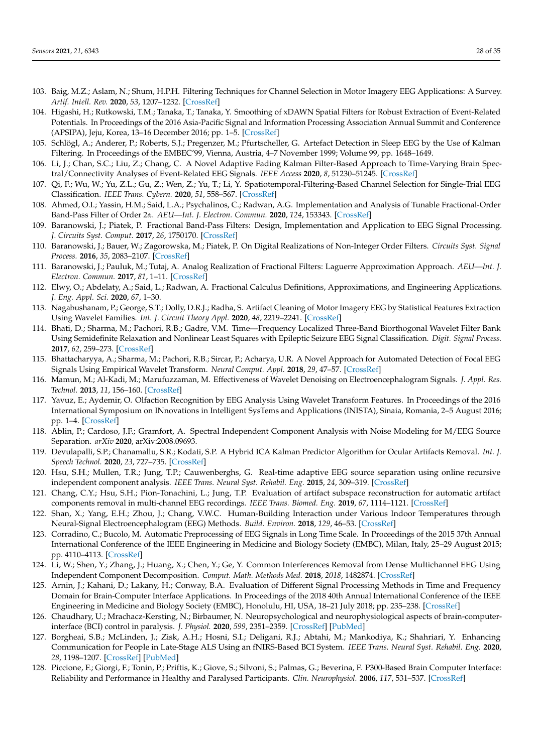103. Baig, M.Z.; Aslam, N.; Shum, H.P.H. Filtering Techniques for Channel Selection in Motor Imagery EEG Applications: A Survey. *Artif. Intell. Rev.* **2020**, *53*, 1207–1232. [CrossRef]
104. Higashi, H.; Rutkowski, T.M.; Tanaka, T.; Tanaka, Y. Smoothing of xDAWN Spatial Filters for Robust Extraction of Event-Related Potentials. In Proceedings of the 2016 Asia-Pacific Signal and Information Processing Association Annual Summit and Conference (APSIPA), Jeju, Korea, 13–16 December 2016; pp. 1–5. [CrossRef]
105. Schlögl, A.; Anderer, P.; Roberts, S.J.; Pregenzer, M.; Pfurtscheller, G. Artefact Detection in Sleep EEG by the Use of Kalman Filtering. In Proceedings of the EMBEC'99, Vienna, Austria, 4–7 November 1999; Volume 99, pp. 1648–1649.
106. Li, J.; Chan, S.C.; Liu, Z.; Chang, C. A Novel Adaptive Fading Kalman Filter-Based Approach to Time-Varying Brain Spectral/Connectivity Analyses of Event-Related EEG Signals. *IEEE Access* **2020**, *8*, 51230–51245. [CrossRef]
107. Qi, F.; Wu, W.; Yu, Z.L.; Gu, Z.; Wen, Z.; Yu, T.; Li, Y. Spatiotemporal-Filtering-Based Channel Selection for Single-Trial EEG Classification. *IEEE Trans. Cybern.* **2020**, *51*, 558–567. [CrossRef]
108. Ahmed, O.I.; Yassin, H.M.; Said, L.A.; Psychalinos, C.; Radwan, A.G. Implementation and Analysis of Tunable Fractional-Order Band-Pass Filter of Order 2$\alpha$. *AEU—Int. J. Electron. Commun.* **2020**, *124*, 153343. [CrossRef]
109. Baranowski, J.; Piatek, P. Fractional Band-Pass Filters: Design, Implementation and Application to EEG Signal Processing. *J. Circuits Syst. Comput.* **2017**, *26*, 1750170. [CrossRef]
110. Baranowski, J.; Bauer, W.; Zagorowska, M.; Piatek, P. On Digital Realizations of Non-Integer Order Filters. *Circuits Syst. Signal Process.* **2016**, *35*, 2083–2107. [CrossRef]
111. Baranowski, J.; Pauluk, M.; Tutaj, A. Analog Realization of Fractional Filters: Laguerre Approximation Approach. *AEU—Int. J. Electron. Commun.* **2017**, *81*, 1–11. [CrossRef]
112. Elwy, O.; Abdelaty, A.; Said, L.; Radwan, A. Fractional Calculus Definitions, Approximations, and Engineering Applications. *J. Eng. Appl. Sci.* **2020**, *67*, 1–30.
113. Nagabushanam, P.; George, S.T.; Dolly, D.R.J.; Radha, S. Artifact Cleaning of Motor Imagery EEG by Statistical Features Extraction Using Wavelet Families. *Int. J. Circuit Theory Appl.* **2020**, *48*, 2219–2241. [CrossRef]
114. Bhati, D.; Sharma, M.; Pachori, R.B.; Gadre, V.M. Time—Frequency Localized Three-Band Biorthogonal Wavelet Filter Bank Using Semidefinite Relaxation and Nonlinear Least Squares with Epileptic Seizure EEG Signal Classification. *Digit. Signal Process.* **2017**, *62*, 259–273. [CrossRef]
115. Bhattacharyya, A.; Sharma, M.; Pachori, R.B.; Sircar, P.; Acharya, U.R. A Novel Approach for Automated Detection of Focal EEG Signals Using Empirical Wavelet Transform. *Neural Comput. Appl.* **2018**, *29*, 47–57. [CrossRef]
116. Mamun, M.; Al-Kadi, M.; Marufuzzaman, M. Effectiveness of Wavelet Denoising on Electroencephalogram Signals. *J. Appl. Res. Technol.* **2013**, *11*, 156–160. [CrossRef]
117. Yavuz, E.; Aydemir, O. Olfaction Recognition by EEG Analysis Using Wavelet Transform Features. In Proceedings of the 2016 International Symposium on INnovations in Intelligent SysTems and Applications (INISTA), Sinaia, Romania, 2–5 August 2016; pp. 1–4. [CrossRef]
118. Ablin, P.; Cardoso, J.F.; Gramfort, A. Spectral Independent Component Analysis with Noise Modeling for M/EEG Source Separation. *arXiv* **2020**, arXiv:2008.09693.
119. Devulapalli, S.P.; Chanamallu, S.R.; Kodati, S.P. A Hybrid ICA Kalman Predictor Algorithm for Ocular Artifacts Removal. *Int. J. Speech Technol.* **2020**, *23*, 727–735. [CrossRef]
120. Hsu, S.H.; Mullen, T.R.; Jung, T.P.; Cauwenberghs, G. Real-time adaptive EEG source separation using online recursive independent component analysis. *IEEE Trans. Neural Syst. Rehabil. Eng.* **2015**, *24*, 309–319. [CrossRef]
121. Chang, C.Y.; Hsu, S.H.; Pion-Tonachini, L.; Jung, T.P. Evaluation of artifact subspace reconstruction for automatic artifact components removal in multi-channel EEG recordings. *IEEE Trans. Biomed. Eng.* **2019**, *67*, 1114–1121. [CrossRef]
122. Shan, X.; Yang, E.H.; Zhou, J.; Chang, V.W.C. Human-Building Interaction under Various Indoor Temperatures through Neural-Signal Electroencephalogram (EEG) Methods. *Build. Environ.* **2018**, *129*, 46–53. [CrossRef]
123. Corradino, C.; Bucolo, M. Automatic Preprocessing of EEG Signals in Long Time Scale. In Proceedings of the 2015 37th Annual International Conference of the IEEE Engineering in Medicine and Biology Society (EMBC), Milan, Italy, 25–29 August 2015; pp. 4110–4113. [CrossRef]
124. Li, W.; Shen, Y.; Zhang, J.; Huang, X.; Chen, Y.; Ge, Y. Common Interferences Removal from Dense Multichannel EEG Using Independent Component Decomposition. *Comput. Math. Methods Med.* **2018**, *2018*, 1482874. [CrossRef]
125. Arnin, J.; Kahani, D.; Lakany, H.; Conway, B.A. Evaluation of Different Signal Processing Methods in Time and Frequency Domain for Brain-Computer Interface Applications. In Proceedings of the 2018 40th Annual International Conference of the IEEE Engineering in Medicine and Biology Society (EMBC), Honolulu, HI, USA, 18–21 July 2018; pp. 235–238. [CrossRef]
126. Chaudhary, U.; Mrachacz-Kersting, N.; Birbaumer, N. Neuropsychological and neurophysiological aspects of brain-computer-interface (BCI) control in paralysis. *J. Physiol.* **2020**, *599*, 2351–2359. [CrossRef] [PubMed]
127. Borgheai, S.B.; McLinden, J.; Zisk, A.H.; Hosni, S.I.; Deligani, R.J.; Abtahi, M.; Mankodiya, K.; Shahriari, Y. Enhancing Communication for People in Late-Stage ALS Using an fNIRS-Based BCI System. *IEEE Trans. Neural Syst. Rehabil. Eng.* **2020**, *28*, 1198–1207. [CrossRef] [PubMed]
128. Piccione, F.; Giorgi, F.; Tonin, P.; Priftis, K.; Giove, S.; Silvoni, S.; Palmas, G.; Beverina, F. P300-Based Brain Computer Interface: Reliability and Performance in Healthy and Paralysed Participants. *Clin. Neurophysiol.* **2006**, *117*, 531–537. [CrossRef]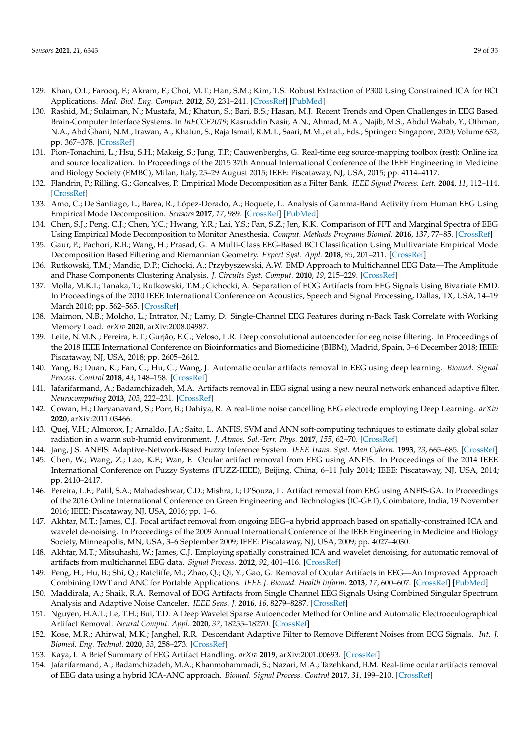129. Khan, O.I.; Farooq, F.; Akram, F.; Choi, M.T.; Han, S.M.; Kim, T.S. Robust Extraction of P300 Using Constrained ICA for BCI Applications. *Med. Biol. Eng. Comput.* **2012**, *50*, 231–241. [CrossRef] [PubMed]
130. Rashid, M.; Sulaiman, N.; Mustafa, M.; Khatun, S.; Bari, B.S.; Hasan, M.J. Recent Trends and Open Challenges in EEG Based Brain-Computer Interface Systems. In *InECCE2019*; Kasruddin Nasir, A.N., Ahmad, M.A., Najib, M.S., Abdul Wahab, Y., Othman, N.A., Abd Ghani, N.M., Irawan, A., Khatun, S., Raja Ismail, R.M.T., Saari, M.M., et al., Eds.; Springer: Singapore, 2020; Volume 632, pp. 367–378. [CrossRef]
131. Pion-Tonachini, L.; Hsu, S.H.; Makeig, S.; Jung, T.P.; Cauwenberghs, G. Real-time eeg source-mapping toolbox (rest): Online ica and source localization. In Proceedings of the 2015 37th Annual International Conference of the IEEE Engineering in Medicine and Biology Society (EMBC), Milan, Italy, 25–29 August 2015; IEEE: Piscataway, NJ, USA, 2015; pp. 4114–4117.
132. Flandrin, P.; Rilling, G.; Goncalves, P. Empirical Mode Decomposition as a Filter Bank. *IEEE Signal Process. Lett.* **2004**, *11*, 112–114. [CrossRef]
133. Amo, C.; De Santiago, L.; Barea, R.; López-Dorado, A.; Boquete, L. Analysis of Gamma-Band Activity from Human EEG Using Empirical Mode Decomposition. *Sensors* **2017**, *17*, 989. [CrossRef] [PubMed]
134. Chen, S.J.; Peng, C.J.; Chen, Y.C.; Hwang, Y.R.; Lai, Y.S.; Fan, S.Z.; Jen, K.K. Comparison of FFT and Marginal Spectra of EEG Using Empirical Mode Decomposition to Monitor Anesthesia. *Comput. Methods Programs Biomed.* **2016**, *137*, 77–85. [CrossRef]
135. Gaur, P.; Pachori, R.B.; Wang, H.; Prasad, G. A Multi-Class EEG-Based BCI Classification Using Multivariate Empirical Mode Decomposition Based Filtering and Riemannian Geometry. *Expert Syst. Appl.* **2018**, *95*, 201–211. [CrossRef]
136. Rutkowski, T.M.; Mandic, D.P.; Cichocki, A.; Przybyszewski, A.W. EMD Approach to Multichannel EEG Data—The Amplitude and Phase Components Clustering Analysis. *J. Circuits Syst. Comput.* **2010**, *19*, 215–229. [CrossRef]
137. Molla, M.K.I.; Tanaka, T.; Rutkowski, T.M.; Cichocki, A. Separation of EOG Artifacts from EEG Signals Using Bivariate EMD. In Proceedings of the 2010 IEEE International Conference on Acoustics, Speech and Signal Processing, Dallas, TX, USA, 14–19 March 2010; pp. 562–565. [CrossRef]
138. Maimon, N.B.; Molcho, L.; Intrator, N.; Lamy, D. Single-Channel EEG Features during n-Back Task Correlate with Working Memory Load. *arXiv* **2020**, arXiv:2008.04987.
139. Leite, N.M.N.; Pereira, E.T.; Gurjão, E.C.; Veloso, L.R. Deep convolutional autoencoder for eeg noise filtering. In Proceedings of the 2018 IEEE International Conference on Bioinformatics and Biomedicine (BIBM), Madrid, Spain, 3–6 December 2018; IEEE: Piscataway, NJ, USA, 2018; pp. 2605–2612.
140. Yang, B.; Duan, K.; Fan, C.; Hu, C.; Wang, J. Automatic ocular artifacts removal in EEG using deep learning. *Biomed. Signal Process. Control* **2018**, *43*, 148–158. [CrossRef]
141. Jafarifarmand, A.; Badamchizadeh, M.A. Artifacts removal in EEG signal using a new neural network enhanced adaptive filter. *Neurocomputing* **2013**, *103*, 222–231. [CrossRef]
142. Cowan, H.; Daryanavard, S.; Porr, B.; Dahiya, R. A real-time noise cancelling EEG electrode employing Deep Learning. *arXiv* **2020**, arXiv:2011.03466.
143. Quej, V.H.; Almorox, J.; Arnaldo, J.A.; Saito, L. ANFIS, SVM and ANN soft-computing techniques to estimate daily global solar radiation in a warm sub-humid environment. *J. Atmos. Sol.-Terr. Phys.* **2017**, *155*, 62–70. [CrossRef]
144. Jang, J.S. ANFIS: Adaptive-Network-Based Fuzzy Inference System. *IEEE Trans. Syst. Man Cybern.* **1993**, *23*, 665–685. [CrossRef]
145. Chen, W.; Wang, Z.; Lao, K.F.; Wan, F. Ocular artifact removal from EEG using ANFIS. In Proceedings of the 2014 IEEE International Conference on Fuzzy Systems (FUZZ-IEEE), Beijing, China, 6–11 July 2014; IEEE: Piscataway, NJ, USA, 2014; pp. 2410–2417.
146. Pereira, L.F.; Patil, S.A.; Mahadeshwar, C.D.; Mishra, I.; D'Souza, L. Artifact removal from EEG using ANFIS-GA. In Proceedings of the 2016 Online International Conference on Green Engineering and Technologies (IC-GET), Coimbatore, India, 19 November 2016; IEEE: Piscataway, NJ, USA, 2016; pp. 1–6.
147. Akhtar, M.T.; James, C.J. Focal artifact removal from ongoing EEG–a hybrid approach based on spatially-constrained ICA and wavelet de-noising. In Proceedings of the 2009 Annual International Conference of the IEEE Engineering in Medicine and Biology Society, Minneapolis, MN, USA, 3–6 September 2009; IEEE: Piscataway, NJ, USA, 2009; pp. 4027–4030.
148. Akhtar, M.T.; Mitsuhashi, W.; James, C.J. Employing spatially constrained ICA and wavelet denoising, for automatic removal of artifacts from multichannel EEG data. *Signal Process.* **2012**, *92*, 401–416. [CrossRef]
149. Peng, H.; Hu, B.; Shi, Q.; Ratcliffe, M.; Zhao, Q.; Qi, Y.; Gao, G. Removal of Ocular Artifacts in EEG—An Improved Approach Combining DWT and ANC for Portable Applications. *IEEE J. Biomed. Health Inform.* **2013**, *17*, 600–607. [CrossRef] [PubMed]
150. Maddirala, A.; Shaik, R.A. Removal of EOG Artifacts from Single Channel EEG Signals Using Combined Singular Spectrum Analysis and Adaptive Noise Canceler. *IEEE Sens. J.* **2016**, *16*, 8279–8287. [CrossRef]
151. Nguyen, H.A.T.; Le, T.H.; Bui, T.D. A Deep Wavelet Sparse Autoencoder Method for Online and Automatic Electrooculographical Artifact Removal. *Neural Comput. Appl.* **2020**, *32*, 18255–18270. [CrossRef]
152. Kose, M.R.; Ahirwal, M.K.; Janghel, R.R. Descendant Adaptive Filter to Remove Different Noises from ECG Signals. *Int. J. Biomed. Eng. Technol.* **2020**, *33*, 258–273. [CrossRef]
153. Kaya, I. A Brief Summary of EEG Artifact Handling. *arXiv* **2019**, arXiv:2001.00693. [CrossRef]
154. Jafarifarmand, A.; Badamchizadeh, M.A.; Khanmohammadi, S.; Nazari, M.A.; Tazehkand, B.M. Real-time ocular artifacts removal of EEG data using a hybrid ICA-ANC approach. *Biomed. Signal Process. Control* **2017**, *31*, 199–210. [CrossRef]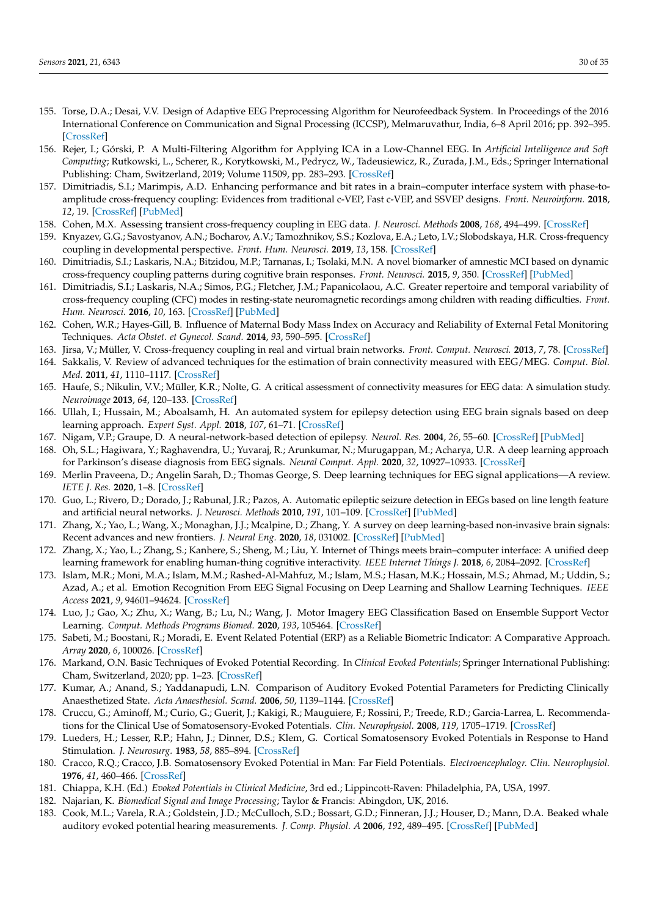155. Torse, D.A.; Desai, V.V. Design of Adaptive EEG Preprocessing Algorithm for Neurofeedback System. In Proceedings of the 2016 International Conference on Communication and Signal Processing (ICCSP), Melmaruvathur, India, 6–8 April 2016; pp. 392–395. [CrossRef]
156. Rejer, I.; Górski, P. A Multi-Filtering Algorithm for Applying ICA in a Low-Channel EEG. In *Artificial Intelligence and Soft Computing*; Rutkowski, L., Scherer, R., Korytkowski, M., Pedrycz, W., Tadeusiewicz, R., Zurada, J.M., Eds.; Springer International Publishing: Cham, Switzerland, 2019; Volume 11509, pp. 283–293. [CrossRef]
157. Dimitriadis, S.I.; Marimpis, A.D. Enhancing performance and bit rates in a brain–computer interface system with phase-to-amplitude cross-frequency coupling: Evidences from traditional c-VEP, Fast c-VEP, and SSVEP designs. *Front. Neuroinform.* **2018**, *12*, 19. [CrossRef] [PubMed]
158. Cohen, M.X. Assessing transient cross-frequency coupling in EEG data. *J. Neurosci. Methods* **2008**, *168*, 494–499. [CrossRef]
159. Knyazev, G.G.; Savostyanov, A.N.; Bocharov, A.V.; Tamozhnikov, S.S.; Kozlova, E.A.; Leto, I.V.; Slobodskaya, H.R. Cross-frequency coupling in developmental perspective. *Front. Hum. Neurosci.* **2019**, *13*, 158. [CrossRef]
160. Dimitriadis, S.I.; Laskaris, N.A.; Bitzidou, M.P.; Tarnanas, I.; Tsolaki, M.N. A novel biomarker of amnestic MCI based on dynamic cross-frequency coupling patterns during cognitive brain responses. *Front. Neurosci.* **2015**, *9*, 350. [CrossRef] [PubMed]
161. Dimitriadis, S.I.; Laskaris, N.A.; Simos, P.G.; Fletcher, J.M.; Papanicolaou, A.C. Greater repertoire and temporal variability of cross-frequency coupling (CFC) modes in resting-state neuromagnetic recordings among children with reading difficulties. *Front. Hum. Neurosci.* **2016**, *10*, 163. [CrossRef] [PubMed]
162. Cohen, W.R.; Hayes-Gill, B. Influence of Maternal Body Mass Index on Accuracy and Reliability of External Fetal Monitoring Techniques. *Acta Obstet. et Gynecol. Scand.* **2014**, *93*, 590–595. [CrossRef]
163. Jirsa, V.; Müller, V. Cross-frequency coupling in real and virtual brain networks. *Front. Comput. Neurosci.* **2013**, *7*, 78. [CrossRef]
164. Sakkalis, V. Review of advanced techniques for the estimation of brain connectivity measured with EEG/MEG. *Comput. Biol. Med.* **2011**, *41*, 1110–1117. [CrossRef]
165. Haufe, S.; Nikulin, V.V.; Müller, K.R.; Nolte, G. A critical assessment of connectivity measures for EEG data: A simulation study. *Neuroimage* **2013**, *64*, 120–133. [CrossRef]
166. Ullah, I.; Hussain, M.; Aboalsamh, H. An automated system for epilepsy detection using EEG brain signals based on deep learning approach. *Expert Syst. Appl.* **2018**, *107*, 61–71. [CrossRef]
167. Nigam, V.P.; Graupe, D. A neural-network-based detection of epilepsy. *Neurol. Res.* **2004**, *26*, 55–60. [CrossRef] [PubMed]
168. Oh, S.L.; Hagiwara, Y.; Raghavendra, U.; Yuvaraj, R.; Arunkumar, N.; Murugappan, M.; Acharya, U.R. A deep learning approach for Parkinson's disease diagnosis from EEG signals. *Neural Comput. Appl.* **2020**, *32*, 10927–10933. [CrossRef]
169. Merlin Praveena, D.; Angelin Sarah, D.; Thomas George, S. Deep learning techniques for EEG signal applications—A review. *IETE J. Res.* **2020**, 1–8. [CrossRef]
170. Guo, L.; Rivero, D.; Dorado, J.; Rabunal, J.R.; Pazos, A. Automatic epileptic seizure detection in EEGs based on line length feature and artificial neural networks. *J. Neurosci. Methods* **2010**, *191*, 101–109. [CrossRef] [PubMed]
171. Zhang, X.; Yao, L.; Wang, X.; Monaghan, J.J.; Mcalpine, D.; Zhang, Y. A survey on deep learning-based non-invasive brain signals: Recent advances and new frontiers. *J. Neural Eng.* **2020**, *18*, 031002. [CrossRef] [PubMed]
172. Zhang, X.; Yao, L.; Zhang, S.; Kanhere, S.; Sheng, M.; Liu, Y. Internet of Things meets brain–computer interface: A unified deep learning framework for enabling human-thing cognitive interactivity. *IEEE Internet Things J.* **2018**, *6*, 2084–2092. [CrossRef]
173. Islam, M.R.; Moni, M.A.; Islam, M.M.; Rashed-Al-Mahfuz, M.; Islam, M.S.; Hasan, M.K.; Hossain, M.S.; Ahmad, M.; Uddin, S.; Azad, A.; et al. Emotion Recognition From EEG Signal Focusing on Deep Learning and Shallow Learning Techniques. *IEEE Access* **2021**, *9*, 94601–94624. [CrossRef]
174. Luo, J.; Gao, X.; Zhu, X.; Wang, B.; Lu, N.; Wang, J. Motor Imagery EEG Classification Based on Ensemble Support Vector Learning. *Comput. Methods Programs Biomed.* **2020**, *193*, 105464. [CrossRef]
175. Sabeti, M.; Boostani, R.; Moradi, E. Event Related Potential (ERP) as a Reliable Biometric Indicator: A Comparative Approach. *Array* **2020**, *6*, 100026. [CrossRef]
176. Markand, O.N. Basic Techniques of Evoked Potential Recording. In *Clinical Evoked Potentials*; Springer International Publishing: Cham, Switzerland, 2020; pp. 1–23. [CrossRef]
177. Kumar, A.; Anand, S.; Yaddanapudi, L.N. Comparison of Auditory Evoked Potential Parameters for Predicting Clinically Anaesthetized State. *Acta Anaesthesiol. Scand.* **2006**, *50*, 1139–1144. [CrossRef]
178. Cruccu, G.; Aminoff, M.; Curio, G.; Guerit, J.; Kakigi, R.; Mauguiere, F.; Rossini, P.; Treede, R.D.; Garcia-Larrea, L. Recommendations for the Clinical Use of Somatosensory-Evoked Potentials. *Clin. Neurophysiol.* **2008**, *119*, 1705–1719. [CrossRef]
179. Lueders, H.; Lesser, R.P.; Hahn, J.; Dinner, D.S.; Klem, G. Cortical Somatosensory Evoked Potentials in Response to Hand Stimulation. *J. Neurosurg.* **1983**, *58*, 885–894. [CrossRef]
180. Cracco, R.Q.; Cracco, J.B. Somatosensory Evoked Potential in Man: Far Field Potentials. *Electroencephalogr. Clin. Neurophysiol.* **1976**, *41*, 460–466. [CrossRef]
181. Chiappa, K.H. (Ed.) *Evoked Potentials in Clinical Medicine*, 3rd ed.; Lippincott-Raven: Philadelphia, PA, USA, 1997.
182. Najarian, K. *Biomedical Signal and Image Processing*; Taylor & Francis: Abingdon, UK, 2016.
183. Cook, M.L.; Varela, R.A.; Goldstein, J.D.; McCulloch, S.D.; Bossart, G.D.; Finneran, J.J.; Houser, D.; Mann, D.A. Beaked whale auditory evoked potential hearing measurements. *J. Comp. Physiol. A* **2006**, *192*, 489–495. [CrossRef] [PubMed]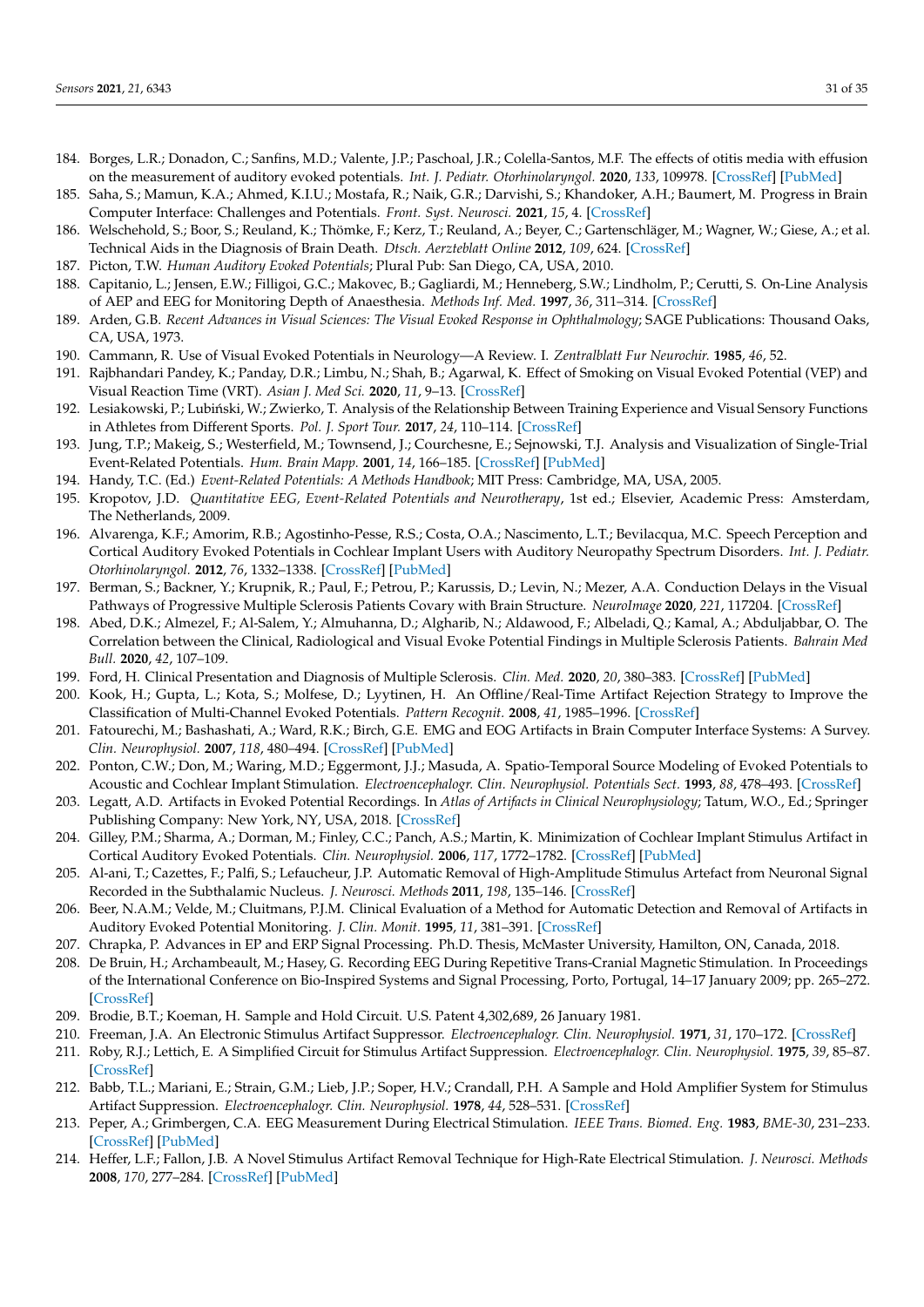184. Borges, L.R.; Donadon, C.; Sanfins, M.D.; Valente, J.P.; Paschoal, J.R.; Colella-Santos, M.F. The effects of otitis media with effusion on the measurement of auditory evoked potentials. *Int. J. Pediatr. Otorhinolaryngol.* **2020**, *133*, 109978. [CrossRef] [PubMed]
185. Saha, S.; Mamun, K.A.; Ahmed, K.I.U.; Mostafa, R.; Naik, G.R.; Darvishi, S.; Khandoker, A.H.; Baumert, M. Progress in Brain Computer Interface: Challenges and Potentials. *Front. Syst. Neurosci.* **2021**, *15*, 4. [CrossRef]
186. Welschehold, S.; Boor, S.; Reuland, K.; Thömke, F.; Kerz, T.; Reuland, A.; Beyer, C.; Gartenschläger, M.; Wagner, W.; Giese, A.; et al. Technical Aids in the Diagnosis of Brain Death. *Dtsch. Aerzteblatt Online* **2012**, *109*, 624. [CrossRef]
187. Picton, T.W. *Human Auditory Evoked Potentials*; Plural Pub: San Diego, CA, USA, 2010.
188. Capitanio, L.; Jensen, E.W.; Filligoi, G.C.; Makovec, B.; Gagliardi, M.; Henneberg, S.W.; Lindholm, P.; Cerutti, S. On-Line Analysis of AEP and EEG for Monitoring Depth of Anaesthesia. *Methods Inf. Med.* **1997**, *36*, 311–314. [CrossRef]
189. Arden, G.B. *Recent Advances in Visual Sciences: The Visual Evoked Response in Ophthalmology*; SAGE Publications: Thousand Oaks, CA, USA, 1973.
190. Cammann, R. Use of Visual Evoked Potentials in Neurology—A Review. I. *Zentralblatt Fur Neurochir.* **1985**, *46*, 52.
191. Rajbhandari Pandey, K.; Panday, D.R.; Limbu, N.; Shah, B.; Agarwal, K. Effect of Smoking on Visual Evoked Potential (VEP) and Visual Reaction Time (VRT). *Asian J. Med Sci.* **2020**, *11*, 9–13. [CrossRef]
192. Lesiakowski, P.; Lubiński, W.; Zwierko, T. Analysis of the Relationship Between Training Experience and Visual Sensory Functions in Athletes from Different Sports. *Pol. J. Sport Tour.* **2017**, *24*, 110–114. [CrossRef]
193. Jung, T.P.; Makeig, S.; Westerfield, M.; Townsend, J.; Courchesne, E.; Sejnowski, T.J. Analysis and Visualization of Single-Trial Event-Related Potentials. *Hum. Brain Mapp.* **2001**, *14*, 166–185. [CrossRef] [PubMed]
194. Handy, T.C. (Ed.) *Event-Related Potentials: A Methods Handbook*; MIT Press: Cambridge, MA, USA, 2005.
195. Kropotov, J.D. *Quantitative EEG, Event-Related Potentials and Neurotherapy*, 1st ed.; Elsevier, Academic Press: Amsterdam, The Netherlands, 2009.
196. Alvarenga, K.F.; Amorim, R.B.; Agostinho-Pesse, R.S.; Costa, O.A.; Nascimento, L.T.; Bevilacqua, M.C. Speech Perception and Cortical Auditory Evoked Potentials in Cochlear Implant Users with Auditory Neuropathy Spectrum Disorders. *Int. J. Pediatr. Otorhinolaryngol.* **2012**, *76*, 1332–1338. [CrossRef] [PubMed]
197. Berman, S.; Backner, Y.; Krupnik, R.; Paul, F.; Petrou, P.; Karussis, D.; Levin, N.; Mezer, A.A. Conduction Delays in the Visual Pathways of Progressive Multiple Sclerosis Patients Covary with Brain Structure. *NeuroImage* **2020**, *221*, 117204. [CrossRef]
198. Abed, D.K.; Almezel, F.; Al-Salem, Y.; Almuhanna, D.; Algharib, N.; Aldawood, F.; Albeladi, Q.; Kamal, A.; Abduljabbar, O. The Correlation between the Clinical, Radiological and Visual Evoke Potential Findings in Multiple Sclerosis Patients. *Bahrain Med Bull.* **2020**, *42*, 107–109.
199. Ford, H. Clinical Presentation and Diagnosis of Multiple Sclerosis. *Clin. Med.* **2020**, *20*, 380–383. [CrossRef] [PubMed]
200. Kook, H.; Gupta, L.; Kota, S.; Molfese, D.; Lyytinen, H. An Offline/Real-Time Artifact Rejection Strategy to Improve the Classification of Multi-Channel Evoked Potentials. *Pattern Recognit.* **2008**, *41*, 1985–1996. [CrossRef]
201. Fatourechi, M.; Bashashati, A.; Ward, R.K.; Birch, G.E. EMG and EOG Artifacts in Brain Computer Interface Systems: A Survey. *Clin. Neurophysiol.* **2007**, *118*, 480–494. [CrossRef] [PubMed]
202. Ponton, C.W.; Don, M.; Waring, M.D.; Eggermont, J.J.; Masuda, A. Spatio-Temporal Source Modeling of Evoked Potentials to Acoustic and Cochlear Implant Stimulation. *Electroencephalogr. Clin. Neurophysiol. Potentials Sect.* **1993**, *88*, 478–493. [CrossRef]
203. Legatt, A.D. Artifacts in Evoked Potential Recordings. In *Atlas of Artifacts in Clinical Neurophysiology*; Tatum, W.O., Ed.; Springer Publishing Company: New York, NY, USA, 2018. [CrossRef]
204. Gilley, P.M.; Sharma, A.; Dorman, M.; Finley, C.C.; Panch, A.S.; Martin, K. Minimization of Cochlear Implant Stimulus Artifact in Cortical Auditory Evoked Potentials. *Clin. Neurophysiol.* **2006**, *117*, 1772–1782. [CrossRef] [PubMed]
205. Al-ani, T.; Cazettes, F.; Palfi, S.; Lefaucheur, J.P. Automatic Removal of High-Amplitude Stimulus Artefact from Neuronal Signal Recorded in the Subthalamic Nucleus. *J. Neurosci. Methods* **2011**, *198*, 135–146. [CrossRef]
206. Beer, N.A.M.; Velde, M.; Cluitmans, P.J.M. Clinical Evaluation of a Method for Automatic Detection and Removal of Artifacts in Auditory Evoked Potential Monitoring. *J. Clin. Monit.* **1995**, *11*, 381–391. [CrossRef]
207. Chrapka, P. Advances in EP and ERP Signal Processing. Ph.D. Thesis, McMaster University, Hamilton, ON, Canada, 2018.
208. De Bruin, H.; Archambeault, M.; Hasey, G. Recording EEG During Repetitive Trans-Cranial Magnetic Stimulation. In Proceedings of the International Conference on Bio-Inspired Systems and Signal Processing, Porto, Portugal, 14–17 January 2009; pp. 265–272. [CrossRef]
209. Brodie, B.T.; Koeman, H. Sample and Hold Circuit. U.S. Patent 4,302,689, 26 January 1981.
210. Freeman, J.A. An Electronic Stimulus Artifact Suppressor. *Electroencephalogr. Clin. Neurophysiol.* **1971**, *31*, 170–172. [CrossRef]
211. Roby, R.J.; Lettich, E. A Simplified Circuit for Stimulus Artifact Suppression. *Electroencephalogr. Clin. Neurophysiol.* **1975**, *39*, 85–87. [CrossRef]
212. Babb, T.L.; Mariani, E.; Strain, G.M.; Lieb, J.P.; Soper, H.V.; Crandall, P.H. A Sample and Hold Amplifier System for Stimulus Artifact Suppression. *Electroencephalogr. Clin. Neurophysiol.* **1978**, *44*, 528–531. [CrossRef]
213. Peper, A.; Grimbergen, C.A. EEG Measurement During Electrical Stimulation. *IEEE Trans. Biomed. Eng.* **1983**, *BME-30*, 231–233. [CrossRef] [PubMed]
214. Heffer, L.F.; Fallon, J.B. A Novel Stimulus Artifact Removal Technique for High-Rate Electrical Stimulation. *J. Neurosci. Methods* **2008**, *170*, 277–284. [CrossRef] [PubMed]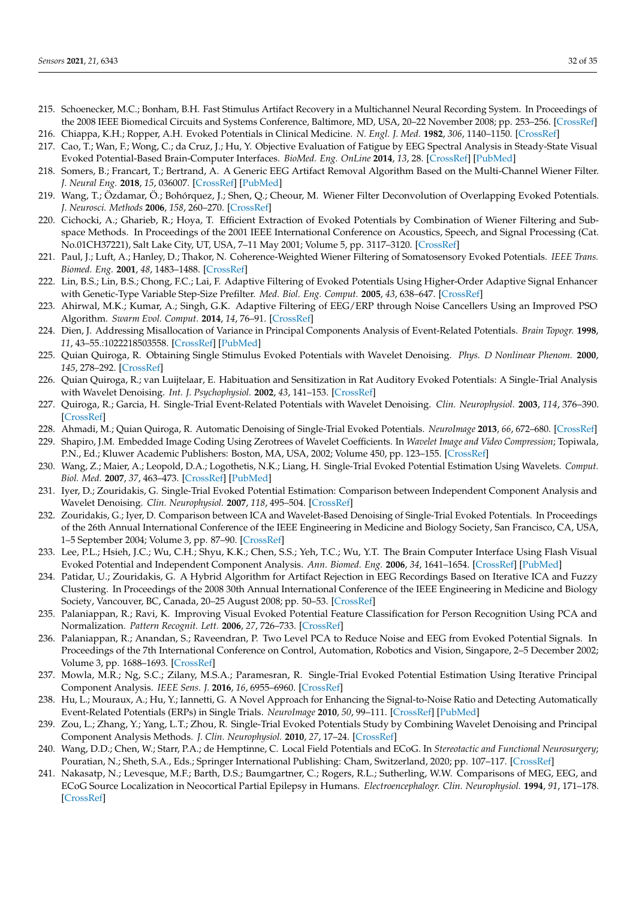215. Schoenecker, M.C.; Bonham, B.H. Fast Stimulus Artifact Recovery in a Multichannel Neural Recording System. In Proceedings of the 2008 IEEE Biomedical Circuits and Systems Conference, Baltimore, MD, USA, 20–22 November 2008; pp. 253–256. [CrossRef]
216. Chiappa, K.H.; Ropper, A.H. Evoked Potentials in Clinical Medicine. *N. Engl. J. Med.* **1982**, *306*, 1140–1150. [CrossRef]
217. Cao, T.; Wan, F.; Wong, C.; da Cruz, J.; Hu, Y. Objective Evaluation of Fatigue by EEG Spectral Analysis in Steady-State Visual Evoked Potential-Based Brain-Computer Interfaces. *BioMed. Eng. OnLine* **2014**, *13*, 28. [CrossRef] [PubMed]
218. Somers, B.; Francart, T.; Bertrand, A. A Generic EEG Artifact Removal Algorithm Based on the Multi-Channel Wiener Filter. *J. Neural Eng.* **2018**, *15*, 036007. [CrossRef] [PubMed]
219. Wang, T.; Özdamar, Ö.; Bohórquez, J.; Shen, Q.; Cheour, M. Wiener Filter Deconvolution of Overlapping Evoked Potentials. *J. Neurosci. Methods* **2006**, *158*, 260–270. [CrossRef]
220. Cichocki, A.; Gharieb, R.; Hoya, T. Efficient Extraction of Evoked Potentials by Combination of Wiener Filtering and Subspace Methods. In Proceedings of the 2001 IEEE International Conference on Acoustics, Speech, and Signal Processing (Cat. No.01CH37221), Salt Lake City, UT, USA, 7–11 May 2001; Volume 5, pp. 3117–3120. [CrossRef]
221. Paul, J.; Luft, A.; Hanley, D.; Thakor, N. Coherence-Weighted Wiener Filtering of Somatosensory Evoked Potentials. *IEEE Trans. Biomed. Eng.* **2001**, *48*, 1483–1488. [CrossRef]
222. Lin, B.S.; Lin, B.S.; Chong, F.C.; Lai, F. Adaptive Filtering of Evoked Potentials Using Higher-Order Adaptive Signal Enhancer with Genetic-Type Variable Step-Size Prefilter. *Med. Biol. Eng. Comput.* **2005**, *43*, 638–647. [CrossRef]
223. Ahirwal, M.K.; Kumar, A.; Singh, G.K. Adaptive Filtering of EEG/ERP through Noise Cancellers Using an Improved PSO Algorithm. *Swarm Evol. Comput.* **2014**, *14*, 76–91. [CrossRef]
224. Dien, J. Addressing Misallocation of Variance in Principal Components Analysis of Event-Related Potentials. *Brain Topogr.* **1998**, *11*, 43–55.:1022218503558. [CrossRef] [PubMed]
225. Quian Quiroga, R. Obtaining Single Stimulus Evoked Potentials with Wavelet Denoising. *Phys. D Nonlinear Phenom.* **2000**, *145*, 278–292. [CrossRef]
226. Quian Quiroga, R.; van Luijtelaar, E. Habituation and Sensitization in Rat Auditory Evoked Potentials: A Single-Trial Analysis with Wavelet Denoising. *Int. J. Psychophysiol.* **2002**, *43*, 141–153. [CrossRef]
227. Quiroga, R.; Garcia, H. Single-Trial Event-Related Potentials with Wavelet Denoising. *Clin. Neurophysiol.* **2003**, *114*, 376–390. [CrossRef]
228. Ahmadi, M.; Quian Quiroga, R. Automatic Denoising of Single-Trial Evoked Potentials. *NeuroImage* **2013**, *66*, 672–680. [CrossRef]
229. Shapiro, J.M. Embedded Image Coding Using Zerotrees of Wavelet Coefficients. In *Wavelet Image and Video Compression*; Topiwala, P.N., Ed.; Kluwer Academic Publishers: Boston, MA, USA, 2002; Volume 450, pp. 123–155. [CrossRef]
230. Wang, Z.; Maier, A.; Leopold, D.A.; Logothetis, N.K.; Liang, H. Single-Trial Evoked Potential Estimation Using Wavelets. *Comput. Biol. Med.* **2007**, *37*, 463–473. [CrossRef] [PubMed]
231. Iyer, D.; Zouridakis, G. Single-Trial Evoked Potential Estimation: Comparison between Independent Component Analysis and Wavelet Denoising. *Clin. Neurophysiol.* **2007**, *118*, 495–504. [CrossRef]
232. Zouridakis, G.; Iyer, D. Comparison between ICA and Wavelet-Based Denoising of Single-Trial Evoked Potentials. In Proceedings of the 26th Annual International Conference of the IEEE Engineering in Medicine and Biology Society, San Francisco, CA, USA, 1–5 September 2004; Volume 3, pp. 87–90. [CrossRef]
233. Lee, P.L.; Hsieh, J.C.; Wu, C.H.; Shyu, K.K.; Chen, S.S.; Yeh, T.C.; Wu, Y.T. The Brain Computer Interface Using Flash Visual Evoked Potential and Independent Component Analysis. *Ann. Biomed. Eng.* **2006**, *34*, 1641–1654. [CrossRef] [PubMed]
234. Patidar, U.; Zouridakis, G. A Hybrid Algorithm for Artifact Rejection in EEG Recordings Based on Iterative ICA and Fuzzy Clustering. In Proceedings of the 2008 30th Annual International Conference of the IEEE Engineering in Medicine and Biology Society, Vancouver, BC, Canada, 20–25 August 2008; pp. 50–53. [CrossRef]
235. Palaniappan, R.; Ravi, K. Improving Visual Evoked Potential Feature Classification for Person Recognition Using PCA and Normalization. *Pattern Recognit. Lett.* **2006**, *27*, 726–733. [CrossRef]
236. Palaniappan, R.; Anandan, S.; Raveendran, P. Two Level PCA to Reduce Noise and EEG from Evoked Potential Signals. In Proceedings of the 7th International Conference on Control, Automation, Robotics and Vision, Singapore, 2–5 December 2002; Volume 3, pp. 1688–1693. [CrossRef]
237. Mowla, M.R.; Ng, S.C.; Zilany, M.S.A.; Paramesran, R. Single-Trial Evoked Potential Estimation Using Iterative Principal Component Analysis. *IEEE Sens. J.* **2016**, *16*, 6955–6960. [CrossRef]
238. Hu, L.; Mouraux, A.; Hu, Y.; Iannetti, G. A Novel Approach for Enhancing the Signal-to-Noise Ratio and Detecting Automatically Event-Related Potentials (ERPs) in Single Trials. *NeuroImage* **2010**, *50*, 99–111. [CrossRef] [PubMed]
239. Zou, L.; Zhang, Y.; Yang, L.T.; Zhou, R. Single-Trial Evoked Potentials Study by Combining Wavelet Denoising and Principal Component Analysis Methods. *J. Clin. Neurophysiol.* **2010**, *27*, 17–24. [CrossRef]
240. Wang, D.D.; Chen, W.; Starr, P.A.; de Hemptinne, C. Local Field Potentials and ECoG. In *Stereotactic and Functional Neurosurgery*; Pouratian, N.; Sheth, S.A., Eds.; Springer International Publishing: Cham, Switzerland, 2020; pp. 107–117. [CrossRef]
241. Nakasatp, N.; Levesque, M.F.; Barth, D.S.; Baumgartner, C.; Rogers, R.L.; Sutherling, W.W. Comparisons of MEG, EEG, and ECoG Source Localization in Neocortical Partial Epilepsy in Humans. *Electroencephalogr. Clin. Neurophysiol.* **1994**, *91*, 171–178. [CrossRef]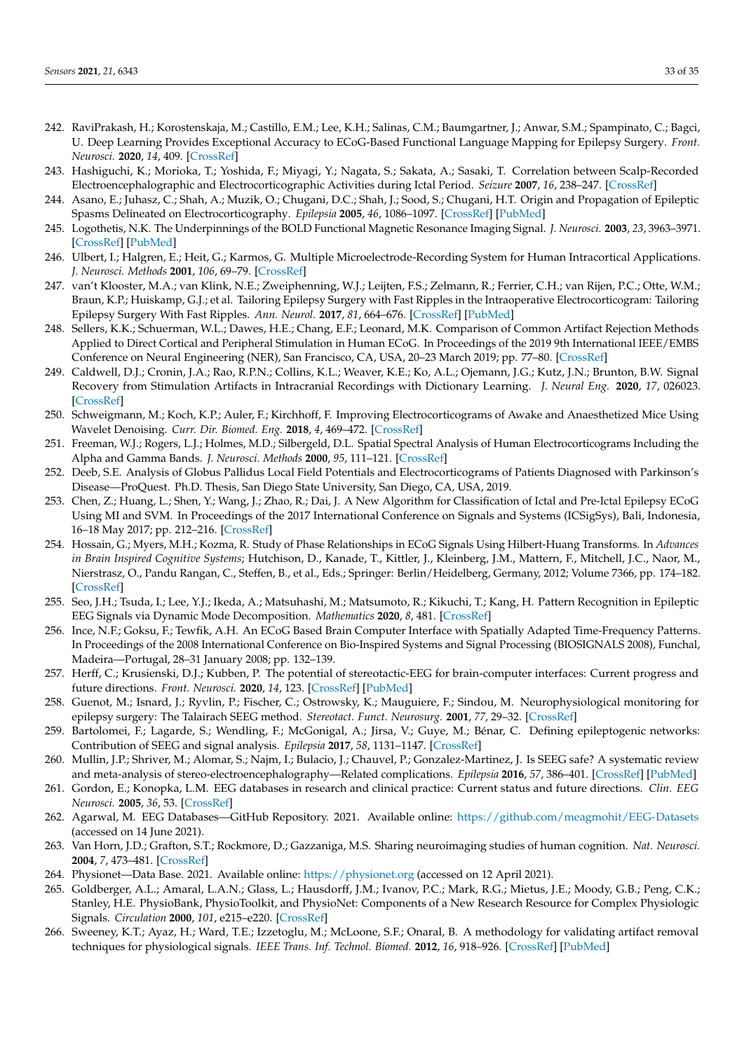242. RaviPrakash, H.; Korostenskaja, M.; Castillo, E.M.; Lee, K.H.; Salinas, C.M.; Baumgartner, J.; Anwar, S.M.; Spampinato, C.; Bagci, U. Deep Learning Provides Exceptional Accuracy to ECoG-Based Functional Language Mapping for Epilepsy Surgery. *Front. Neurosci.* **2020**, *14*, 409. [CrossRef]
243. Hashiguchi, K.; Morioka, T.; Yoshida, F.; Miyagi, Y.; Nagata, S.; Sakata, A.; Sasaki, T. Correlation between Scalp-Recorded Electroencephalographic and Electrocorticographic Activities during Ictal Period. *Seizure* **2007**, *16*, 238–247. [CrossRef]
244. Asano, E.; Juhasz, C.; Shah, A.; Muzik, O.; Chugani, D.C.; Shah, J.; Sood, S.; Chugani, H.T. Origin and Propagation of Epileptic Spasms Delineated on Electrocorticography. *Epilepsia* **2005**, *46*, 1086–1097. [CrossRef] [PubMed]
245. Logothetis, N.K. The Underpinnings of the BOLD Functional Magnetic Resonance Imaging Signal. *J. Neurosci.* **2003**, *23*, 3963–3971. [CrossRef] [PubMed]
246. Ulbert, I.; Halgren, E.; Heit, G.; Karmos, G. Multiple Microelectrode-Recording System for Human Intracortical Applications. *J. Neurosci. Methods* **2001**, *106*, 69–79. [CrossRef]
247. van't Klooster, M.A.; van Klink, N.E.; Zweiphenning, W.J.; Leijten, F.S.; Zelmann, R.; Ferrier, C.H.; van Rijen, P.C.; Otte, W.M.; Braun, K.P.; Huiskamp, G.J.; et al. Tailoring Epilepsy Surgery with Fast Ripples in the Intraoperative Electrocorticogram: Tailoring Epilepsy Surgery With Fast Ripples. *Ann. Neurol.* **2017**, *81*, 664–676. [CrossRef] [PubMed]
248. Sellers, K.K.; Schuerman, W.L.; Dawes, H.E.; Chang, E.F.; Leonard, M.K. Comparison of Common Artifact Rejection Methods Applied to Direct Cortical and Peripheral Stimulation in Human ECoG. In Proceedings of the 2019 9th International IEEE/EMBS Conference on Neural Engineering (NER), San Francisco, CA, USA, 20–23 March 2019; pp. 77–80. [CrossRef]
249. Caldwell, D.J.; Cronin, J.A.; Rao, R.P.N.; Collins, K.L.; Weaver, K.E.; Ko, A.L.; Ojemann, J.G.; Kutz, J.N.; Brunton, B.W. Signal Recovery from Stimulation Artifacts in Intracranial Recordings with Dictionary Learning. *J. Neural Eng.* **2020**, *17*, 026023. [CrossRef]
250. Schweigmann, M.; Koch, K.P.; Auler, F.; Kirchhoff, F. Improving Electrocorticograms of Awake and Anaesthetized Mice Using Wavelet Denoising. *Curr. Dir. Biomed. Eng.* **2018**, *4*, 469–472. [CrossRef]
251. Freeman, W.J.; Rogers, L.J.; Holmes, M.D.; Silbergeld, D.L. Spatial Spectral Analysis of Human Electrocorticograms Including the Alpha and Gamma Bands. *J. Neurosci. Methods* **2000**, *95*, 111–121. [CrossRef]
252. Deeb, S.E. Analysis of Globus Pallidus Local Field Potentials and Electrocorticograms of Patients Diagnosed with Parkinson's Disease—ProQuest. Ph.D. Thesis, San Diego State University, San Diego, CA, USA, 2019.
253. Chen, Z.; Huang, L.; Shen, Y.; Wang, J.; Zhao, R.; Dai, J. A New Algorithm for Classification of Ictal and Pre-Ictal Epilepsy ECoG Using MI and SVM. In Proceedings of the 2017 International Conference on Signals and Systems (ICSigSys), Bali, Indonesia, 16–18 May 2017; pp. 212–216. [CrossRef]
254. Hossain, G.; Myers, M.H.; Kozma, R. Study of Phase Relationships in ECoG Signals Using Hilbert-Huang Transforms. In *Advances in Brain Inspired Cognitive Systems*; Hutchison, D., Kanade, T., Kittler, J., Kleinberg, J.M., Mattern, F., Mitchell, J.C., Naor, M., Nierstrasz, O., Pandu Rangan, C., Steffen, B., et al., Eds.; Springer: Berlin/Heidelberg, Germany, 2012; Volume 7366, pp. 174–182. [CrossRef]
255. Seo, J.H.; Tsuda, I.; Lee, Y.J.; Ikeda, A.; Matsuhashi, M.; Matsumoto, R.; Kikuchi, T.; Kang, H. Pattern Recognition in Epileptic EEG Signals via Dynamic Mode Decomposition. *Mathematics* **2020**, *8*, 481. [CrossRef]
256. Ince, N.F.; Goksu, F.; Tewfik, A.H. An ECoG Based Brain Computer Interface with Spatially Adapted Time-Frequency Patterns. In Proceedings of the 2008 International Conference on Bio-Inspired Systems and Signal Processing (BIOSIGNALS 2008), Funchal, Madeira—Portugal, 28–31 January 2008; pp. 132–139.
257. Herff, C.; Krusienski, D.J.; Kubben, P. The potential of stereotactic-EEG for brain-computer interfaces: Current progress and future directions. *Front. Neurosci.* **2020**, *14*, 123. [CrossRef] [PubMed]
258. Guenot, M.; Isnard, J.; Ryvlin, P.; Fischer, C.; Ostrowsky, K.; Mauguiere, F.; Sindou, M. Neurophysiological monitoring for epilepsy surgery: The Talairach SEEG method. *Stereotact. Funct. Neurosurg.* **2001**, *77*, 29–32. [CrossRef]
259. Bartolomei, F.; Lagarde, S.; Wendling, F.; McGonigal, A.; Jirsa, V.; Guye, M.; Bénar, C. Defining epileptogenic networks: Contribution of SEEG and signal analysis. *Epilepsia* **2017**, *58*, 1131–1147. [CrossRef]
260. Mullin, J.P.; Shriver, M.; Alomar, S.; Najm, I.; Bulacio, J.; Chauvel, P.; Gonzalez-Martinez, J. Is SEEG safe? A systematic review and meta-analysis of stereo-electroencephalography—Related complications. *Epilepsia* **2016**, *57*, 386–401. [CrossRef] [PubMed]
261. Gordon, E.; Konopka, L.M. EEG databases in research and clinical practice: Current status and future directions. *Clin. EEG Neurosci.* **2005**, *36*, 53. [CrossRef]
262. Agarwal, M. EEG Databases—GitHub Repository. 2021. Available online: https://github.com/meagmohit/EEG-Datasets (accessed on 14 June 2021).
263. Van Horn, J.D.; Grafton, S.T.; Rockmore, D.; Gazzaniga, M.S. Sharing neuroimaging studies of human cognition. *Nat. Neurosci.* **2004**, *7*, 473–481. [CrossRef]
264. Physionet—Data Base. 2021. Available online: https://physionet.org (accessed on 12 April 2021).
265. Goldberger, A.L.; Amaral, L.A.N.; Glass, L.; Hausdorff, J.M.; Ivanov, P.C.; Mark, R.G.; Mietus, J.E.; Moody, G.B.; Peng, C.K.; Stanley, H.E. PhysioBank, PhysioToolkit, and PhysioNet: Components of a New Research Resource for Complex Physiologic Signals. *Circulation* **2000**, *101*, e215–e220. [CrossRef]
266. Sweeney, K.T.; Ayaz, H.; Ward, T.E.; Izzetoglu, M.; McLoone, S.F.; Onaral, B. A methodology for validating artifact removal techniques for physiological signals. *IEEE Trans. Inf. Technol. Biomed.* **2012**, *16*, 918–926. [CrossRef] [PubMed]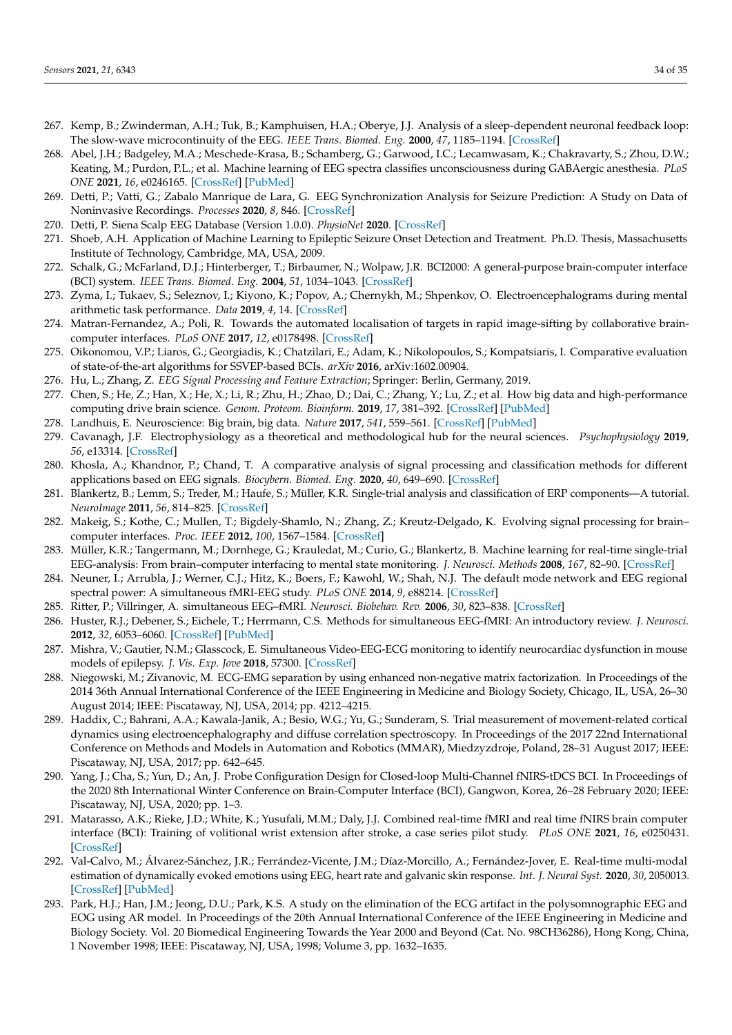267. Kemp, B.; Zwinderman, A.H.; Tuk, B.; Kamphuisen, H.A.; Oberye, J.J. Analysis of a sleep-dependent neuronal feedback loop: The slow-wave microcontinuity of the EEG. *IEEE Trans. Biomed. Eng.* **2000**, *47*, 1185–1194. [CrossRef]
268. Abel, J.H.; Badgeley, M.A.; Meschede-Krasa, B.; Schamberg, G.; Garwood, I.C.; Lecamwasam, K.; Chakravarty, S.; Zhou, D.W.; Keating, M.; Purdon, P.L.; et al. Machine learning of EEG spectra classifies unconsciousness during GABAergic anesthesia. *PLoS ONE* **2021**, *16*, e0246165. [CrossRef] [PubMed]
269. Detti, P.; Vatti, G.; Zabalo Manrique de Lara, G. EEG Synchronization Analysis for Seizure Prediction: A Study on Data of Noninvasive Recordings. *Processes* **2020**, *8*, 846. [CrossRef]
270. Detti, P. Siena Scalp EEG Database (Version 1.0.0). *PhysioNet* **2020**. [CrossRef]
271. Shoeb, A.H. Application of Machine Learning to Epileptic Seizure Onset Detection and Treatment. Ph.D. Thesis, Massachusetts Institute of Technology, Cambridge, MA, USA, 2009.
272. Schalk, G.; McFarland, D.J.; Hinterberger, T.; Birbaumer, N.; Wolpaw, J.R. BCI2000: A general-purpose brain-computer interface (BCI) system. *IEEE Trans. Biomed. Eng.* **2004**, *51*, 1034–1043. [CrossRef]
273. Zyma, I.; Tukaev, S.; Seleznov, I.; Kiyono, K.; Popov, A.; Chernykh, M.; Shpenkov, O. Electroencephalograms during mental arithmetic task performance. *Data* **2019**, *4*, 14. [CrossRef]
274. Matran-Fernandez, A.; Poli, R. Towards the automated localisation of targets in rapid image-sifting by collaborative brain-computer interfaces. *PLoS ONE* **2017**, *12*, e0178498. [CrossRef]
275. Oikonomou, V.P.; Liaros, G.; Georgiadis, K.; Chatzilari, E.; Adam, K.; Nikolopoulos, S.; Kompatsiaris, I. Comparative evaluation of state-of-the-art algorithms for SSVEP-based BCIs. *arXiv* **2016**, arXiv:1602.00904.
276. Hu, L.; Zhang, Z. *EEG Signal Processing and Feature Extraction*; Springer: Berlin, Germany, 2019.
277. Chen, S.; He, Z.; Han, X.; He, X.; Li, R.; Zhu, H.; Zhao, D.; Dai, C.; Zhang, Y.; Lu, Z.; et al. How big data and high-performance computing drive brain science. *Genom. Proteom. Bioinform.* **2019**, *17*, 381–392. [CrossRef] [PubMed]
278. Landhuis, E. Neuroscience: Big brain, big data. *Nature* **2017**, *541*, 559–561. [CrossRef] [PubMed]
279. Cavanagh, J.F. Electrophysiology as a theoretical and methodological hub for the neural sciences. *Psychophysiology* **2019**, *56*, e13314. [CrossRef]
280. Khosla, A.; Khandnor, P.; Chand, T. A comparative analysis of signal processing and classification methods for different applications based on EEG signals. *Biocybern. Biomed. Eng.* **2020**, *40*, 649–690. [CrossRef]
281. Blankertz, B.; Lemm, S.; Treder, M.; Haufe, S.; Müller, K.R. Single-trial analysis and classification of ERP components—A tutorial. *NeuroImage* **2011**, *56*, 814–825. [CrossRef]
282. Makeig, S.; Kothe, C.; Mullen, T.; Bigdely-Shamlo, N.; Zhang, Z.; Kreutz-Delgado, K. Evolving signal processing for brain–computer interfaces. *Proc. IEEE* **2012**, *100*, 1567–1584. [CrossRef]
283. Müller, K.R.; Tangermann, M.; Dornhege, G.; Krauledat, M.; Curio, G.; Blankertz, B. Machine learning for real-time single-trial EEG-analysis: From brain–computer interfacing to mental state monitoring. *J. Neurosci. Methods* **2008**, *167*, 82–90. [CrossRef]
284. Neuner, I.; Arrubla, J.; Werner, C.J.; Hitz, K.; Boers, F.; Kawohl, W.; Shah, N.J. The default mode network and EEG regional spectral power: A simultaneous fMRI-EEG study. *PLoS ONE* **2014**, *9*, e88214. [CrossRef]
285. Ritter, P.; Villringer, A. simultaneous EEG–fMRI. *Neurosci. Biobehav. Rev.* **2006**, *30*, 823–838. [CrossRef]
286. Huster, R.J.; Debener, S.; Eichele, T.; Herrmann, C.S. Methods for simultaneous EEG-fMRI: An introductory review. *J. Neurosci.* **2012**, *32*, 6053–6060. [CrossRef] [PubMed]
287. Mishra, V.; Gautier, N.M.; Glasscock, E. Simultaneous Video-EEG-ECG monitoring to identify neurocardiac dysfunction in mouse models of epilepsy. *J. Vis. Exp. Jove* **2018**, 57300. [CrossRef]
288. Niegowski, M.; Zivanovic, M. ECG-EMG separation by using enhanced non-negative matrix factorization. In Proceedings of the 2014 36th Annual International Conference of the IEEE Engineering in Medicine and Biology Society, Chicago, IL, USA, 26–30 August 2014; IEEE: Piscataway, NJ, USA, 2014; pp. 4212–4215.
289. Haddix, C.; Bahrani, A.A.; Kawala-Janik, A.; Besio, W.G.; Yu, G.; Sunderam, S. Trial measurement of movement-related cortical dynamics using electroencephalography and diffuse correlation spectroscopy. In Proceedings of the 2017 22nd International Conference on Methods and Models in Automation and Robotics (MMAR), Miedzyzdroje, Poland, 28–31 August 2017; IEEE: Piscataway, NJ, USA, 2017; pp. 642–645.
290. Yang, J.; Cha, S.; Yun, D.; An, J. Probe Configuration Design for Closed-loop Multi-Channel fNIRS-tDCS BCI. In Proceedings of the 2020 8th International Winter Conference on Brain-Computer Interface (BCI), Gangwon, Korea, 26–28 February 2020; IEEE: Piscataway, NJ, USA, 2020; pp. 1–3.
291. Matarasso, A.K.; Rieke, J.D.; White, K.; Yusufali, M.M.; Daly, J.J. Combined real-time fMRI and real time fNIRS brain computer interface (BCI): Training of volitional wrist extension after stroke, a case series pilot study. *PLoS ONE* **2021**, *16*, e0250431. [CrossRef]
292. Val-Calvo, M.; Álvarez-Sánchez, J.R.; Ferrández-Vicente, J.M.; Díaz-Morcillo, A.; Fernández-Jover, E. Real-time multi-modal estimation of dynamically evoked emotions using EEG, heart rate and galvanic skin response. *Int. J. Neural Syst.* **2020**, *30*, 2050013. [CrossRef] [PubMed]
293. Park, H.J.; Han, J.M.; Jeong, D.U.; Park, K.S. A study on the elimination of the ECG artifact in the polysomnographic EEG and EOG using AR model. In Proceedings of the 20th Annual International Conference of the IEEE Engineering in Medicine and Biology Society. Vol. 20 Biomedical Engineering Towards the Year 2000 and Beyond (Cat. No. 98CH36286), Hong Kong, China, 1 November 1998; IEEE: Piscataway, NJ, USA, 1998; Volume 3, pp. 1632–1635.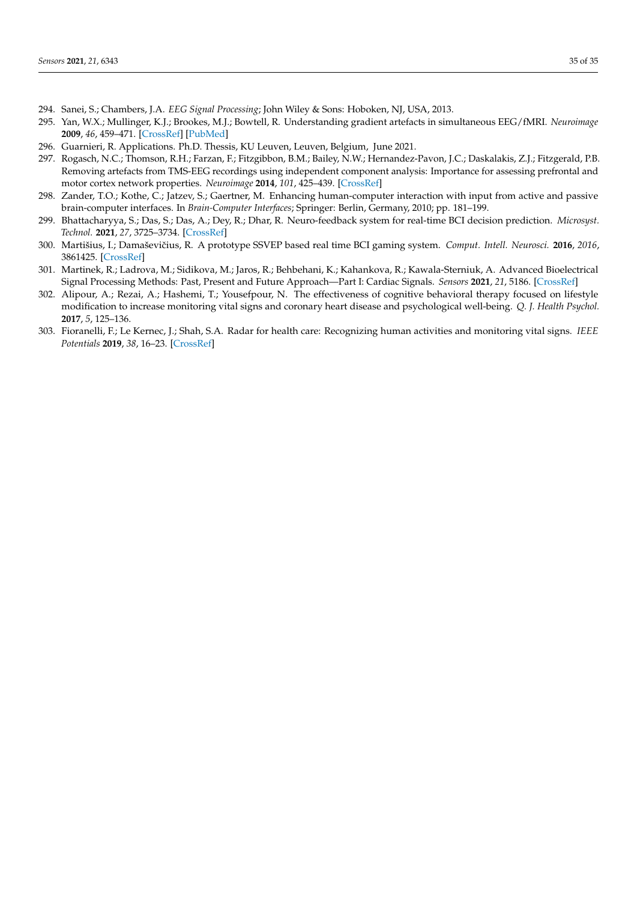294. Sanei, S.; Chambers, J.A. *EEG Signal Processing*; John Wiley & Sons: Hoboken, NJ, USA, 2013.
295. Yan, W.X.; Mullinger, K.J.; Brookes, M.J.; Bowtell, R. Understanding gradient artefacts in simultaneous EEG/fMRI. *Neuroimage* **2009**, *46*, 459–471. [CrossRef] [PubMed]
296. Guarnieri, R. Applications. Ph.D. Thessis, KU Leuven, Leuven, Belgium, June 2021.
297. Rogasch, N.C.; Thomson, R.H.; Farzan, F.; Fitzgibbon, B.M.; Bailey, N.W.; Hernandez-Pavon, J.C.; Daskalakis, Z.J.; Fitzgerald, P.B. Removing artefacts from TMS-EEG recordings using independent component analysis: Importance for assessing prefrontal and motor cortex network properties. *Neuroimage* **2014**, *101*, 425–439. [CrossRef]
298. Zander, T.O.; Kothe, C.; Jatzev, S.; Gaertner, M. Enhancing human-computer interaction with input from active and passive brain-computer interfaces. In *Brain-Computer Interfaces*; Springer: Berlin, Germany, 2010; pp. 181–199.
299. Bhattacharyya, S.; Das, S.; Das, A.; Dey, R.; Dhar, R. Neuro-feedback system for real-time BCI decision prediction. *Microsyst. Technol.* **2021**, *27*, 3725–3734. [CrossRef]
300. Martišius, I.; Damaševičius, R. A prototype SSVEP based real time BCI gaming system. *Comput. Intell. Neurosci.* **2016**, *2016*, 3861425. [CrossRef]
301. Martinek, R.; Ladrova, M.; Sidikova, M.; Jaros, R.; Behbehani, K.; Kahankova, R.; Kawala-Sterniuk, A. Advanced Bioelectrical Signal Processing Methods: Past, Present and Future Approach—Part I: Cardiac Signals. *Sensors* **2021**, *21*, 5186. [CrossRef]
302. Alipour, A.; Rezai, A.; Hashemi, T.; Yousefpour, N. The effectiveness of cognitive behavioral therapy focused on lifestyle modification to increase monitoring vital signs and coronary heart disease and psychological well-being. *Q. J. Health Psychol.* **2017**, *5*, 125–136.
303. Fioranelli, F.; Le Kernec, J.; Shah, S.A. Radar for health care: Recognizing human activities and monitoring vital signs. *IEEE Potentials* **2019**, *38*, 16–23. [CrossRef]